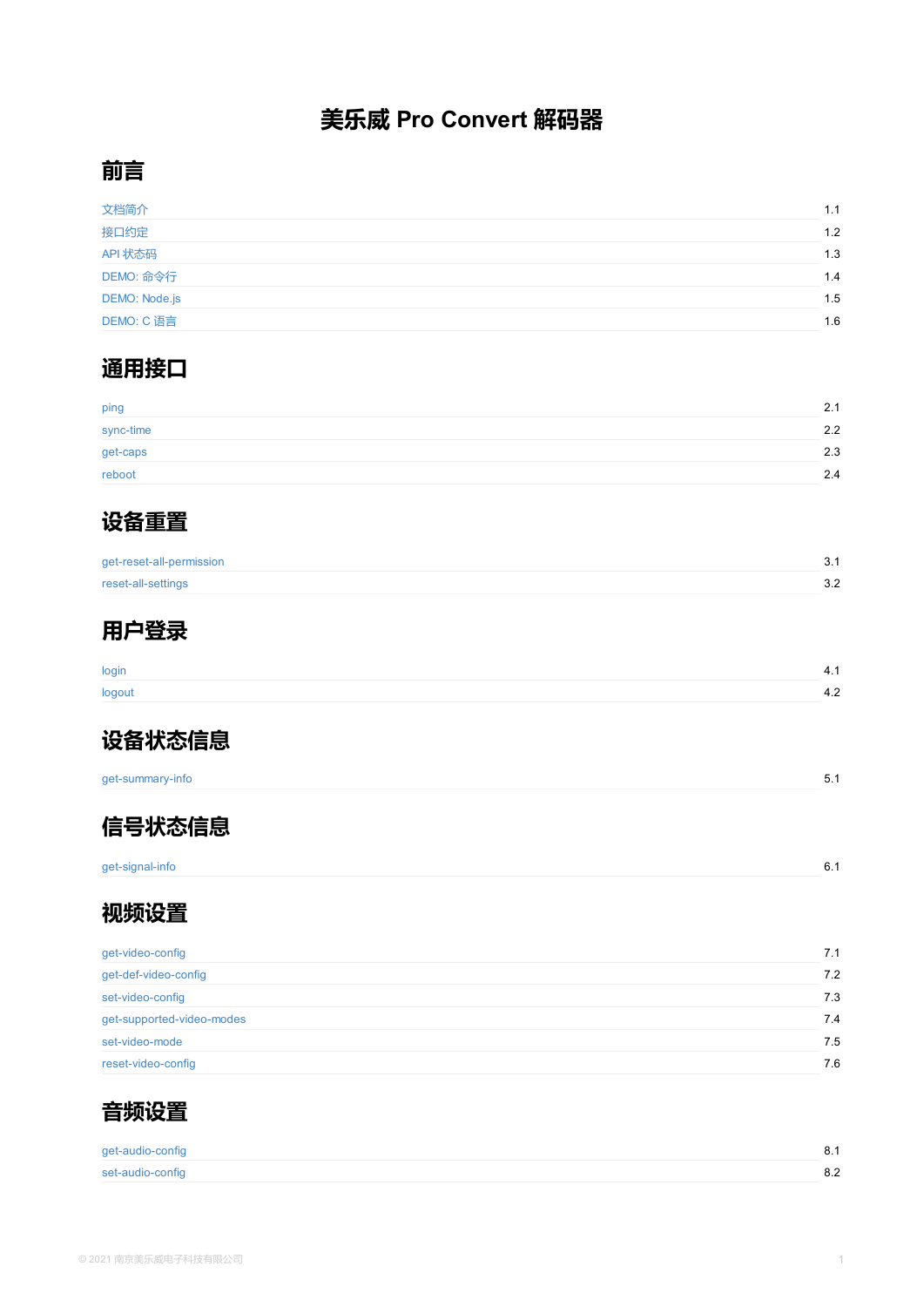# 美乐威 Pro Convert 解码器

## 前言

| | |
|---|---|
| 文档简介 | 1.1 |
| 接口约定 | 1.2 |
| API 状态码 | 1.3 |
| DEMO: 命令行 | 1.4 |
| DEMO: Node.js | 1.5 |
| DEMO: C 语言 | 1.6 |

## 通用接口

| | |
|---|---|
| ping | 2.1 |
| sync-time | 2.2 |
| get-caps | 2.3 |
| reboot | 2.4 |

## 设备重置

| | |
|---|---|
| get-reset-all-permission | 3.1 |
| reset-all-settings | 3.2 |

## 用户登录

| | |
|---|---|
| login | 4.1 |
| logout | 4.2 |

## 设备状态信息

| | |
|---|---|
| get-summary-info | 5.1 |

## 信号状态信息

| | |
|---|---|
| get-signal-info | 6.1 |

## 视频设置

| | |
|---|---|
| get-video-config | 7.1 |
| get-def-video-config | 7.2 |
| set-video-config | 7.3 |
| get-supported-video-modes | 7.4 |
| set-video-mode | 7.5 |
| reset-video-config | 7.6 |

## 音频设置

| | |
|---|---|
| get-audio-config | 8.1 |
| set-audio-config | 8.2 |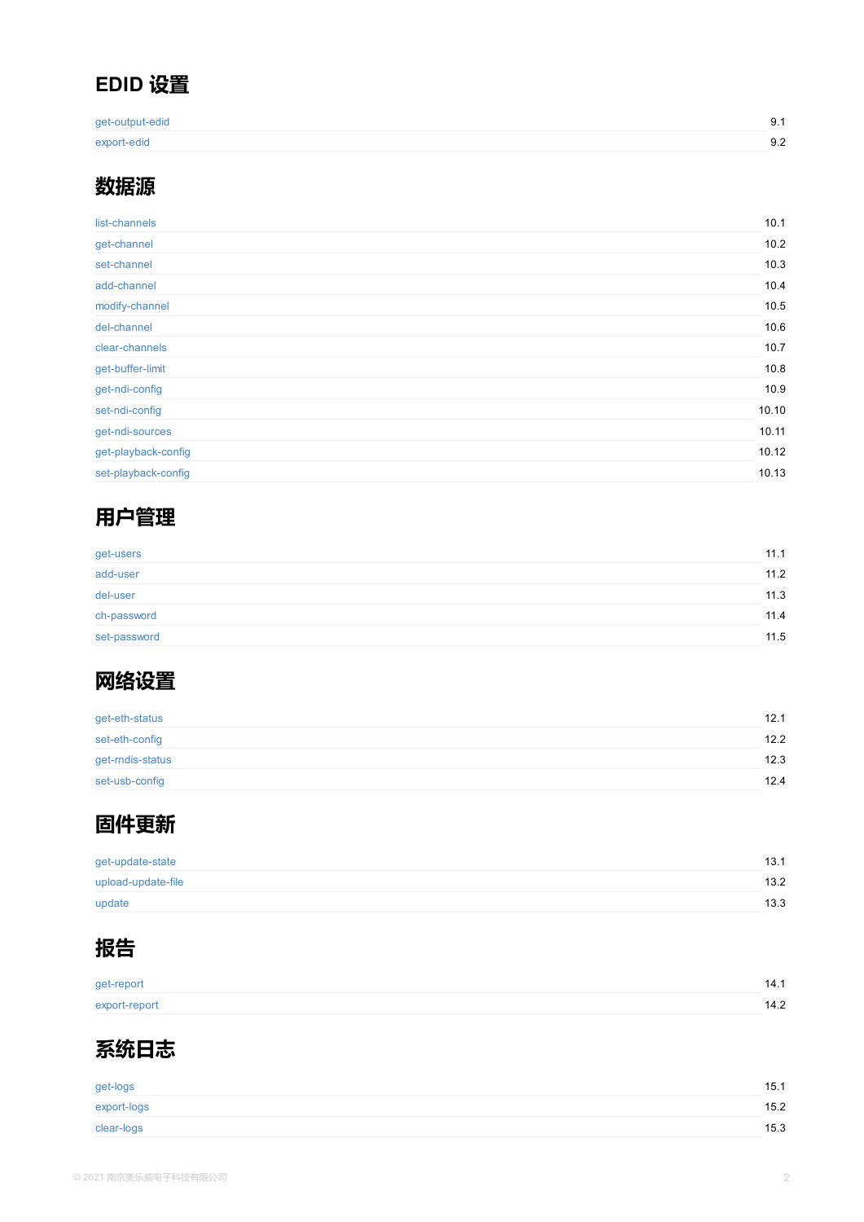## EDID 设置

| | |
|---|---|
| get-output-edid | 9.1 |
| export-edid | 9.2 |

## 数据源

| | |
|---|---|
| list-channels | 10.1 |
| get-channel | 10.2 |
| set-channel | 10.3 |
| add-channel | 10.4 |
| modify-channel | 10.5 |
| del-channel | 10.6 |
| clear-channels | 10.7 |
| get-buffer-limit | 10.8 |
| get-ndi-config | 10.9 |
| set-ndi-config | 10.10 |
| get-ndi-sources | 10.11 |
| get-playback-config | 10.12 |
| set-playback-config | 10.13 |

## 用户管理

| | |
|---|---|
| get-users | 11.1 |
| add-user | 11.2 |
| del-user | 11.3 |
| ch-password | 11.4 |
| set-password | 11.5 |

## 网络设置

| | |
|---|---|
| get-eth-status | 12.1 |
| set-eth-config | 12.2 |
| get-rndis-status | 12.3 |
| set-usb-config | 12.4 |

## 固件更新

| | |
|---|---|
| get-update-state | 13.1 |
| upload-update-file | 13.2 |
| update | 13.3 |

## 报告

| | |
|---|---|
| get-report | 14.1 |
| export-report | 14.2 |

## 系统日志

| | |
|---|---|
| get-logs | 15.1 |
| export-logs | 15.2 |
| clear-logs | 15.3 |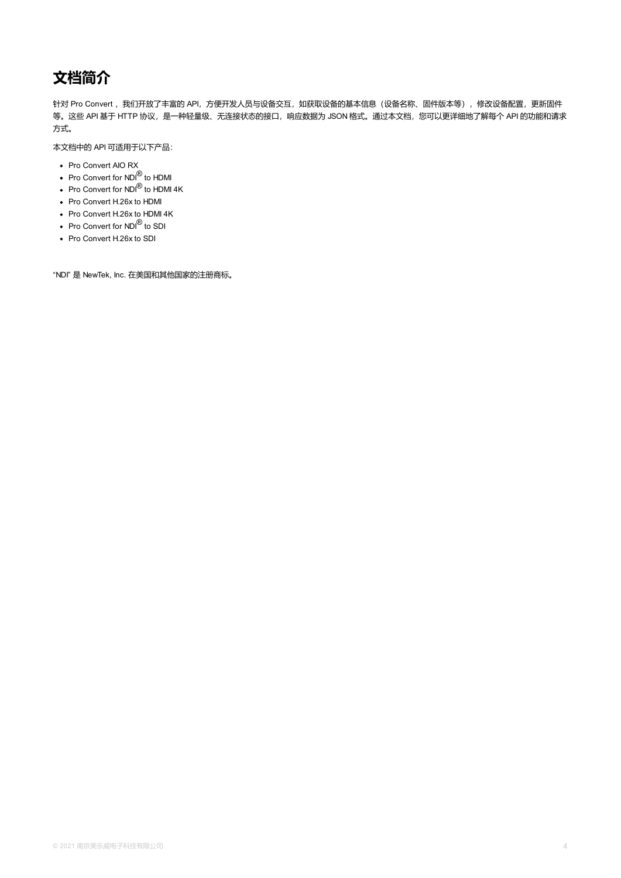# 文档简介

针对 Pro Convert ，我们开放了丰富的 API，方便开发人员与设备交互，如获取设备的基本信息（设备名称、固件版本等），修改设备配置，更新固件等。这些 API 基于 HTTP 协议，是一种轻量级、无连接状态的接口，响应数据为 JSON 格式。通过本文档，您可以更详细地了解每个 API 的功能和请求方式。

本文档中的 API 可适用于以下产品：

- Pro Convert AIO RX
- Pro Convert for NDI® to HDMI
- Pro Convert for NDI® to HDMI 4K
- Pro Convert H.26x to HDMI
- Pro Convert H.26x to HDMI 4K
- Pro Convert for NDI® to SDI
- Pro Convert H.26x to SDI

“NDI” 是 NewTek, Inc. 在美国和其他国家的注册商标。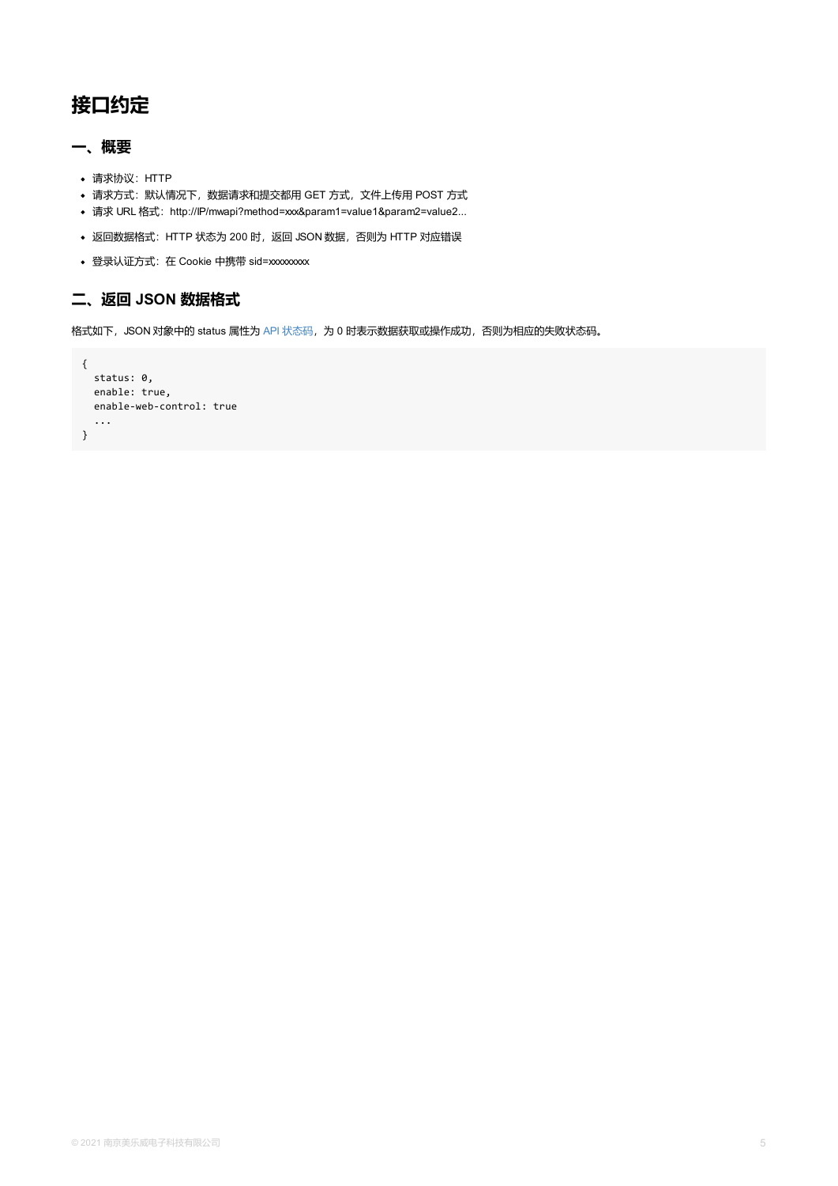# 接口约定

## 一、概要

- 请求协议：HTTP
- 请求方式：默认情况下，数据请求和提交都用 GET 方式，文件上传用 POST 方式
- 请求 URL 格式：http://IP/mwapi?method=xxx&param1=value1&param2=value2...
- 返回数据格式：HTTP 状态为 200 时，返回 JSON 数据，否则为 HTTP 对应错误
- 登录认证方式：在 Cookie 中携带 sid=xxxxxxxxx

## 二、返回 JSON 数据格式

格式如下，JSON 对象中的 status 属性为 API 状态码，为 0 时表示数据获取或操作成功，否则为相应的失败状态码。

```
{
  status: 0,
  enable: true,
  enable-web-control: true
  ...
}
```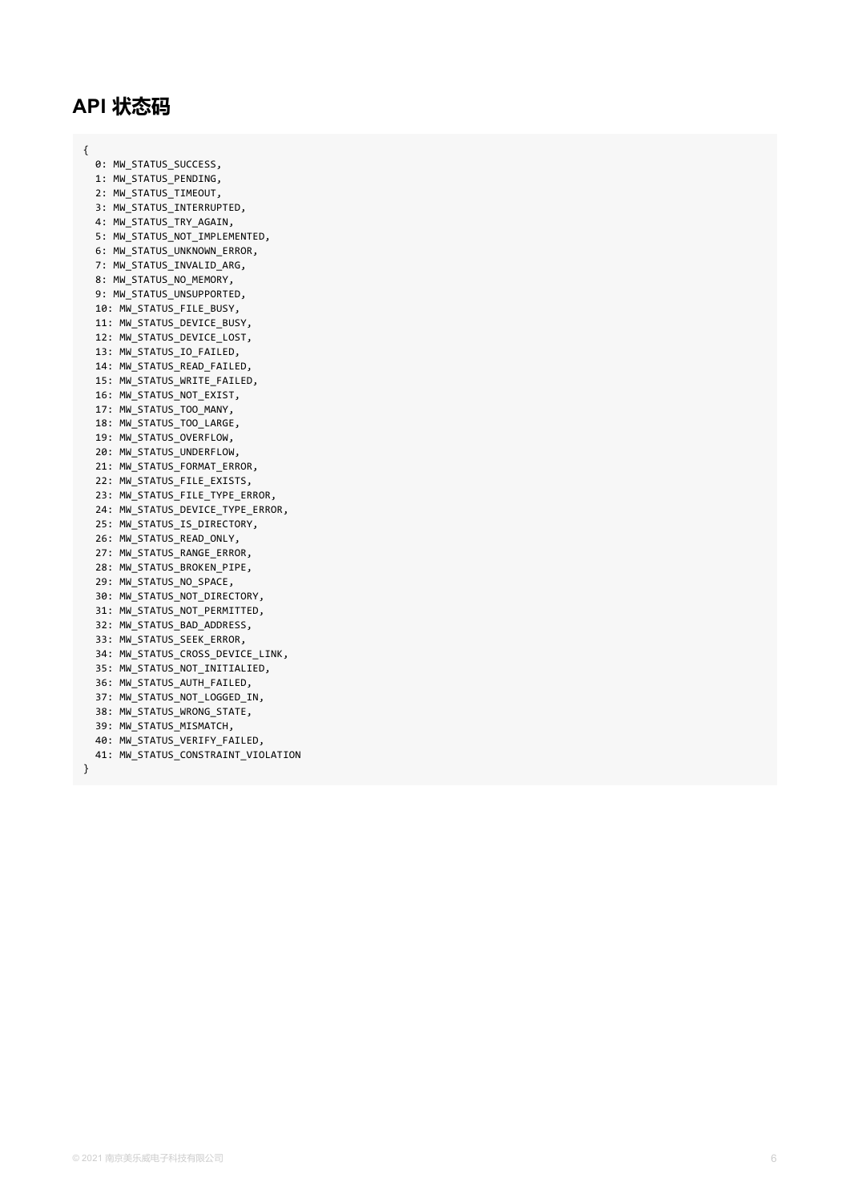## API 状态码

```
{
  0: MW_STATUS_SUCCESS,
  1: MW_STATUS_PENDING,
  2: MW_STATUS_TIMEOUT,
  3: MW_STATUS_INTERRUPTED,
  4: MW_STATUS_TRY_AGAIN,
  5: MW_STATUS_NOT_IMPLEMENTED,
  6: MW_STATUS_UNKNOWN_ERROR,
  7: MW_STATUS_INVALID_ARG,
  8: MW_STATUS_NO_MEMORY,
  9: MW_STATUS_UNSUPPORTED,
  10: MW_STATUS_FILE_BUSY,
  11: MW_STATUS_DEVICE_BUSY,
  12: MW_STATUS_DEVICE_LOST,
  13: MW_STATUS_IO_FAILED,
  14: MW_STATUS_READ_FAILED,
  15: MW_STATUS_WRITE_FAILED,
  16: MW_STATUS_NOT_EXIST,
  17: MW_STATUS_TOO_MANY,
  18: MW_STATUS_TOO_LARGE,
  19: MW_STATUS_OVERFLOW,
  20: MW_STATUS_UNDERFLOW,
  21: MW_STATUS_FORMAT_ERROR,
  22: MW_STATUS_FILE_EXISTS,
  23: MW_STATUS_FILE_TYPE_ERROR,
  24: MW_STATUS_DEVICE_TYPE_ERROR,
  25: MW_STATUS_IS_DIRECTORY,
  26: MW_STATUS_READ_ONLY,
  27: MW_STATUS_RANGE_ERROR,
  28: MW_STATUS_BROKEN_PIPE,
  29: MW_STATUS_NO_SPACE,
  30: MW_STATUS_NOT_DIRECTORY,
  31: MW_STATUS_NOT_PERMITTED,
  32: MW_STATUS_BAD_ADDRESS,
  33: MW_STATUS_SEEK_ERROR,
  34: MW_STATUS_CROSS_DEVICE_LINK,
  35: MW_STATUS_NOT_INITIALIED,
  36: MW_STATUS_AUTH_FAILED,
  37: MW_STATUS_NOT_LOGGED_IN,
  38: MW_STATUS_WRONG_STATE,
  39: MW_STATUS_MISMATCH,
  40: MW_STATUS_VERIFY_FAILED,
  41: MW_STATUS_CONSTRAINT_VIOLATION
}
```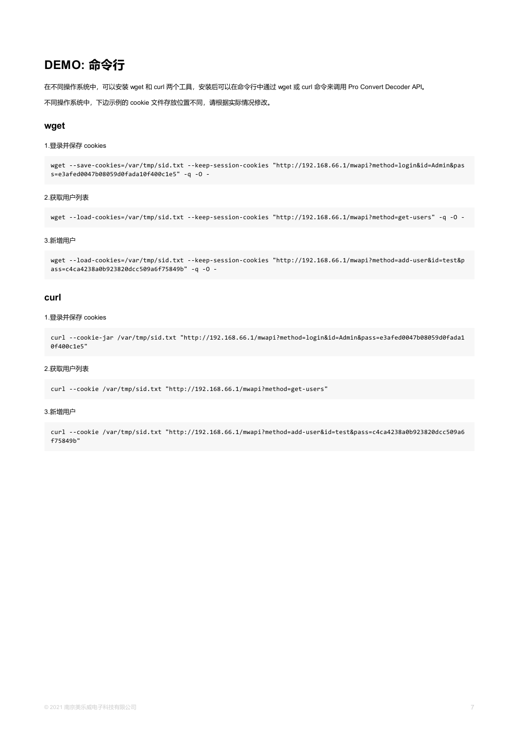# DEMO: 命令行

在不同操作系统中，可以安装 wget 和 curl 两个工具，安装后可以在命令行中通过 wget 或 curl 命令来调用 Pro Convert Decoder API。

不同操作系统中，下边示例的 cookie 文件存放位置不同，请根据实际情况修改。

## wget

1.登录并保存 cookies

```
wget --save-cookies=/var/tmp/sid.txt --keep-session-cookies "http://192.168.66.1/mwapi?method=login&id=Admin&pass=e3afed0047b08059d0fada10f400c1e5" -q -O -
```

2.获取用户列表

```
wget --load-cookies=/var/tmp/sid.txt --keep-session-cookies "http://192.168.66.1/mwapi?method=get-users" -q -O -
```

3.新增用户

```
wget --load-cookies=/var/tmp/sid.txt --keep-session-cookies "http://192.168.66.1/mwapi?method=add-user&id=test&pass=c4ca4238a0b923820dcc509a6f75849b" -q -O -
```

## curl

1.登录并保存 cookies

```
curl --cookie-jar /var/tmp/sid.txt "http://192.168.66.1/mwapi?method=login&id=Admin&pass=e3afed0047b08059d0fada10f400c1e5"
```

2.获取用户列表

```
curl --cookie /var/tmp/sid.txt "http://192.168.66.1/mwapi?method=get-users"
```

3.新增用户

```
curl --cookie /var/tmp/sid.txt "http://192.168.66.1/mwapi?method=add-user&id=test&pass=c4ca4238a0b923820dcc509a6f75849b"
```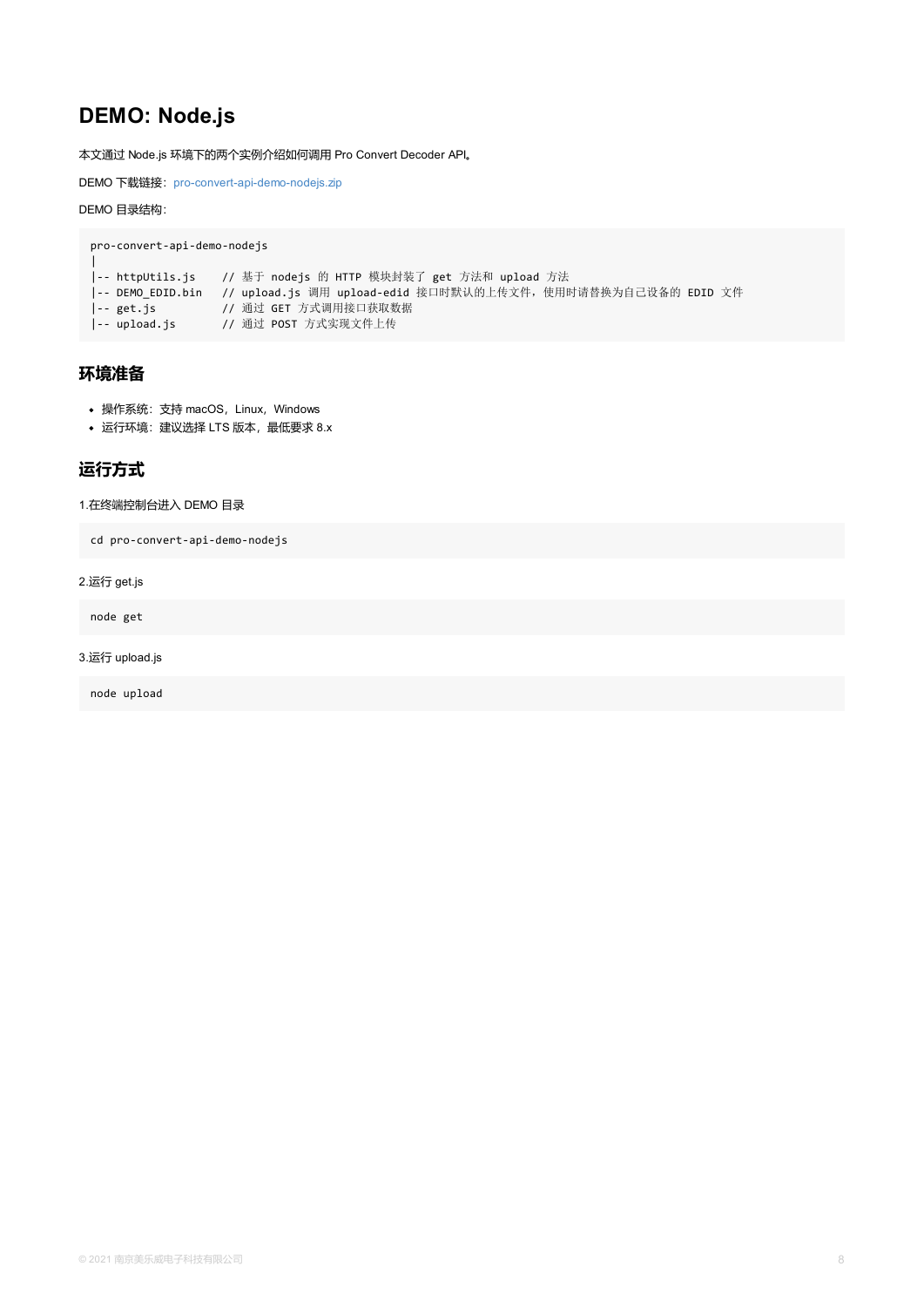# DEMO: Node.js

本文通过 Node.js 环境下的两个实例介绍如何调用 Pro Convert Decoder API。

DEMO 下载链接：pro-convert-api-demo-nodejs.zip

DEMO 目录结构：

```
pro-convert-api-demo-nodejs
|
|-- httpUtils.js    // 基于 nodejs 的 HTTP 模块封装了 get 方法和 upload 方法
|-- DEMO_EDID.bin   // upload.js 调用 upload-edid 接口时默认的上传文件，使用时请替换为自己设备的 EDID 文件
|-- get.js          // 通过 GET 方式调用接口获取数据
|-- upload.js       // 通过 POST 方式实现文件上传
```

## 环境准备

- 操作系统：支持 macOS，Linux，Windows
- 运行环境：建议选择 LTS 版本，最低要求 8.x

## 运行方式

1.在终端控制台进入 DEMO 目录

```
cd pro-convert-api-demo-nodejs
```

2.运行 get.js

```
node get
```

3.运行 upload.js

```
node upload
```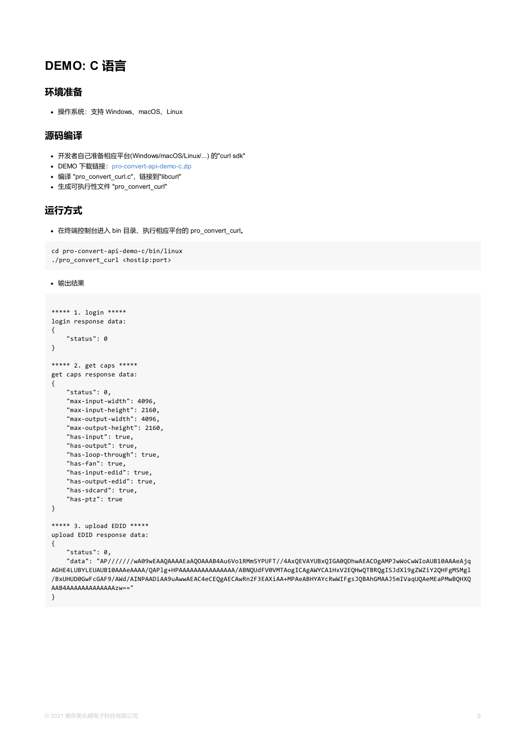# DEMO: C 语言

## 环境准备

- 操作系统：支持 Windows、macOS、Linux

## 源码编译

- 开发者自己准备相应平台(Windows/macOS/Linux/...) 的"curl sdk"
- DEMO 下载链接：pro-convert-api-demo-c.zip
- 编译 "pro_convert_curl.c"，链接到"libcurl"
- 生成可执行性文件 "pro_convert_curl"

## 运行方式

- 在终端控制台进入 bin 目录、执行相应平台的 pro_convert_curl。

```
cd pro-convert-api-demo-c/bin/linux
./pro_convert_curl <hostip:port>
```

- 输出结果

```
***** 1. login *****
login response data:
{
    "status": 0
}

***** 2. get caps *****
get caps response data:
{
    "status": 0,
    "max-input-width": 4096,
    "max-input-height": 2160,
    "max-output-width": 4096,
    "max-output-height": 2160,
    "has-input": true,
    "has-output": true,
    "has-loop-through": true,
    "has-fan": true,
    "has-input-edid": true,
    "has-output-edid": true,
    "has-sdcard": true,
    "has-ptz": true
}

***** 3. upload EDID *****
upload EDID response data:
{
    "status": 0,
    "data": "AP//////wA09wEAAQAAAAEaAQOAAAB4Au6Vo1RMmSYPUFT//4AxQEVAYUBxQIGA0QDhwAEACOgAMPJwWoCwWIoAUB10AAAeAjq
AGHE4LUBYLEUAUB10AAAeAAAA/QAPlg+HPAAAAAAAAAAAAAAA/ABNQUdFV0VMTAogICAgAWYCA1HxV2EQHwQTBRQgISJdX19gZWZiY2QHFgMSMgl
/BxUHUD0GwFcGAF9/AWd/AINPAADiAA9uAwwAEAC4eCEQgAECAwRn2F3EAXiAA+MPAeABHYAYcRwWIFgsJQBAhGMAAJ5mIVaqUQAeMEaPMwBQHXQ
AAB4AAAAAAAAAAAAAAAzw=="
}
```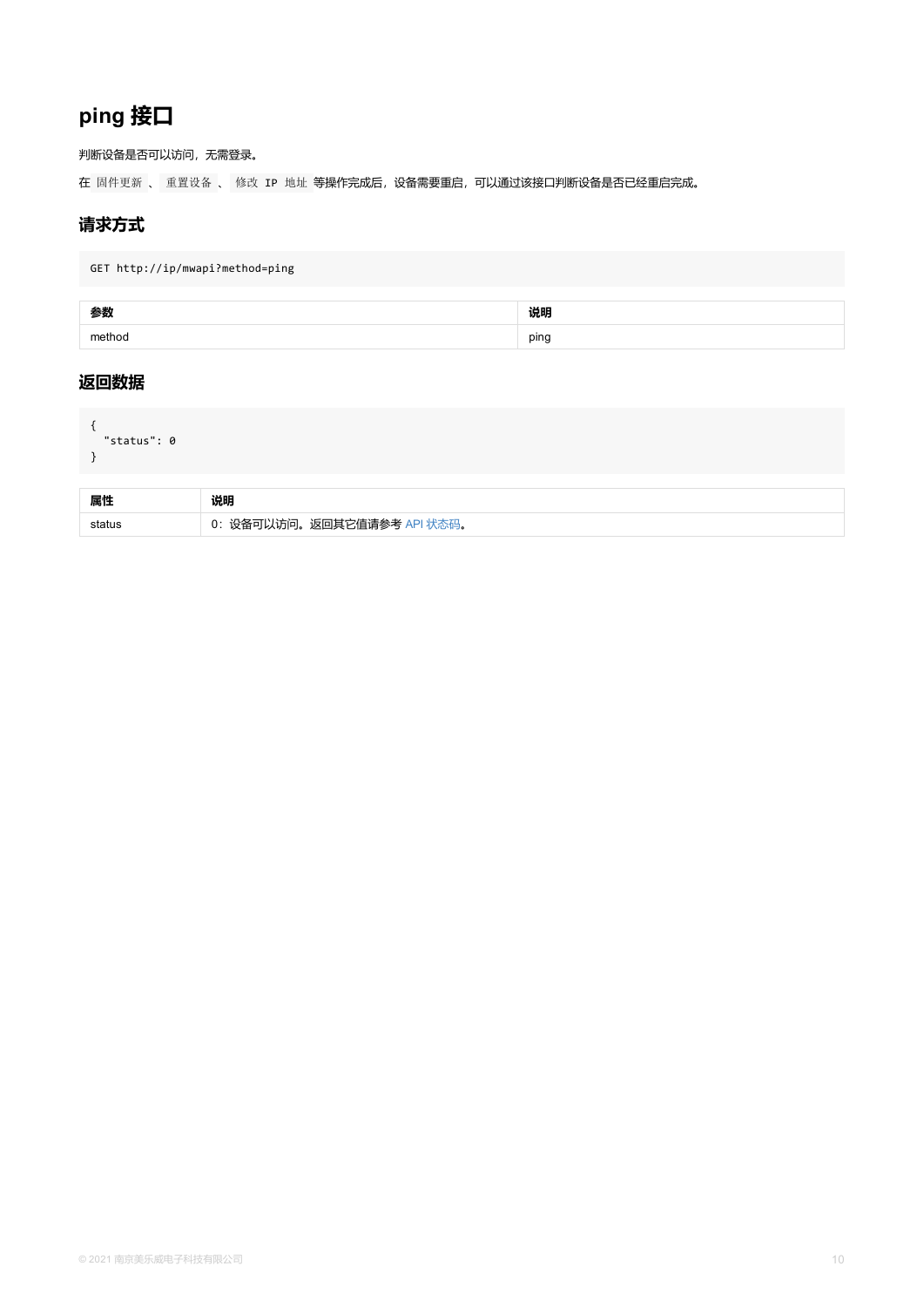## ping 接口

判断设备是否可以访问，无需登录。

在 `固件更新` 、 `重置设备` 、 `修改 IP 地址` 等操作完成后，设备需要重启，可以通过该接口判断设备是否已经重启完成。

### 请求方式

```
GET http://ip/mwapi?method=ping
```

| 参数 | 说明 |
| --- | --- |
| method | ping |

### 返回数据

```
{
  "status": 0
}
```

| 属性 | 说明 |
| --- | --- |
| status | 0：设备可以访问。返回其它值请参考 API 状态码。 |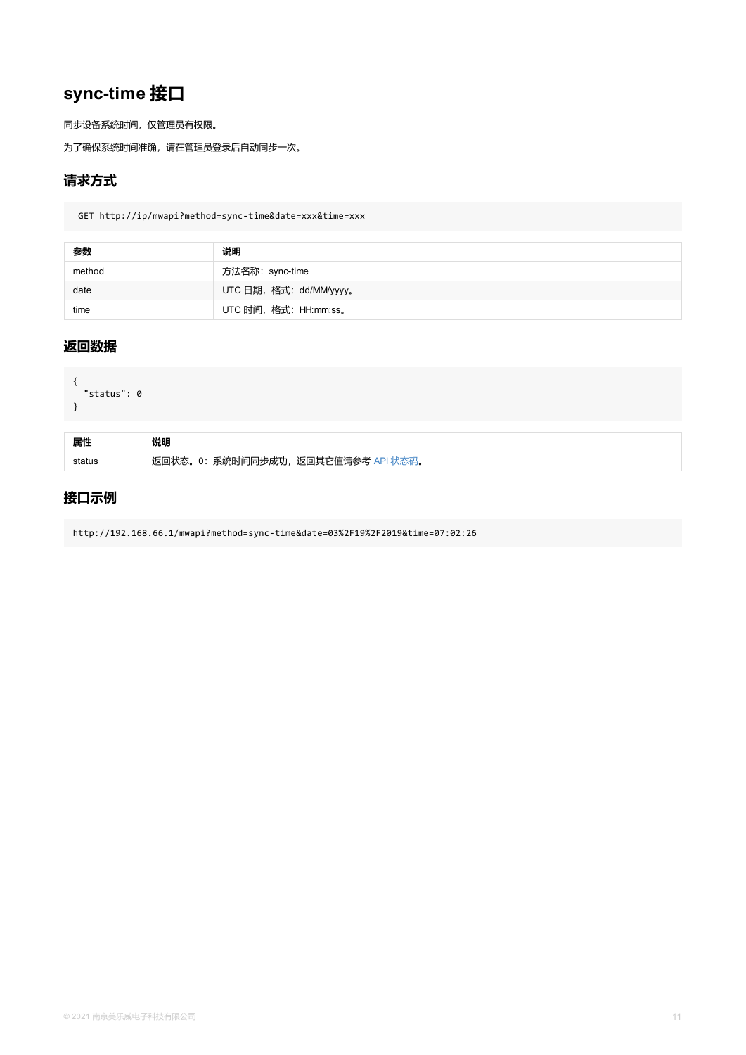# sync-time 接口

同步设备系统时间，仅管理员有权限。

为了确保系统时间准确，请在管理员登录后自动同步一次。

## 请求方式

```
GET http://ip/mwapi?method=sync-time&date=xxx&time=xxx
```

| 参数 | 说明 |
| --- | --- |
| method | 方法名称：sync-time |
| date | UTC 日期，格式：dd/MM/yyyy。 |
| time | UTC 时间，格式：HH:mm:ss。 |

## 返回数据

```
{
  "status": 0
}
```

| 属性 | 说明 |
| --- | --- |
| status | 返回状态。0：系统时间同步成功，返回其它值请参考 API 状态码。 |

## 接口示例

```
http://192.168.66.1/mwapi?method=sync-time&date=03%2F19%2F2019&time=07:02:26
```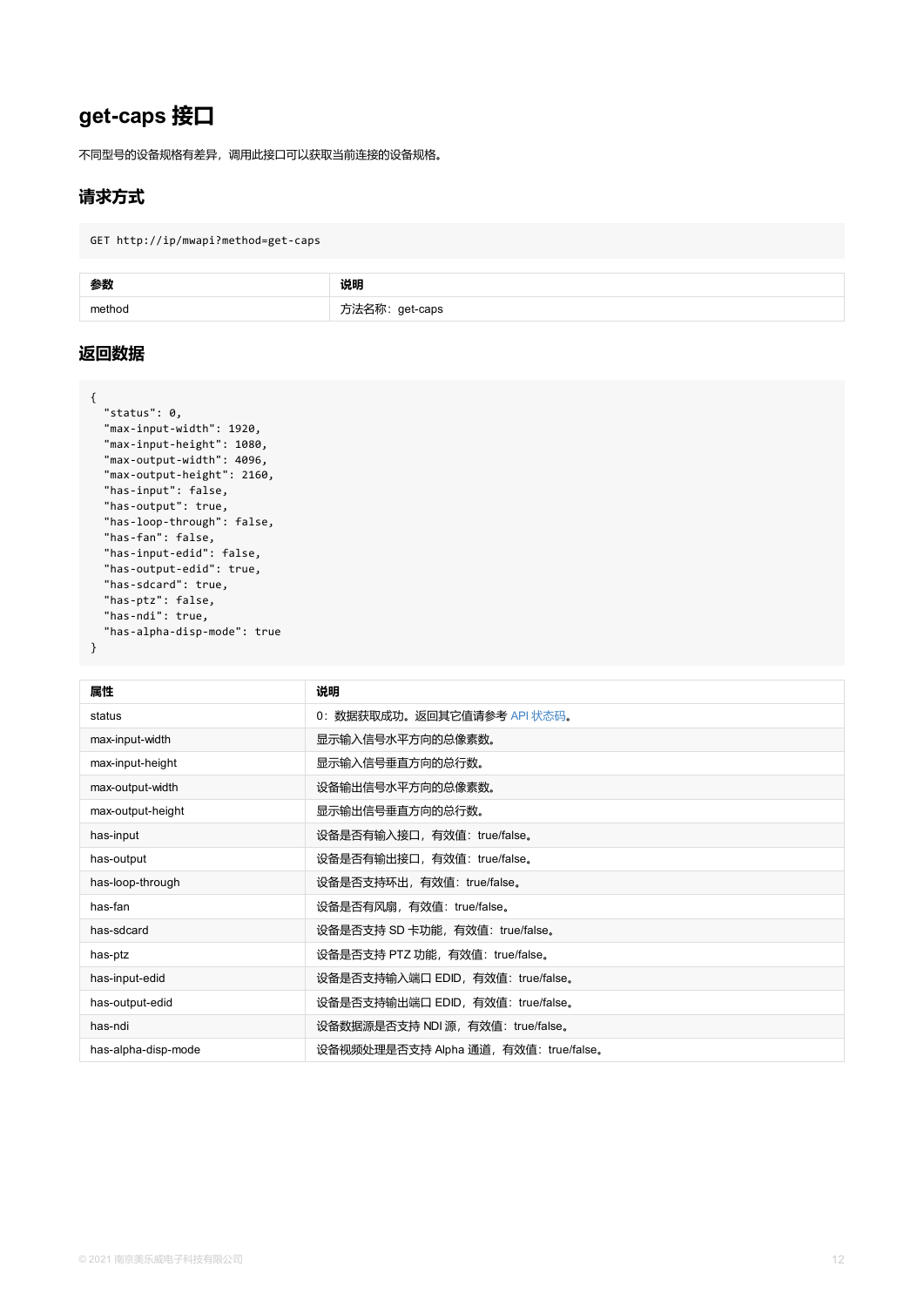# get-caps 接口

不同型号的设备规格有差异，调用此接口可以获取当前连接的设备规格。

## 请求方式

```
GET http://ip/mwapi?method=get-caps
```

| 参数 | 说明 |
| --- | --- |
| method | 方法名称：get-caps |

## 返回数据

```
{
  "status": 0,
  "max-input-width": 1920,
  "max-input-height": 1080,
  "max-output-width": 4096,
  "max-output-height": 2160,
  "has-input": false,
  "has-output": true,
  "has-loop-through": false,
  "has-fan": false,
  "has-input-edid": false,
  "has-output-edid": true,
  "has-sdcard": true,
  "has-ptz": false,
  "has-ndi": true,
  "has-alpha-disp-mode": true
}
```

| 属性 | 说明 |
| --- | --- |
| status | 0：数据获取成功。返回其它值请参考 API 状态码。 |
| max-input-width | 显示输入信号水平方向的总像素数。 |
| max-input-height | 显示输入信号垂直方向的总行数。 |
| max-output-width | 设备输出信号水平方向的总像素数。 |
| max-output-height | 显示输出信号垂直方向的总行数。 |
| has-input | 设备是否有输入接口，有效值：true/false。 |
| has-output | 设备是否有输出接口，有效值：true/false。 |
| has-loop-through | 设备是否支持环出，有效值：true/false。 |
| has-fan | 设备是否有风扇，有效值：true/false。 |
| has-sdcard | 设备是否支持 SD 卡功能，有效值：true/false。 |
| has-ptz | 设备是否支持 PTZ 功能，有效值：true/false。 |
| has-input-edid | 设备是否支持输入端口 EDID，有效值：true/false。 |
| has-output-edid | 设备是否支持输出端口 EDID，有效值：true/false。 |
| has-ndi | 设备数据源是否支持 NDI 源，有效值：true/false。 |
| has-alpha-disp-mode | 设备视频处理是否支持 Alpha 通道，有效值：true/false。 |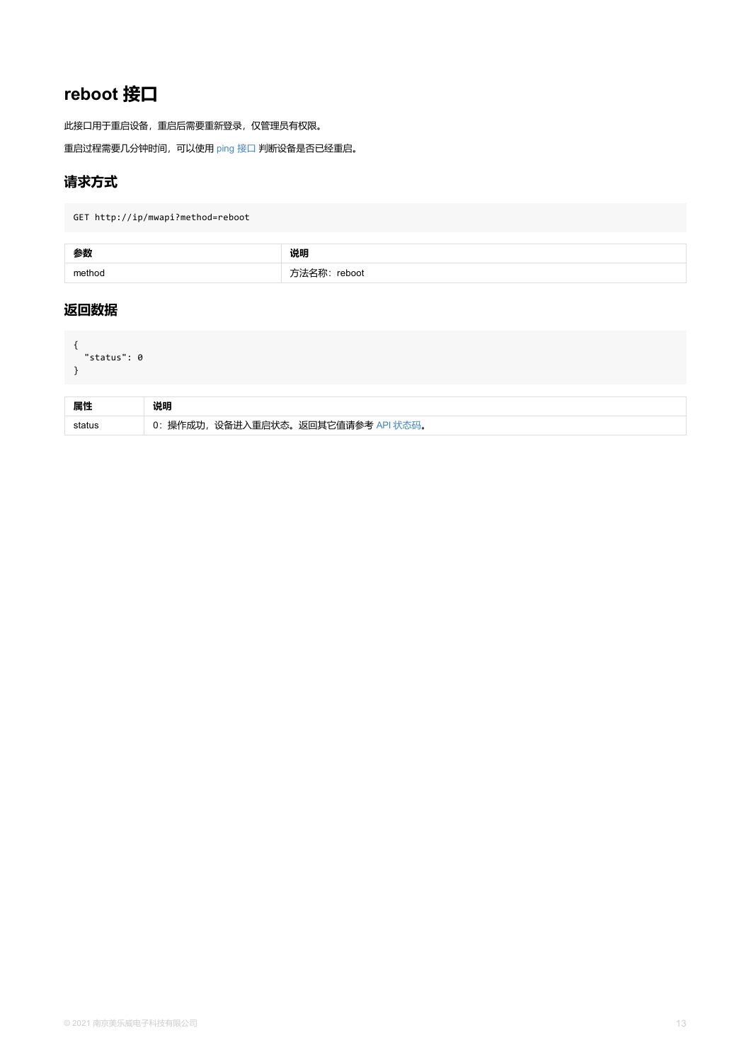## reboot 接口

此接口用于重启设备，重启后需要重新登录，仅管理员有权限。

重启过程需要几分钟时间，可以使用 ping 接口 判断设备是否已经重启。

### 请求方式

```
GET http://ip/mwapi?method=reboot
```

| 参数 | 说明 |
| --- | --- |
| method | 方法名称：reboot |

### 返回数据

```
{
  "status": 0
}
```

| 属性 | 说明 |
| --- | --- |
| status | 0：操作成功，设备进入重启状态。返回其它值请参考 API 状态码。 |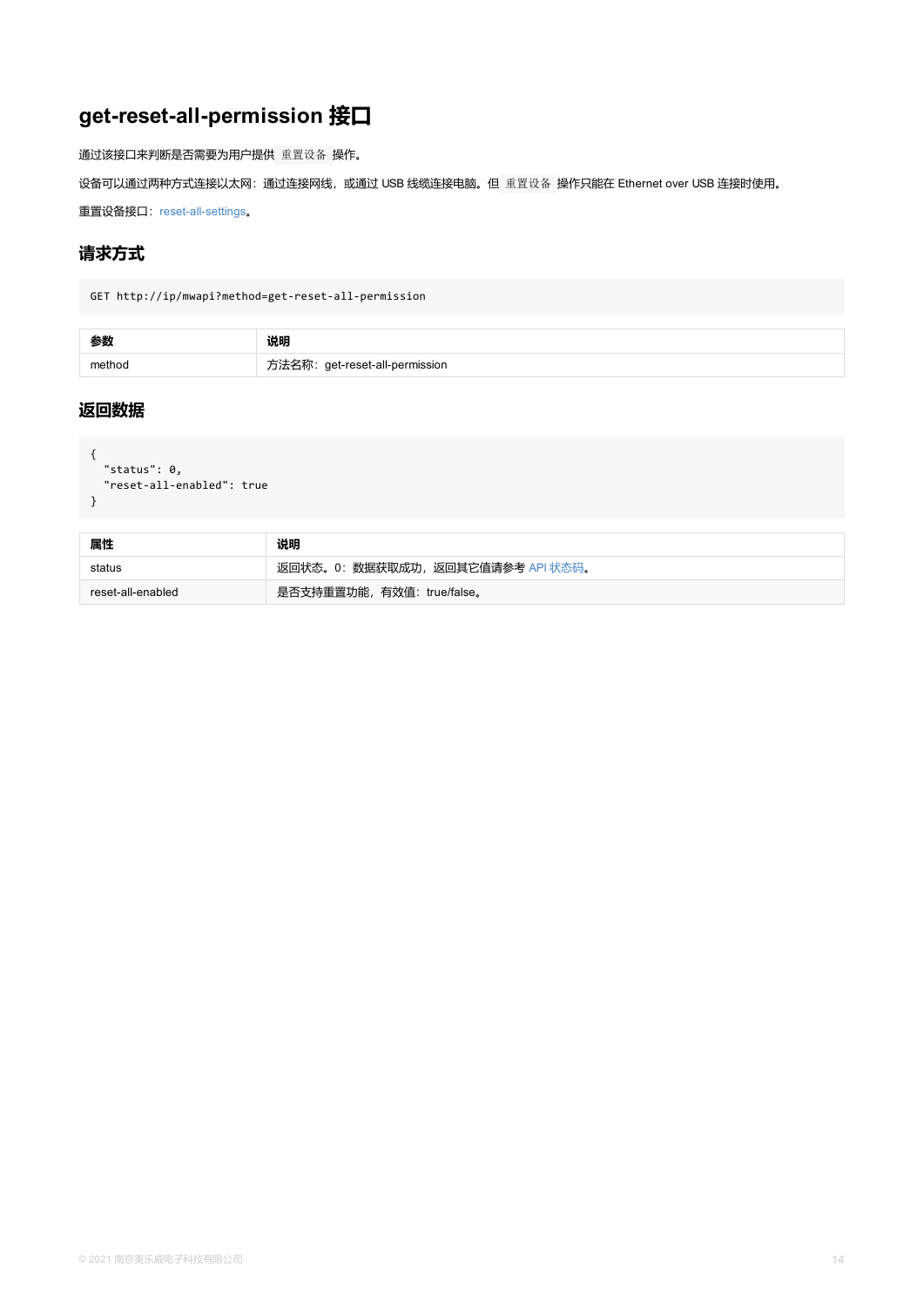# get-reset-all-permission 接口

通过该接口来判断是否需要为用户提供 `重置设备` 操作。

设备可以通过两种方式连接以太网：通过连接网线，或通过 USB 线缆连接电脑。但 `重置设备` 操作只能在 Ethernet over USB 连接时使用。

重置设备接口：reset-all-settings。

## 请求方式

```
GET http://ip/mwapi?method=get-reset-all-permission
```

| 参数 | 说明 |
| --- | --- |
| method | 方法名称：get-reset-all-permission |

## 返回数据

```
{
  "status": 0,
  "reset-all-enabled": true
}
```

| 属性 | 说明 |
| --- | --- |
| status | 返回状态。0：数据获取成功，返回其它值请参考 API 状态码。 |
| reset-all-enabled | 是否支持重置功能，有效值：true/false。 |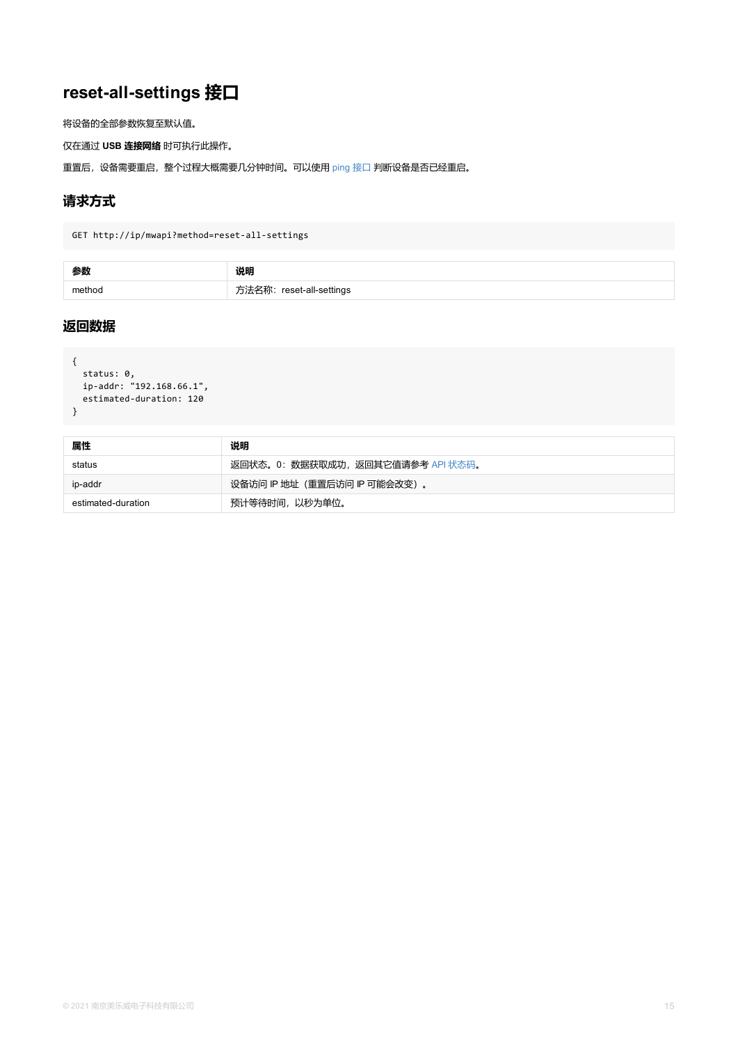# reset-all-settings 接口

将设备的全部参数恢复至默认值。

仅在通过 **USB 连接网络** 时可执行此操作。

重置后，设备需要重启，整个过程大概需要几分钟时间。可以使用 ping 接口 判断设备是否已经重启。

## 请求方式

```
GET http://ip/mwapi?method=reset-all-settings
```

| 参数 | 说明 |
| --- | --- |
| method | 方法名称：reset-all-settings |

## 返回数据

```
{
  status: 0,
  ip-addr: "192.168.66.1",
  estimated-duration: 120
}
```

| 属性 | 说明 |
| --- | --- |
| status | 返回状态。0：数据获取成功，返回其它值请参考 API 状态码。 |
| ip-addr | 设备访问 IP 地址（重置后访问 IP 可能会改变）。 |
| estimated-duration | 预计等待时间，以秒为单位。 |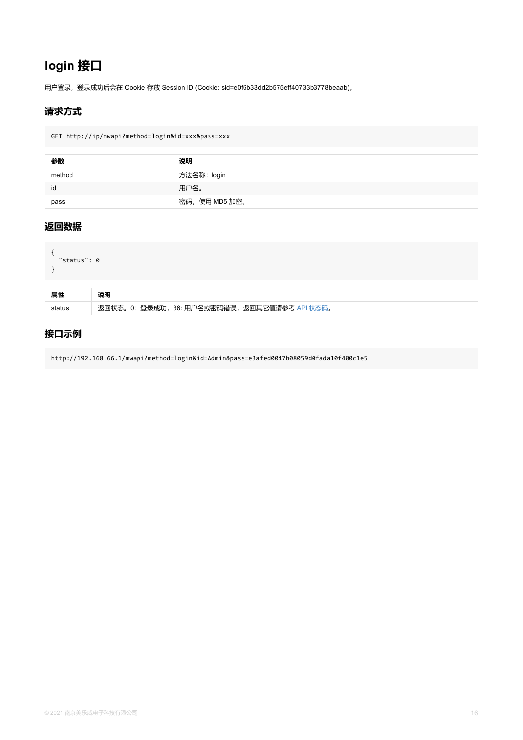# login 接口

用户登录，登录成功后会在 Cookie 存放 Session ID (Cookie: sid=e0f6b33dd2b575eff40733b3778beaab)。

## 请求方式

```
GET http://ip/mwapi?method=login&id=xxx&pass=xxx
```

| 参数 | 说明 |
| --- | --- |
| method | 方法名称：login |
| id | 用户名。 |
| pass | 密码，使用 MD5 加密。 |

## 返回数据

```
{
  "status": 0
}
```

| 属性 | 说明 |
| --- | --- |
| status | 返回状态。0：登录成功，36: 用户名或密码错误，返回其它值请参考 API 状态码。 |

## 接口示例

```
http://192.168.66.1/mwapi?method=login&id=Admin&pass=e3afed0047b08059d0fada10f400c1e5
```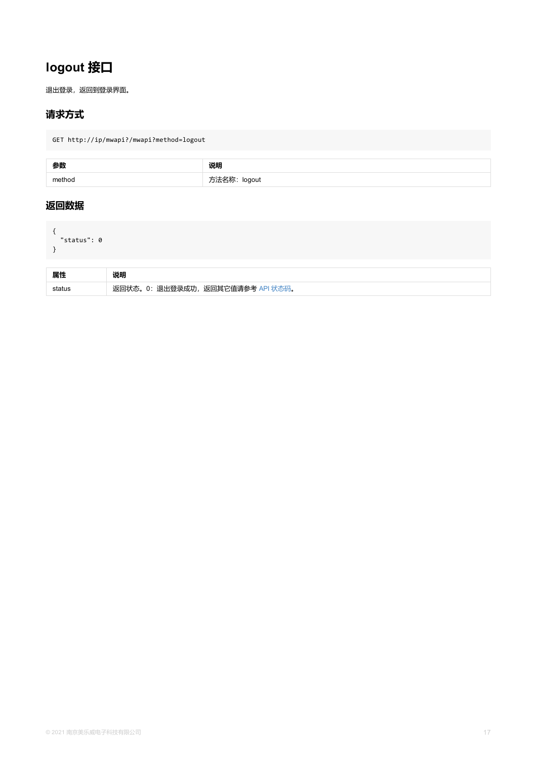# logout 接口

退出登录，返回到登录界面。

## 请求方式

```
GET http://ip/mwapi?/mwapi?method=logout
```

| 参数 | 说明 |
| --- | --- |
| method | 方法名称：logout |

## 返回数据

```
{
  "status": 0
}
```

| 属性 | 说明 |
| --- | --- |
| status | 返回状态。0：退出登录成功，返回其它值请参考 API 状态码。 |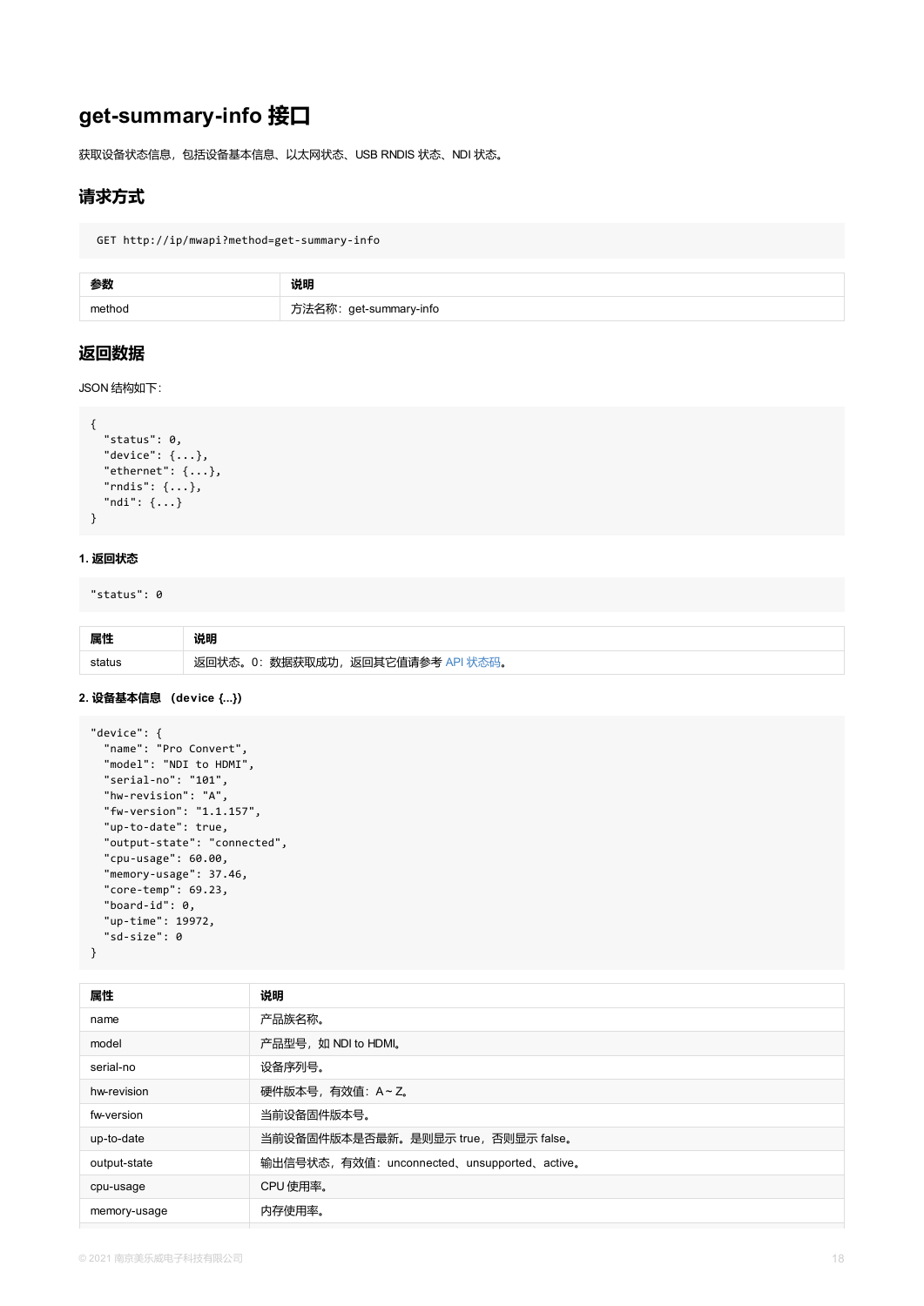# get-summary-info 接口

获取设备状态信息，包括设备基本信息、以太网状态、USB RNDIS 状态、NDI 状态。

## 请求方式

```
GET http://ip/mwapi?method=get-summary-info
```

| 参数 | 说明 |
| --- | --- |
| method | 方法名称：get-summary-info |

## 返回数据

JSON 结构如下:

```
{
  "status": 0,
  "device": {...},
  "ethernet": {...},
  "rndis": {...},
  "ndi": {...}
}
```

#### 1. 返回状态

```
"status": 0
```

| 属性 | 说明 |
| --- | --- |
| status | 返回状态。0：数据获取成功，返回其它值请参考 API 状态码。 |

#### 2. 设备基本信息 （device {...}）

```
"device": {
  "name": "Pro Convert",
  "model": "NDI to HDMI",
  "serial-no": "101",
  "hw-revision": "A",
  "fw-version": "1.1.157",
  "up-to-date": true,
  "output-state": "connected",
  "cpu-usage": 60.00,
  "memory-usage": 37.46,
  "core-temp": 69.23,
  "board-id": 0,
  "up-time": 19972,
  "sd-size": 0
}
```

| 属性 | 说明 |
| --- | --- |
| name | 产品族名称。 |
| model | 产品型号，如 NDI to HDMI。 |
| serial-no | 设备序列号。 |
| hw-revision | 硬件版本号，有效值：A ~ Z。 |
| fw-version | 当前设备固件版本号。 |
| up-to-date | 当前设备固件版本是否最新。是则显示 true，否则显示 false。 |
| output-state | 输出信号状态，有效值：unconnected、unsupported、active。 |
| cpu-usage | CPU 使用率。 |
| memory-usage | 内存使用率。 |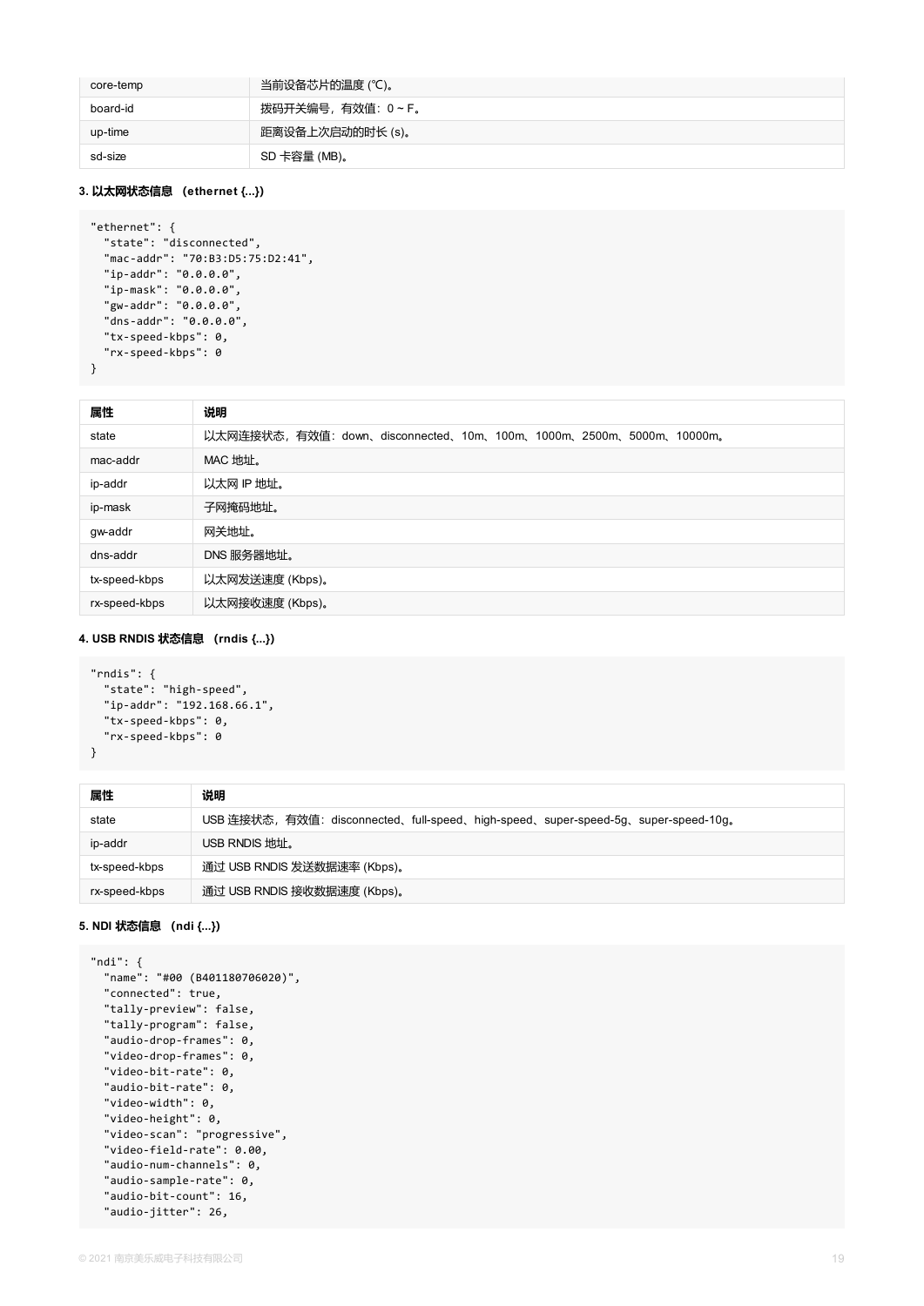| core-temp | 当前设备芯片的温度 (℃)。 |
|---|---|
| board-id | 拨码开关编号，有效值：0 ~ F。 |
| up-time | 距离设备上次启动的时长 (s)。 |
| sd-size | SD 卡容量 (MB)。 |

**3. 以太网状态信息 （ethernet {...}）**

```
"ethernet": {
  "state": "disconnected",
  "mac-addr": "70:B3:D5:75:D2:41",
  "ip-addr": "0.0.0.0",
  "ip-mask": "0.0.0.0",
  "gw-addr": "0.0.0.0",
  "dns-addr": "0.0.0.0",
  "tx-speed-kbps": 0,
  "rx-speed-kbps": 0
}
```

| 属性 | 说明 |
|---|---|
| state | 以太网连接状态，有效值：down、disconnected、10m、100m、1000m、2500m、5000m、10000m。 |
| mac-addr | MAC 地址。 |
| ip-addr | 以太网 IP 地址。 |
| ip-mask | 子网掩码地址。 |
| gw-addr | 网关地址。 |
| dns-addr | DNS 服务器地址。 |
| tx-speed-kbps | 以太网发送速度 (Kbps)。 |
| rx-speed-kbps | 以太网接收速度 (Kbps)。 |

**4. USB RNDIS 状态信息 （rndis {...}）**

```
"rndis": {
  "state": "high-speed",
  "ip-addr": "192.168.66.1",
  "tx-speed-kbps": 0,
  "rx-speed-kbps": 0
}
```

| 属性 | 说明 |
|---|---|
| state | USB 连接状态，有效值：disconnected、full-speed、high-speed、super-speed-5g、super-speed-10g。 |
| ip-addr | USB RNDIS 地址。 |
| tx-speed-kbps | 通过 USB RNDIS 发送数据速率 (Kbps)。 |
| rx-speed-kbps | 通过 USB RNDIS 接收数据速度 (Kbps)。 |

**5. NDI 状态信息 （ndi {...}）**

```
"ndi": {
  "name": "#00 (B401180706020)",
  "connected": true,
  "tally-preview": false,
  "tally-program": false,
  "audio-drop-frames": 0,
  "video-drop-frames": 0,
  "video-bit-rate": 0,
  "audio-bit-rate": 0,
  "video-width": 0,
  "video-height": 0,
  "video-scan": "progressive",
  "video-field-rate": 0.00,
  "audio-num-channels": 0,
  "audio-sample-rate": 0,
  "audio-bit-count": 16,
  "audio-jitter": 26,
```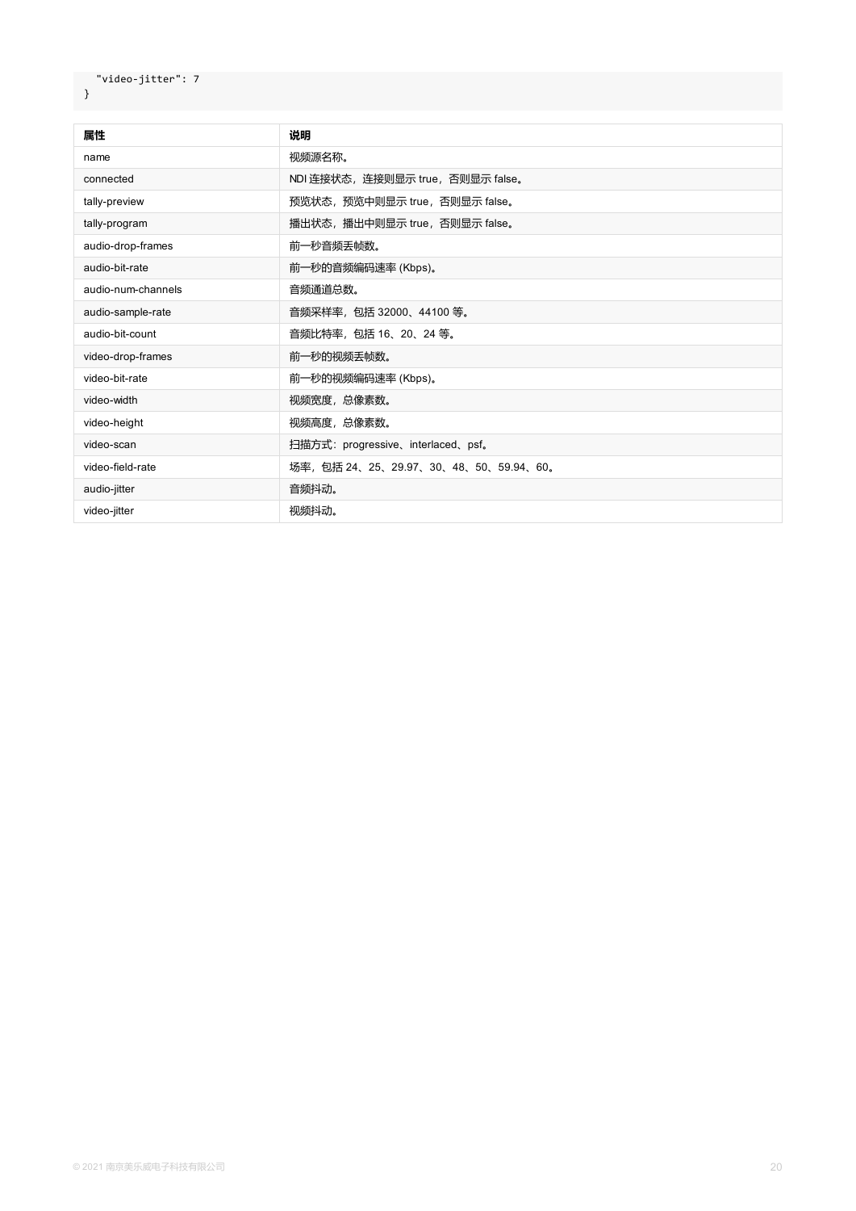```
  "video-jitter": 7
}
```

| 属性 | 说明 |
| --- | --- |
| name | 视频源名称。 |
| connected | NDI 连接状态，连接则显示 true，否则显示 false。 |
| tally-preview | 预览状态，预览中则显示 true，否则显示 false。 |
| tally-program | 播出状态，播出中则显示 true，否则显示 false。 |
| audio-drop-frames | 前一秒音频丢帧数。 |
| audio-bit-rate | 前一秒的音频编码速率 (Kbps)。 |
| audio-num-channels | 音频通道总数。 |
| audio-sample-rate | 音频采样率，包括 32000、44100 等。 |
| audio-bit-count | 音频比特率，包括 16、20、24 等。 |
| video-drop-frames | 前一秒的视频丢帧数。 |
| video-bit-rate | 前一秒的视频编码速率 (Kbps)。 |
| video-width | 视频宽度，总像素数。 |
| video-height | 视频高度，总像素数。 |
| video-scan | 扫描方式：progressive、interlaced、psf。 |
| video-field-rate | 场率，包括 24、25、29.97、30、48、50、59.94、60。 |
| audio-jitter | 音频抖动。 |
| video-jitter | 视频抖动。 |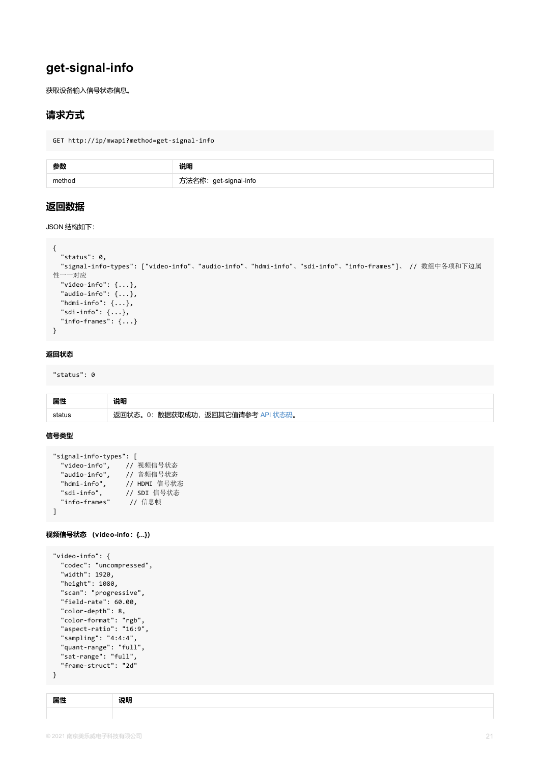# get-signal-info

获取设备输入信号状态信息。

## 请求方式

```
GET http://ip/mwapi?method=get-signal-info
```

| 参数 | 说明 |
| --- | --- |
| method | 方法名称：get-signal-info |

## 返回数据

JSON 结构如下：

```
{
  "status": 0,
  "signal-info-types": ["video-info"、"audio-info"、"hdmi-info"、"sdi-info"、"info-frames"]、 // 数组中各项和下边属性一一对应
  "video-info": {...},
  "audio-info": {...},
  "hdmi-info": {...},
  "sdi-info": {...},
  "info-frames": {...}
}
```

#### 返回状态

```
"status": 0
```

| 属性 | 说明 |
| --- | --- |
| status | 返回状态。0：数据获取成功，返回其它值请参考 API 状态码。 |

#### 信号类型

```
"signal-info-types": [
  "video-info",    // 视频信号状态
  "audio-info",    // 音频信号状态
  "hdmi-info",     // HDMI 信号状态
  "sdi-info",      // SDI 信号状态
  "info-frames"     // 信息帧
]
```

#### 视频信号状态 （video-info：{...}）

```
"video-info": {
  "codec": "uncompressed",
  "width": 1920,
  "height": 1080,
  "scan": "progressive",
  "field-rate": 60.00,
  "color-depth": 8,
  "color-format": "rgb",
  "aspect-ratio": "16:9",
  "sampling": "4:4:4",
  "quant-range": "full",
  "sat-range": "full",
  "frame-struct": "2d"
}
```

| 属性 | 说明 |
| --- | --- |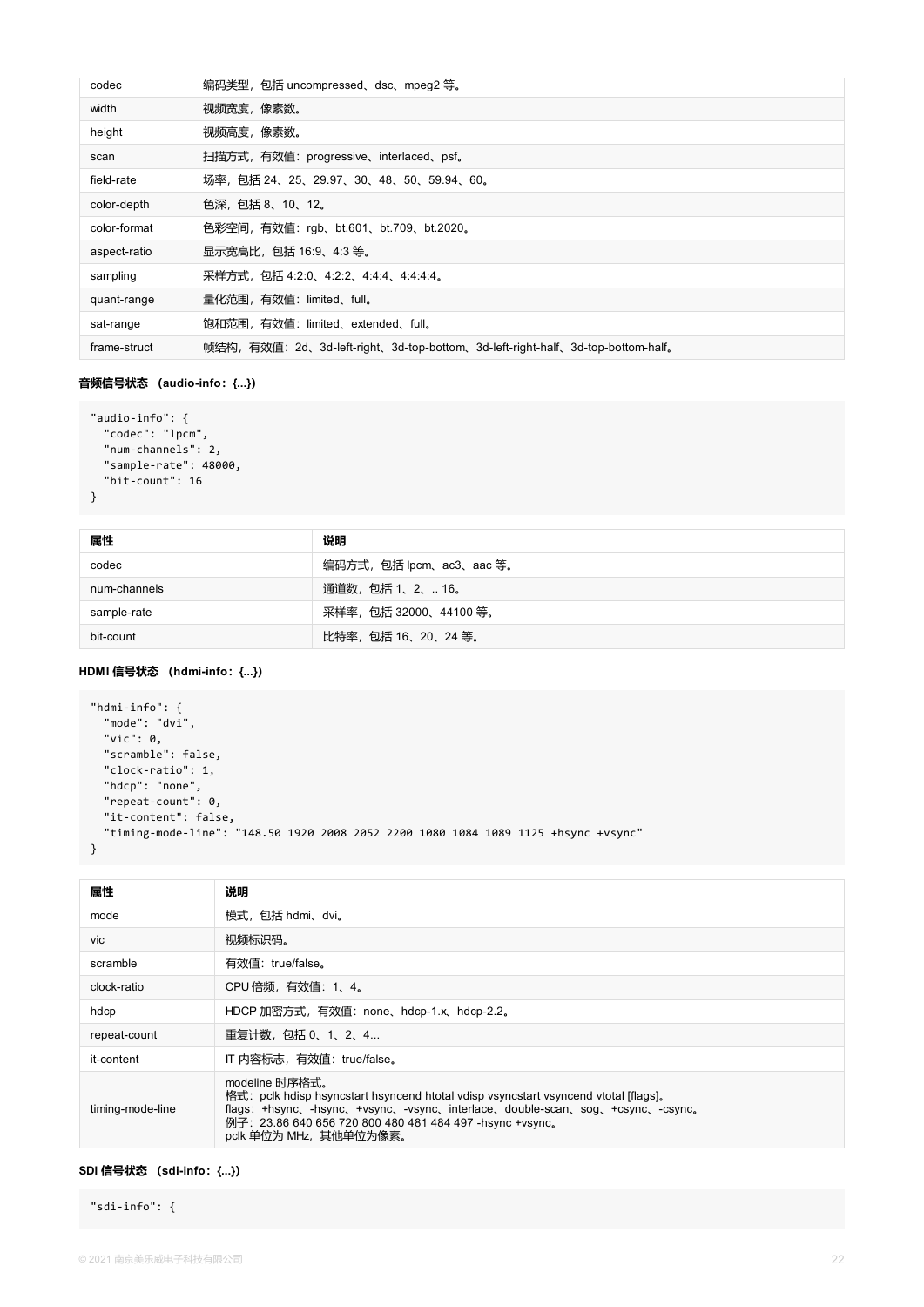| codec | 编码类型，包括 uncompressed、dsc、mpeg2 等。 |
| --- | --- |
| width | 视频宽度，像素数。 |
| height | 视频高度，像素数。 |
| scan | 扫描方式，有效值：progressive、interlaced、psf。 |
| field-rate | 场率，包括 24、25、29.97、30、48、50、59.94、60。 |
| color-depth | 色深，包括 8、10、12。 |
| color-format | 色彩空间，有效值：rgb、bt.601、bt.709、bt.2020。 |
| aspect-ratio | 显示宽高比，包括 16:9、4:3 等。 |
| sampling | 采样方式，包括 4:2:0、4:2:2、4:4:4、4:4:4:4。 |
| quant-range | 量化范围，有效值：limited、full。 |
| sat-range | 饱和范围，有效值：limited、extended、full。 |
| frame-struct | 帧结构，有效值：2d、3d-left-right、3d-top-bottom、3d-left-right-half、3d-top-bottom-half。 |

**音频信号状态 （audio-info：{...}）**

```
"audio-info": {
  "codec": "lpcm",
  "num-channels": 2,
  "sample-rate": 48000,
  "bit-count": 16
}
```

| 属性 | 说明 |
| --- | --- |
| codec | 编码方式，包括 lpcm、ac3、aac 等。 |
| num-channels | 通道数，包括 1、2、.. 16。 |
| sample-rate | 采样率，包括 32000、44100 等。 |
| bit-count | 比特率，包括 16、20、24 等。 |

**HDMI 信号状态 （hdmi-info：{...}）**

```
"hdmi-info": {
  "mode": "dvi",
  "vic": 0,
  "scramble": false,
  "clock-ratio": 1,
  "hdcp": "none",
  "repeat-count": 0,
  "it-content": false,
  "timing-mode-line": "148.50 1920 2008 2052 2200 1080 1084 1089 1125 +hsync +vsync"
}
```

| 属性 | 说明 |
| --- | --- |
| mode | 模式，包括 hdmi、dvi。 |
| vic | 视频标识码。 |
| scramble | 有效值：true/false。 |
| clock-ratio | CPU 倍频，有效值：1、4。 |
| hdcp | HDCP 加密方式，有效值：none、hdcp-1.x、hdcp-2.2。 |
| repeat-count | 重复计数，包括 0、1、2、4... |
| it-content | IT 内容标志，有效值：true/false。 |
| timing-mode-line | modeline 时序格式。<br>格式：pclk hdisp hsyncstart hsyncend htotal vdisp vsyncstart vsyncend vtotal [flags]。<br>flags：+hsync、-hsync、+vsync、-vsync、interlace、double-scan、sog、+csync、-csync。<br>例子：23.86 640 656 720 800 480 481 484 497 -hsync +vsync。<br>pclk 单位为 MHz，其他单位为像素。 |

**SDI 信号状态 （sdi-info：{...}）**

```
"sdi-info": {
```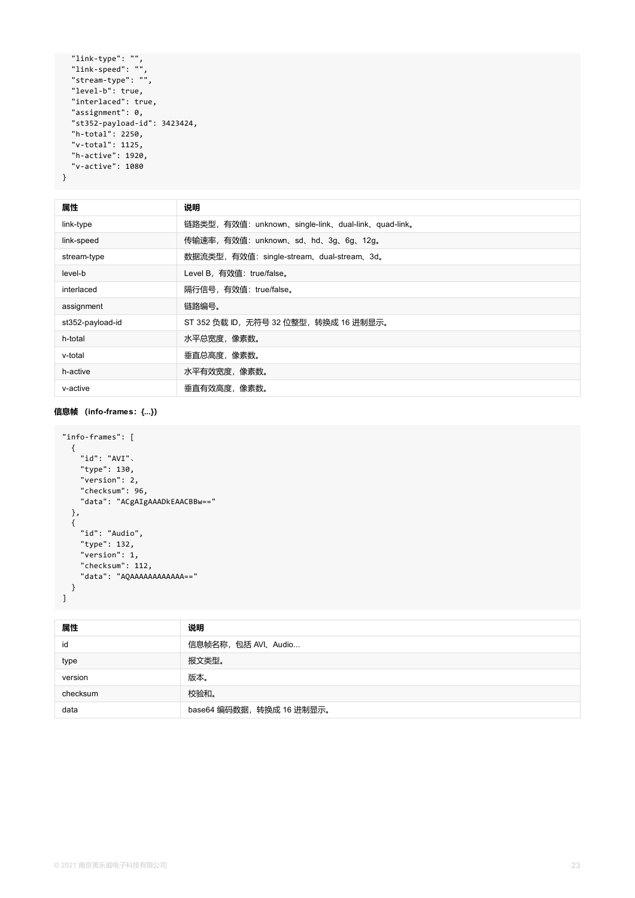```
  "link-type": "",
  "link-speed": "",
  "stream-type": "",
  "level-b": true,
  "interlaced": true,
  "assignment": 0,
  "st352-payload-id": 3423424,
  "h-total": 2250,
  "v-total": 1125,
  "h-active": 1920,
  "v-active": 1080
}
```

| 属性 | 说明 |
|---|---|
| link-type | 链路类型，有效值：unknown、single-link、dual-link、quad-link。 |
| link-speed | 传输速率，有效值：unknown、sd、hd、3g、6g、12g。 |
| stream-type | 数据流类型，有效值：single-stream、dual-stream、3d。 |
| level-b | Level B，有效值：true/false。 |
| interlaced | 隔行信号，有效值：true/false。 |
| assignment | 链路编号。 |
| st352-payload-id | ST 352 负载 ID，无符号 32 位整型，转换成 16 进制显示。 |
| h-total | 水平总宽度，像素数。 |
| v-total | 垂直总高度，像素数。 |
| h-active | 水平有效宽度，像素数。 |
| v-active | 垂直有效高度，像素数。 |

**信息帧 （info-frames：{...}）**

```
"info-frames": [
  {
    "id": "AVI"、
    "type": 130,
    "version": 2,
    "checksum": 96,
    "data": "ACgAIgAAADkEAACBBw=="
  },
  {
    "id": "Audio",
    "type": 132,
    "version": 1,
    "checksum": 112,
    "data": "AQAAAAAAAAAAAA=="
  }
]
```

| 属性 | 说明 |
|---|---|
| id | 信息帧名称，包括 AVI、Audio... |
| type | 报文类型。 |
| version | 版本。 |
| checksum | 校验和。 |
| data | base64 编码数据，转换成 16 进制显示。 |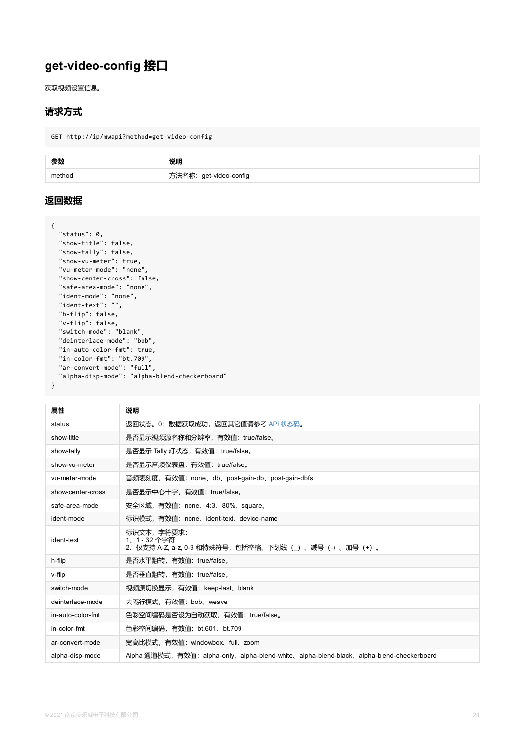# get-video-config 接口

获取视频设置信息。

## 请求方式

```
GET http://ip/mwapi?method=get-video-config
```

| 参数 | 说明 |
| --- | --- |
| method | 方法名称：get-video-config |

## 返回数据

```
{
  "status": 0,
  "show-title": false,
  "show-tally": false,
  "show-vu-meter": true,
  "vu-meter-mode": "none",
  "show-center-cross": false,
  "safe-area-mode": "none",
  "ident-mode": "none",
  "ident-text": "",
  "h-flip": false,
  "v-flip": false,
  "switch-mode": "blank",
  "deinterlace-mode": "bob",
  "in-auto-color-fmt": true,
  "in-color-fmt": "bt.709",
  "ar-convert-mode": "full",
  "alpha-disp-mode": "alpha-blend-checkerboard"
}
```

| 属性 | 说明 |
| --- | --- |
| status | 返回状态。0：数据获取成功，返回其它值请参考 API 状态码。 |
| show-title | 是否显示视频源名称和分辨率，有效值：true/false。 |
| show-tally | 是否显示 Tally 灯状态，有效值：true/false。 |
| show-vu-meter | 是否显示音频仪表盘，有效值：true/false。 |
| vu-meter-mode | 音频表刻度，有效值：none、db、post-gain-db、post-gain-dbfs |
| show-center-cross | 是否显示中心十字，有效值：true/false。 |
| safe-area-mode | 安全区域，有效值：none、4:3、80%、square。 |
| ident-mode | 标识模式，有效值：none、ident-text、device-name |
| ident-text | 标识文本，字符要求：<br>1、1 - 32 个字符<br>2、仅支持 A-Z, a-z, 0-9 和特殊符号，包括空格、下划线（_）、减号（-）、加号（+）。 |
| h-flip | 是否水平翻转，有效值：true/false。 |
| v-flip | 是否垂直翻转，有效值：true/false。 |
| switch-mode | 视频源切换显示，有效值：keep-last、blank |
| deinterlace-mode | 去隔行模式，有效值：bob、weave |
| in-auto-color-fmt | 色彩空间编码是否设为自动获取，有效值：true/false。 |
| in-color-fmt | 色彩空间编码，有效值：bt.601、bt.709 |
| ar-convert-mode | 宽高比模式，有效值：windowbox、full、zoom |
| alpha-disp-mode | Alpha 通道模式，有效值：alpha-only、alpha-blend-white、alpha-blend-black、alpha-blend-checkerboard |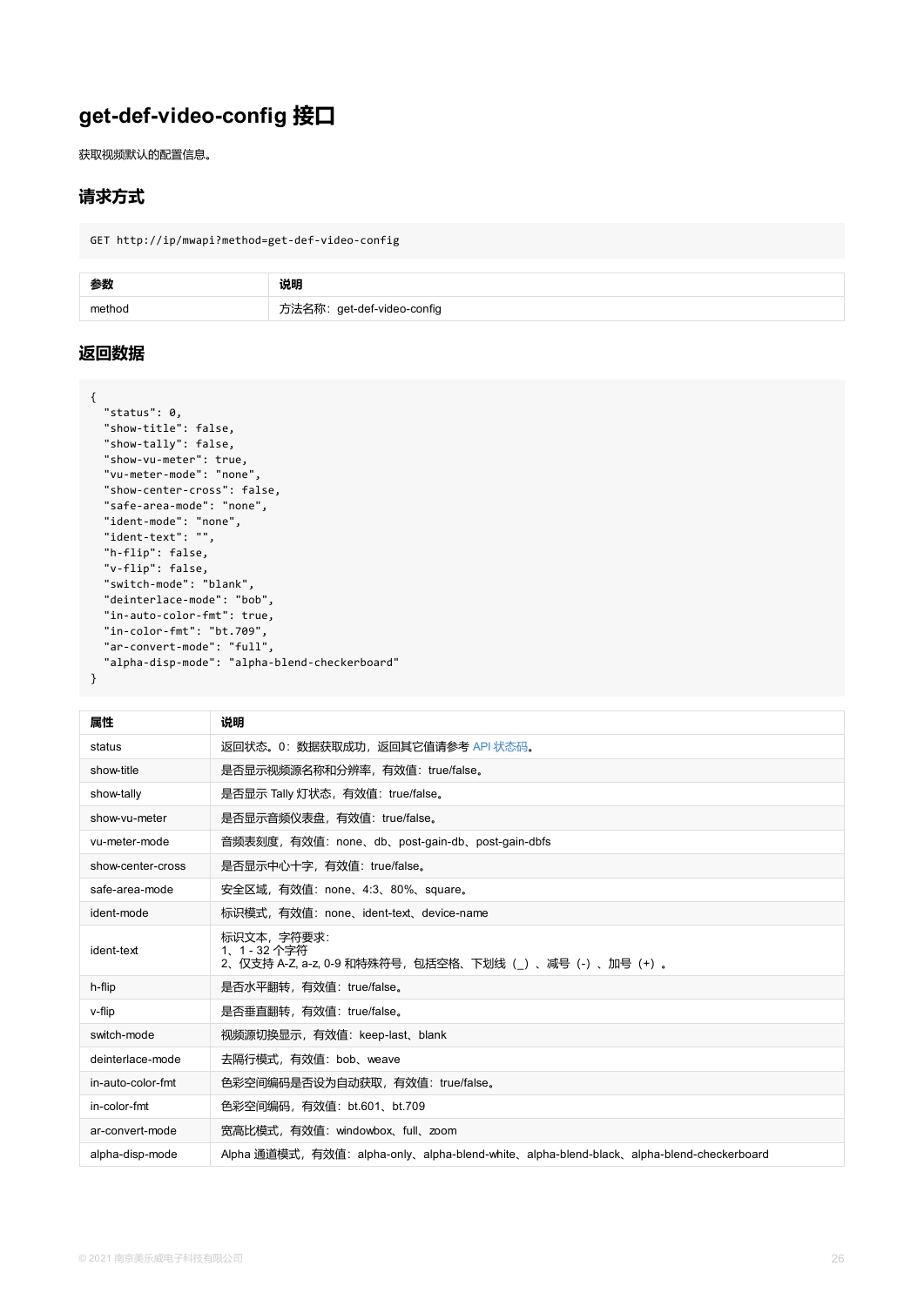# get-def-video-config 接口

获取视频默认的配置信息。

## 请求方式

```
GET http://ip/mwapi?method=get-def-video-config
```

| 参数 | 说明 |
| --- | --- |
| method | 方法名称：get-def-video-config |

## 返回数据

```
{
  "status": 0,
  "show-title": false,
  "show-tally": false,
  "show-vu-meter": true,
  "vu-meter-mode": "none",
  "show-center-cross": false,
  "safe-area-mode": "none",
  "ident-mode": "none",
  "ident-text": "",
  "h-flip": false,
  "v-flip": false,
  "switch-mode": "blank",
  "deinterlace-mode": "bob",
  "in-auto-color-fmt": true,
  "in-color-fmt": "bt.709",
  "ar-convert-mode": "full",
  "alpha-disp-mode": "alpha-blend-checkerboard"
}
```

| 属性 | 说明 |
| --- | --- |
| status | 返回状态。0：数据获取成功，返回其它值请参考 API 状态码。 |
| show-title | 是否显示视频源名称和分辨率，有效值：true/false。 |
| show-tally | 是否显示 Tally 灯状态，有效值：true/false。 |
| show-vu-meter | 是否显示音频仪表盘，有效值：true/false。 |
| vu-meter-mode | 音频表刻度，有效值：none、db、post-gain-db、post-gain-dbfs |
| show-center-cross | 是否显示中心十字，有效值：true/false。 |
| safe-area-mode | 安全区域，有效值：none、4:3、80%、square。 |
| ident-mode | 标识模式，有效值：none、ident-text、device-name |
| ident-text | 标识文本，字符要求：<br>1、1 - 32 个字符<br>2、仅支持 A-Z, a-z, 0-9 和特殊符号，包括空格、下划线（_）、减号（-）、加号（+）。 |
| h-flip | 是否水平翻转，有效值：true/false。 |
| v-flip | 是否垂直翻转，有效值：true/false。 |
| switch-mode | 视频源切换显示，有效值：keep-last、blank |
| deinterlace-mode | 去隔行模式，有效值：bob、weave |
| in-auto-color-fmt | 色彩空间编码是否设为自动获取，有效值：true/false。 |
| in-color-fmt | 色彩空间编码，有效值：bt.601、bt.709 |
| ar-convert-mode | 宽高比模式，有效值：windowbox、full、zoom |
| alpha-disp-mode | Alpha 通道模式，有效值：alpha-only、alpha-blend-white、alpha-blend-black、alpha-blend-checkerboard |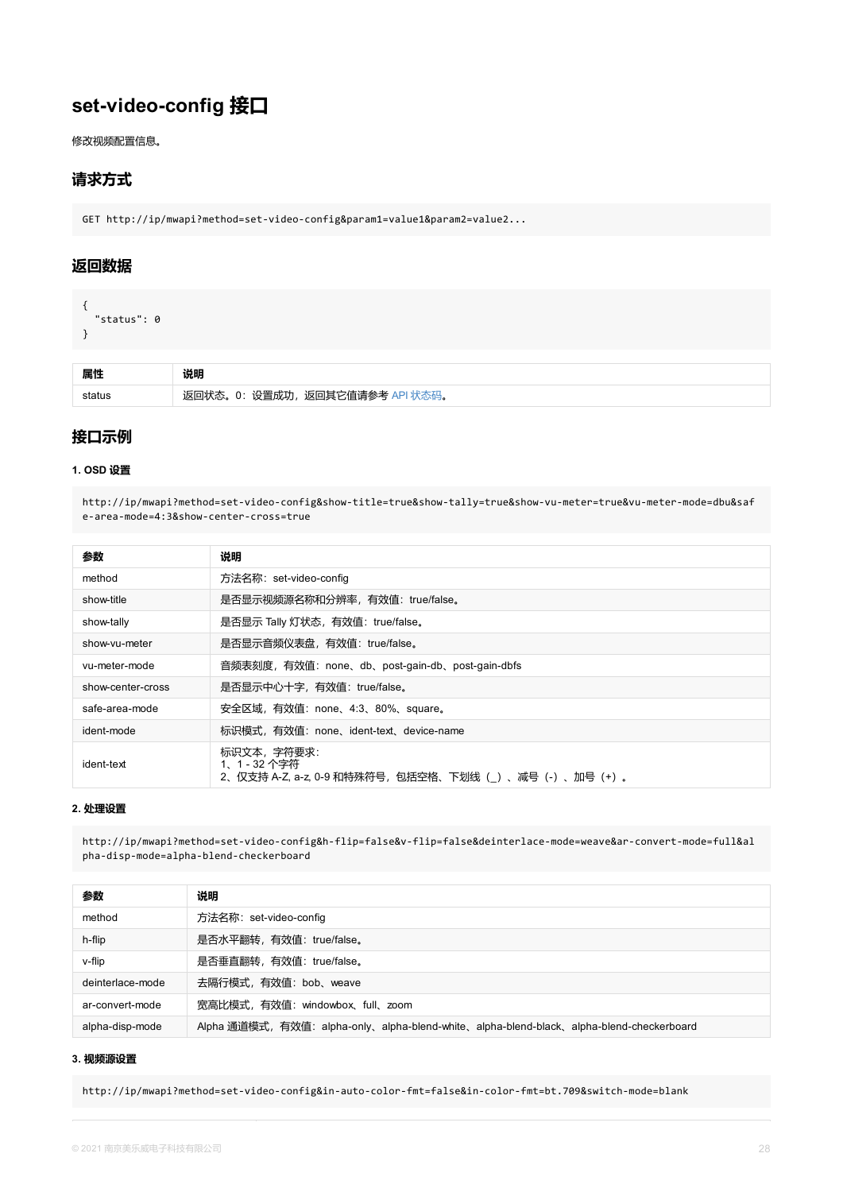# set-video-config 接口

修改视频配置信息。

## 请求方式

```
GET http://ip/mwapi?method=set-video-config&param1=value1&param2=value2...
```

## 返回数据

```
{
  "status": 0
}
```

| 属性 | 说明 |
| --- | --- |
| status | 返回状态。0：设置成功，返回其它值请参考 API 状态码。 |

## 接口示例

### 1. OSD 设置

```
http://ip/mwapi?method=set-video-config&show-title=true&show-tally=true&show-vu-meter=true&vu-meter-mode=dbu&safe-area-mode=4:3&show-center-cross=true
```

| 参数 | 说明 |
| --- | --- |
| method | 方法名称：set-video-config |
| show-title | 是否显示视频源名称和分辨率，有效值：true/false。 |
| show-tally | 是否显示 Tally 灯状态，有效值：true/false。 |
| show-vu-meter | 是否显示音频仪表盘，有效值：true/false。 |
| vu-meter-mode | 音频表刻度，有效值：none、db、post-gain-db、post-gain-dbfs |
| show-center-cross | 是否显示中心十字，有效值：true/false。 |
| safe-area-mode | 安全区域，有效值：none、4:3、80%、square。 |
| ident-mode | 标识模式，有效值：none、ident-text、device-name |
| ident-text | 标识文本，字符要求：<br>1、1 - 32 个字符<br>2、仅支持 A-Z, a-z, 0-9 和特殊符号，包括空格、下划线（_）、减号（-）、加号（+）。 |

### 2. 处理设置

```
http://ip/mwapi?method=set-video-config&h-flip=false&v-flip=false&deinterlace-mode=weave&ar-convert-mode=full&alpha-disp-mode=alpha-blend-checkerboard
```

| 参数 | 说明 |
| --- | --- |
| method | 方法名称：set-video-config |
| h-flip | 是否水平翻转，有效值：true/false。 |
| v-flip | 是否垂直翻转，有效值：true/false。 |
| deinterlace-mode | 去隔行模式，有效值：bob、weave |
| ar-convert-mode | 宽高比模式，有效值：windowbox、full、zoom |
| alpha-disp-mode | Alpha 通道模式，有效值：alpha-only、alpha-blend-white、alpha-blend-black、alpha-blend-checkerboard |

### 3. 视频源设置

```
http://ip/mwapi?method=set-video-config&in-auto-color-fmt=false&in-color-fmt=bt.709&switch-mode=blank
```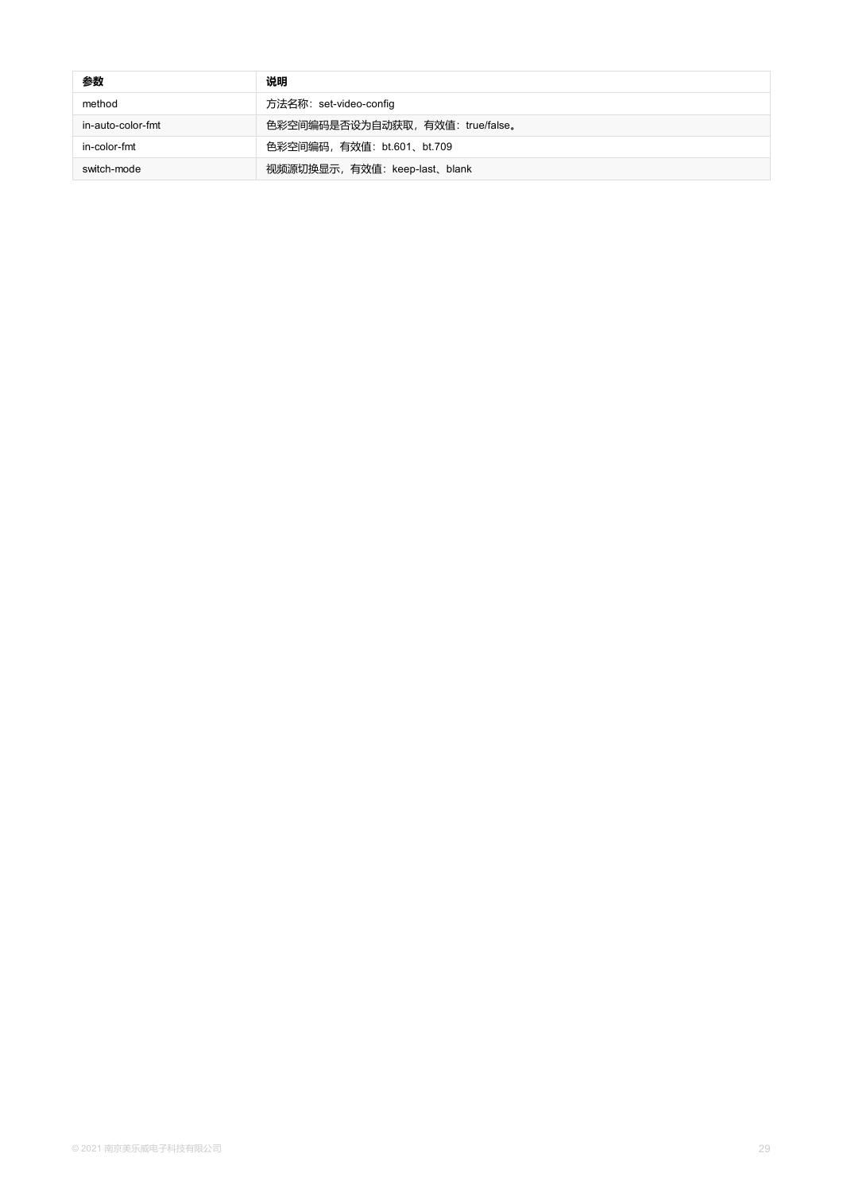| 参数 | 说明 |
| --- | --- |
| method | 方法名称：set-video-config |
| in-auto-color-fmt | 色彩空间编码是否设为自动获取，有效值：true/false。 |
| in-color-fmt | 色彩空间编码，有效值：bt.601、bt.709 |
| switch-mode | 视频源切换显示，有效值：keep-last、blank |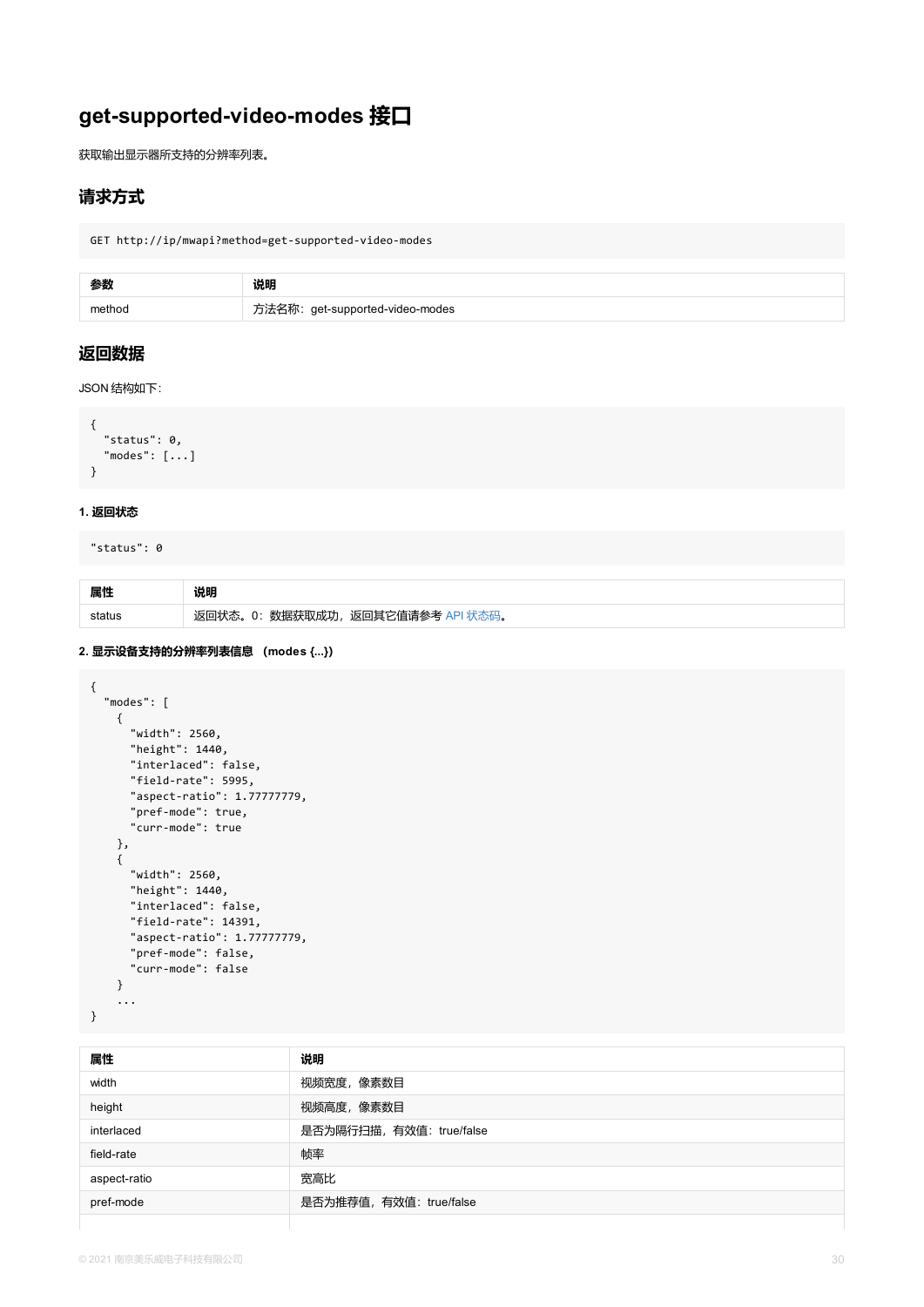# get-supported-video-modes 接口

获取输出显示器所支持的分辨率列表。

## 请求方式

```
GET http://ip/mwapi?method=get-supported-video-modes
```

| 参数 | 说明 |
| --- | --- |
| method | 方法名称：get-supported-video-modes |

## 返回数据

JSON 结构如下:

```
{
  "status": 0,
  "modes": [...]
}
```

#### 1. 返回状态

```
"status": 0
```

| 属性 | 说明 |
| --- | --- |
| status | 返回状态。0：数据获取成功，返回其它值请参考 API 状态码。 |

#### 2. 显示设备支持的分辨率列表信息 （modes {...})

```
{
  "modes": [
    {
      "width": 2560,
      "height": 1440,
      "interlaced": false,
      "field-rate": 5995,
      "aspect-ratio": 1.77777779,
      "pref-mode": true,
      "curr-mode": true
    },
    {
      "width": 2560,
      "height": 1440,
      "interlaced": false,
      "field-rate": 14391,
      "aspect-ratio": 1.77777779,
      "pref-mode": false,
      "curr-mode": false
    }
    ...
}
```

| 属性 | 说明 |
| --- | --- |
| width | 视频宽度，像素数目 |
| height | 视频高度，像素数目 |
| interlaced | 是否为隔行扫描，有效值：true/false |
| field-rate | 帧率 |
| aspect-ratio | 宽高比 |
| pref-mode | 是否为推荐值，有效值：true/false |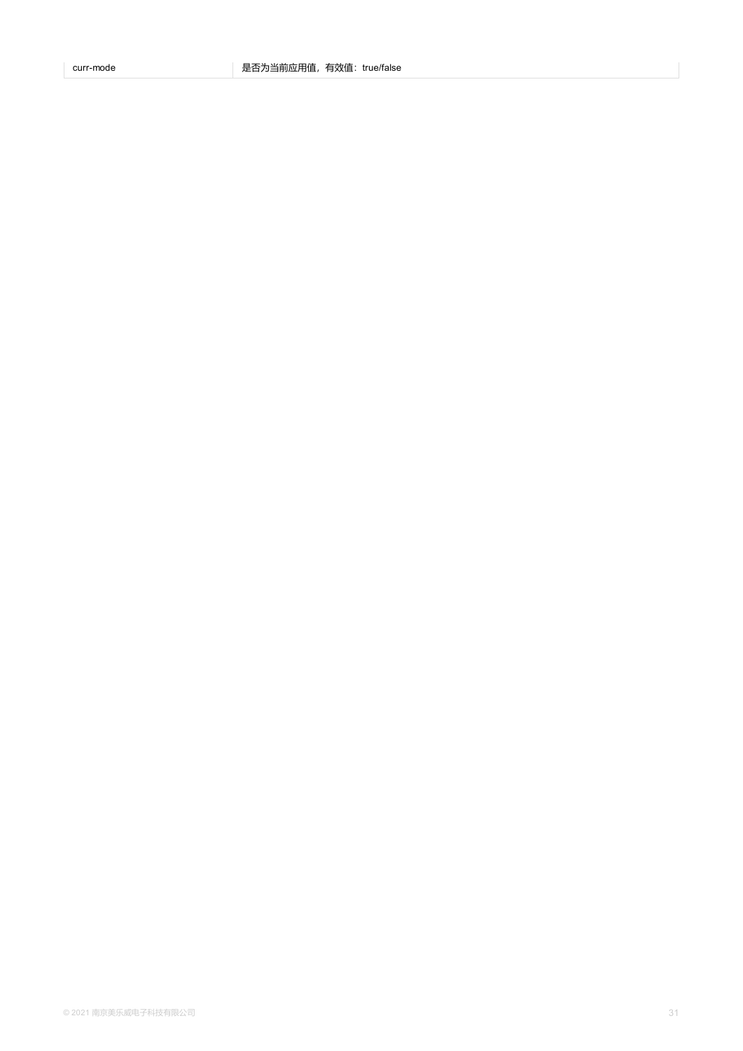| | |
|---|---|
| curr-mode | 是否为当前应用值，有效值：true/false |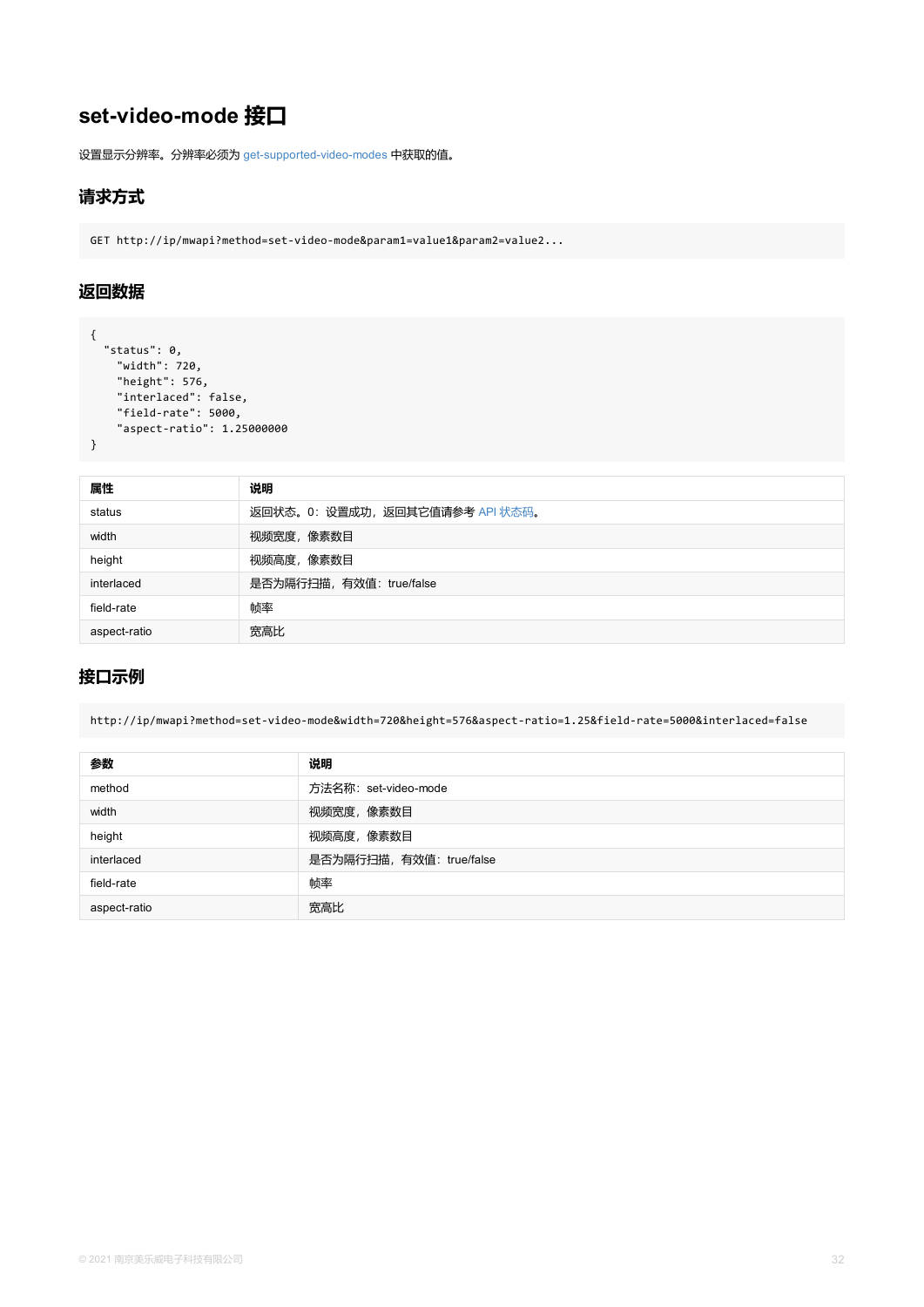## set-video-mode 接口

设置显示分辨率。分辨率必须为 get-supported-video-modes 中获取的值。

### 请求方式

```
GET http://ip/mwapi?method=set-video-mode&param1=value1&param2=value2...
```

### 返回数据

```
{
  "status": 0,
    "width": 720,
    "height": 576,
    "interlaced": false,
    "field-rate": 5000,
    "aspect-ratio": 1.25000000
}
```

| 属性 | 说明 |
| --- | --- |
| status | 返回状态。0：设置成功，返回其它值请参考 API 状态码。 |
| width | 视频宽度，像素数目 |
| height | 视频高度，像素数目 |
| interlaced | 是否为隔行扫描，有效值：true/false |
| field-rate | 帧率 |
| aspect-ratio | 宽高比 |

### 接口示例

```
http://ip/mwapi?method=set-video-mode&width=720&height=576&aspect-ratio=1.25&field-rate=5000&interlaced=false
```

| 参数 | 说明 |
| --- | --- |
| method | 方法名称：set-video-mode |
| width | 视频宽度，像素数目 |
| height | 视频高度，像素数目 |
| interlaced | 是否为隔行扫描，有效值：true/false |
| field-rate | 帧率 |
| aspect-ratio | 宽高比 |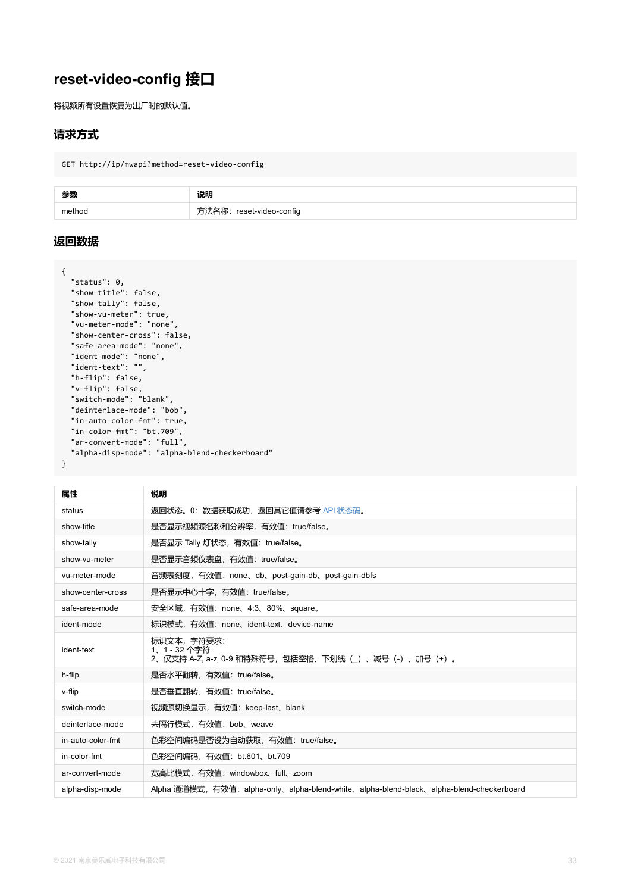# reset-video-config 接口

将视频所有设置恢复为出厂时的默认值。

## 请求方式

```
GET http://ip/mwapi?method=reset-video-config
```

| 参数 | 说明 |
| --- | --- |
| method | 方法名称：reset-video-config |

## 返回数据

```
{
  "status": 0,
  "show-title": false,
  "show-tally": false,
  "show-vu-meter": true,
  "vu-meter-mode": "none",
  "show-center-cross": false,
  "safe-area-mode": "none",
  "ident-mode": "none",
  "ident-text": "",
  "h-flip": false,
  "v-flip": false,
  "switch-mode": "blank",
  "deinterlace-mode": "bob",
  "in-auto-color-fmt": true,
  "in-color-fmt": "bt.709",
  "ar-convert-mode": "full",
  "alpha-disp-mode": "alpha-blend-checkerboard"
}
```

| 属性 | 说明 |
| --- | --- |
| status | 返回状态。0：数据获取成功，返回其它值请参考 API 状态码。 |
| show-title | 是否显示视频源名称和分辨率，有效值：true/false。 |
| show-tally | 是否显示 Tally 灯状态，有效值：true/false。 |
| show-vu-meter | 是否显示音频仪表盘，有效值：true/false。 |
| vu-meter-mode | 音频表刻度，有效值：none、db、post-gain-db、post-gain-dbfs |
| show-center-cross | 是否显示中心十字，有效值：true/false。 |
| safe-area-mode | 安全区域，有效值：none、4:3、80%、square。 |
| ident-mode | 标识模式，有效值：none、ident-text、device-name |
| ident-text | 标识文本，字符要求：<br>1、1 - 32 个字符<br>2、仅支持 A-Z, a-z, 0-9 和特殊符号，包括空格、下划线（_）、减号（-）、加号（+）。 |
| h-flip | 是否水平翻转，有效值：true/false。 |
| v-flip | 是否垂直翻转，有效值：true/false。 |
| switch-mode | 视频源切换显示，有效值：keep-last、blank |
| deinterlace-mode | 去隔行模式，有效值：bob、weave |
| in-auto-color-fmt | 色彩空间编码是否设为自动获取，有效值：true/false。 |
| in-color-fmt | 色彩空间编码，有效值：bt.601、bt.709 |
| ar-convert-mode | 宽高比模式，有效值：windowbox、full、zoom |
| alpha-disp-mode | Alpha 通道模式，有效值：alpha-only、alpha-blend-white、alpha-blend-black、alpha-blend-checkerboard |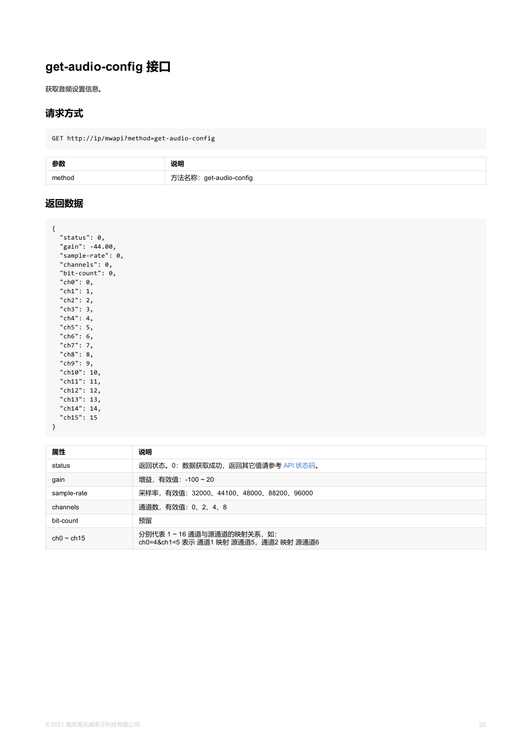# get-audio-config 接口

获取音频设置信息。

## 请求方式

```
GET http://ip/mwapi?method=get-audio-config
```

| 参数 | 说明 |
| --- | --- |
| method | 方法名称：get-audio-config |

## 返回数据

```
{
  "status": 0,
  "gain": -44.00,
  "sample-rate": 0,
  "channels": 0,
  "bit-count": 0,
  "ch0": 0,
  "ch1": 1,
  "ch2": 2,
  "ch3": 3,
  "ch4": 4,
  "ch5": 5,
  "ch6": 6,
  "ch7": 7,
  "ch8": 8,
  "ch9": 9,
  "ch10": 10,
  "ch11": 11,
  "ch12": 12,
  "ch13": 13,
  "ch14": 14,
  "ch15": 15
}
```

| 属性 | 说明 |
| --- | --- |
| status | 返回状态。0：数据获取成功，返回其它值请参考 API 状态码。 |
| gain | 增益，有效值：-100 ~ 20 |
| sample-rate | 采样率，有效值：32000、44100、48000、88200、96000 |
| channels | 通道数，有效值：0、2、4、8 |
| bit-count | 预留 |
| ch0 ~ ch15 | 分别代表 1 ~ 16 通道与源通道的映射关系，如：<br>ch0=4&ch1=5 表示 通道1 映射 源通道5，通道2 映射 源通道6 |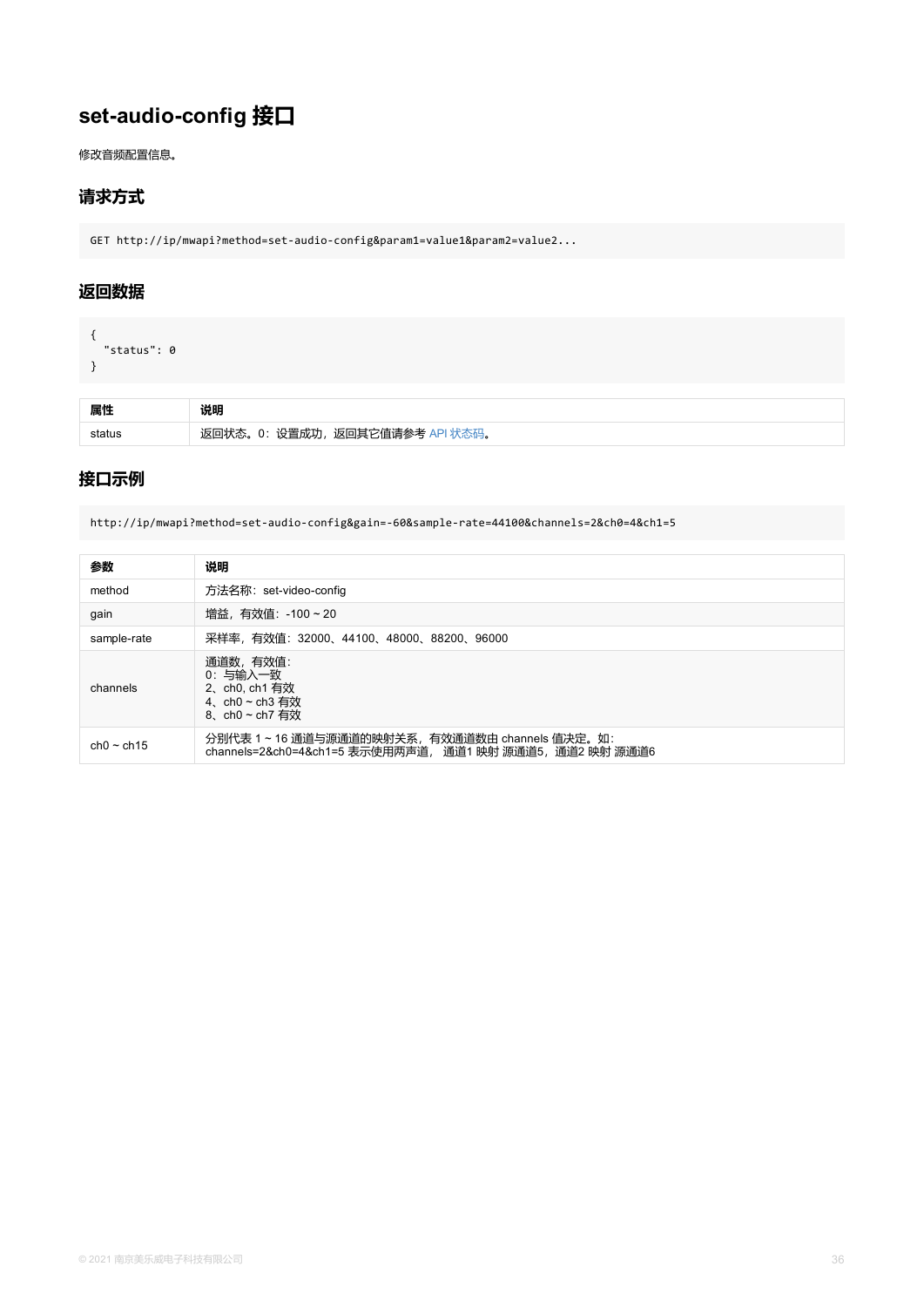# set-audio-config 接口

修改音频配置信息。

## 请求方式

```
GET http://ip/mwapi?method=set-audio-config&param1=value1&param2=value2...
```

## 返回数据

```
{
  "status": 0
}
```

| 属性 | 说明 |
| --- | --- |
| status | 返回状态。0：设置成功，返回其它值请参考 API 状态码。 |

## 接口示例

```
http://ip/mwapi?method=set-audio-config&gain=-60&sample-rate=44100&channels=2&ch0=4&ch1=5
```

| 参数 | 说明 |
| --- | --- |
| method | 方法名称：set-video-config |
| gain | 增益，有效值：-100 ~ 20 |
| sample-rate | 采样率，有效值：32000、44100、48000、88200、96000 |
| channels | 通道数，有效值：<br>0：与输入一致<br>2、ch0, ch1 有效<br>4、ch0 ~ ch3 有效<br>8、ch0 ~ ch7 有效 |
| ch0 ~ ch15 | 分别代表 1 ~ 16 通道与源通道的映射关系，有效通道数由 channels 值决定。如：<br>channels=2&ch0=4&ch1=5 表示使用两声道， 通道1 映射 源通道5，通道2 映射 源通道6 |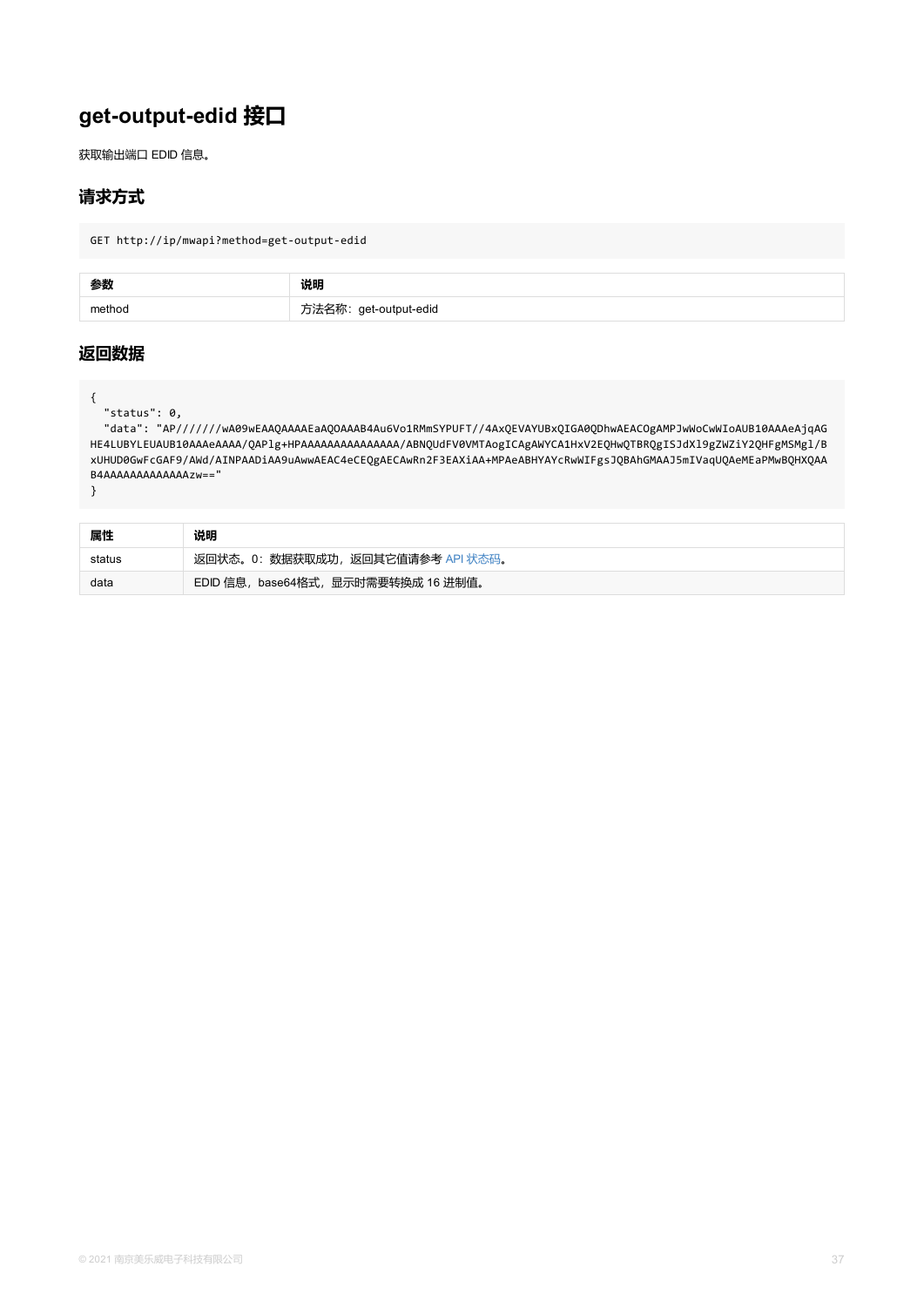# get-output-edid 接口

获取输出端口 EDID 信息。

## 请求方式

```
GET http://ip/mwapi?method=get-output-edid
```

| 参数 | 说明 |
| --- | --- |
| method | 方法名称：get-output-edid |

## 返回数据

```
{
  "status": 0,
  "data": "AP//////wA09wEAAQAAAAEaAQOAAAB4Au6Vo1RMmSYPUFT//4AxQEVAYUBxQIGA0QDhwAEACOgAMPJwWoCwWIoAUB10AAAeAjqAGHE4LUBYLEUAUB10AAAeAAAA/QAPlg+HPAAAAAAAAAAAAAAA/ABNQUdFV0VMTAogICAgAWYCA1HxV2EQHwQTBRQgISJdXl9gZWZiY2QHFgMSMgl/BxUHUD0GwFcGAF9/AWd/AINPAADiAA9uAwwAEAC4eCEQgAECAwRn2F3EAXiAA+MPAeABHYAYcRwWIFgsJQBAhGMAAJ5mIVaqUQAeMEaPMwBQHXQAAB4AAAAAAAAAAAAAAzw=="
}
```

| 属性 | 说明 |
| --- | --- |
| status | 返回状态。0：数据获取成功，返回其它值请参考 API 状态码。 |
| data | EDID 信息，base64格式，显示时需要转换成 16 进制值。 |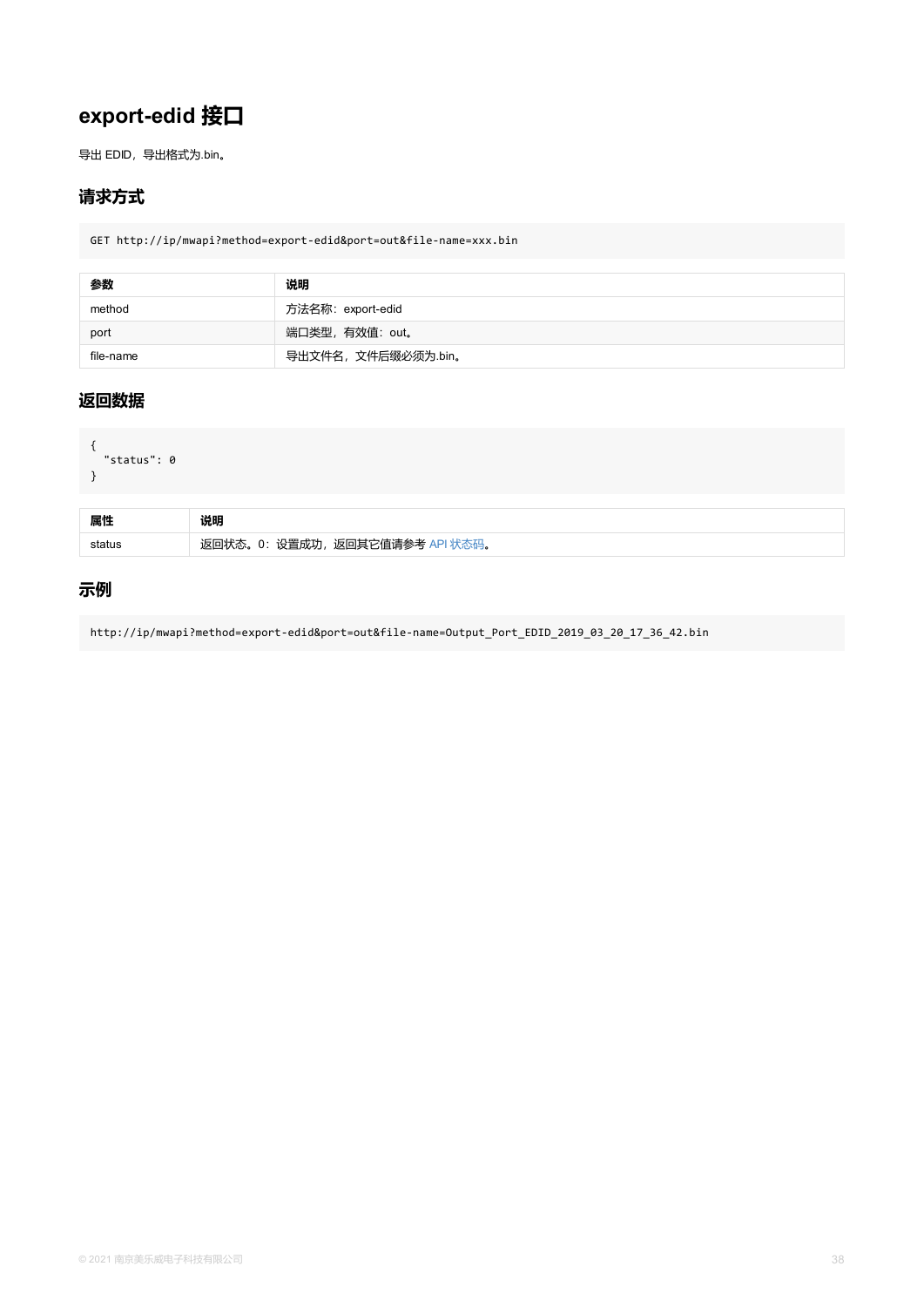# export-edid 接口

导出 EDID，导出格式为.bin。

## 请求方式

```
GET http://ip/mwapi?method=export-edid&port=out&file-name=xxx.bin
```

| 参数 | 说明 |
| --- | --- |
| method | 方法名称：export-edid |
| port | 端口类型，有效值：out。 |
| file-name | 导出文件名，文件后缀必须为.bin。 |

## 返回数据

```
{
  "status": 0
}
```

| 属性 | 说明 |
| --- | --- |
| status | 返回状态。0：设置成功，返回其它值请参考 API 状态码。 |

## 示例

```
http://ip/mwapi?method=export-edid&port=out&file-name=Output_Port_EDID_2019_03_20_17_36_42.bin
```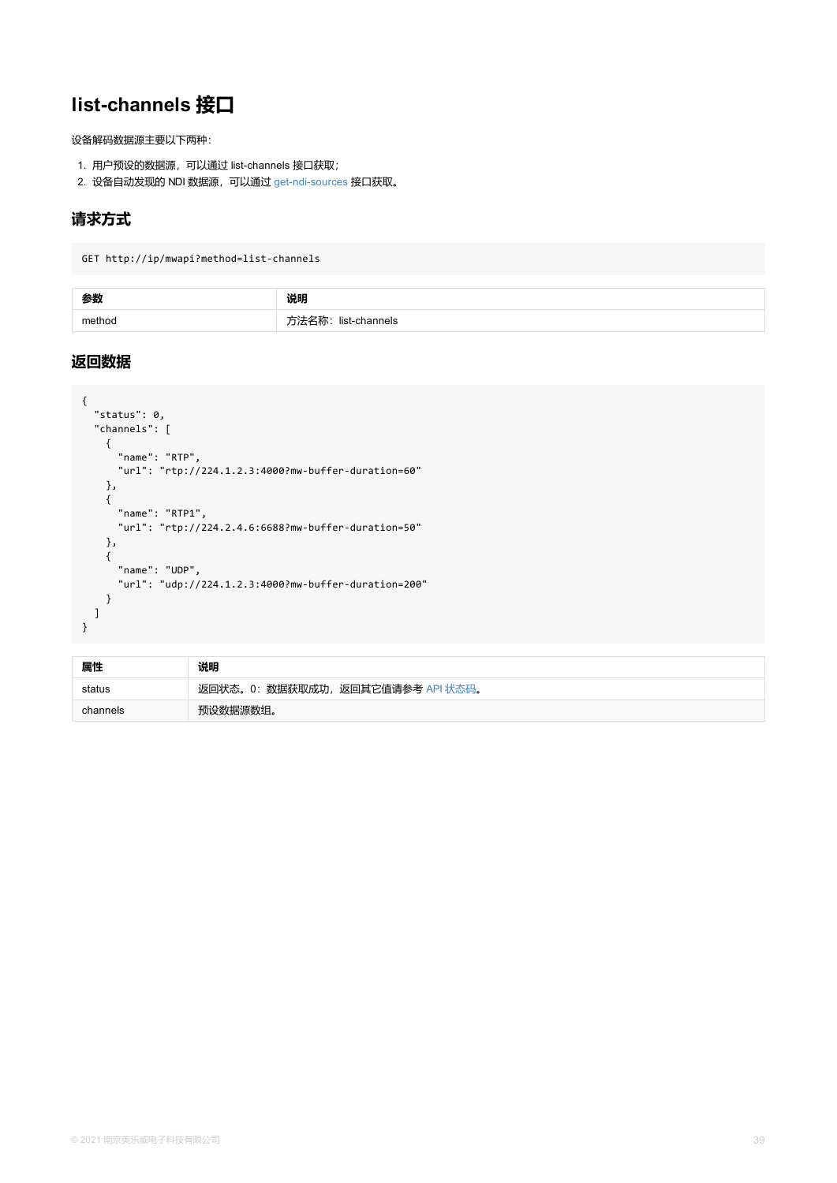# list-channels 接口

设备解码数据源主要以下两种：

1. 用户预设的数据源，可以通过 list-channels 接口获取；
2. 设备自动发现的 NDI 数据源，可以通过 get-ndi-sources 接口获取。

## 请求方式

```
GET http://ip/mwapi?method=list-channels
```

| 参数 | 说明 |
| --- | --- |
| method | 方法名称：list-channels |

## 返回数据

```
{
  "status": 0,
  "channels": [
    {
      "name": "RTP",
      "url": "rtp://224.1.2.3:4000?mw-buffer-duration=60"
    },
    {
      "name": "RTP1",
      "url": "rtp://224.2.4.6:6688?mw-buffer-duration=50"
    },
    {
      "name": "UDP",
      "url": "udp://224.1.2.3:4000?mw-buffer-duration=200"
    }
  ]
}
```

| 属性 | 说明 |
| --- | --- |
| status | 返回状态。0：数据获取成功，返回其它值请参考 API 状态码。 |
| channels | 预设数据源数组。 |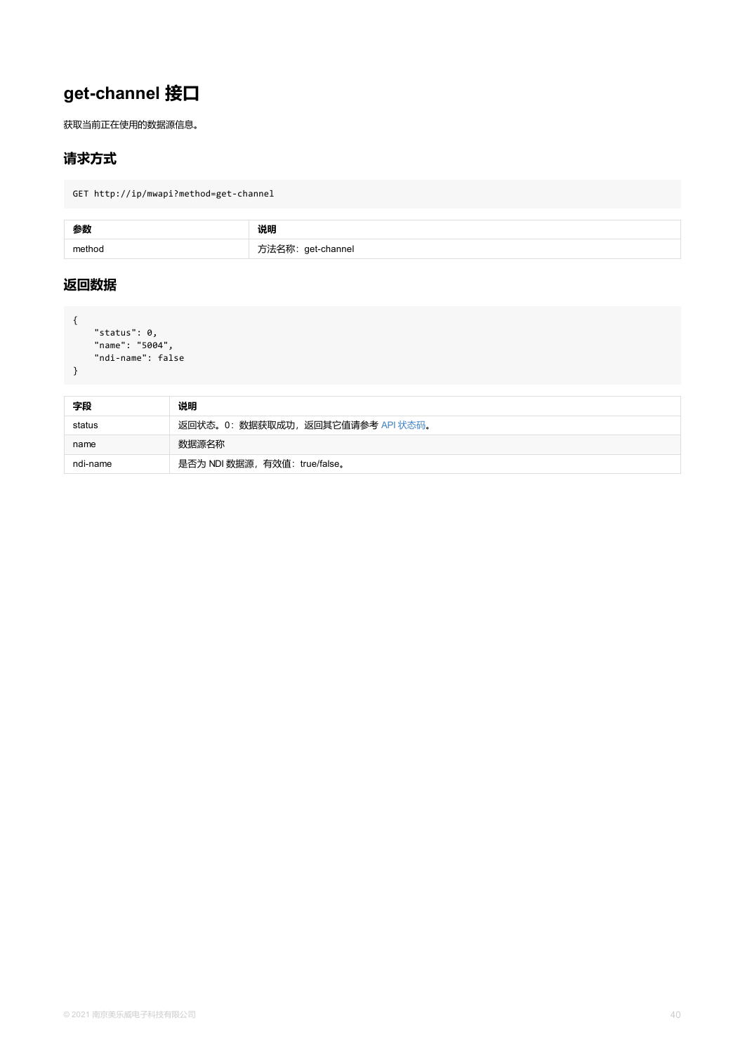# get-channel 接口

获取当前正在使用的数据源信息。

## 请求方式

```
GET http://ip/mwapi?method=get-channel
```

| 参数 | 说明 |
| --- | --- |
| method | 方法名称：get-channel |

## 返回数据

```
{
    "status": 0,
    "name": "5004",
    "ndi-name": false
}
```

| 字段 | 说明 |
| --- | --- |
| status | 返回状态。0：数据获取成功，返回其它值请参考 API 状态码。 |
| name | 数据源名称 |
| ndi-name | 是否为 NDI 数据源，有效值：true/false。 |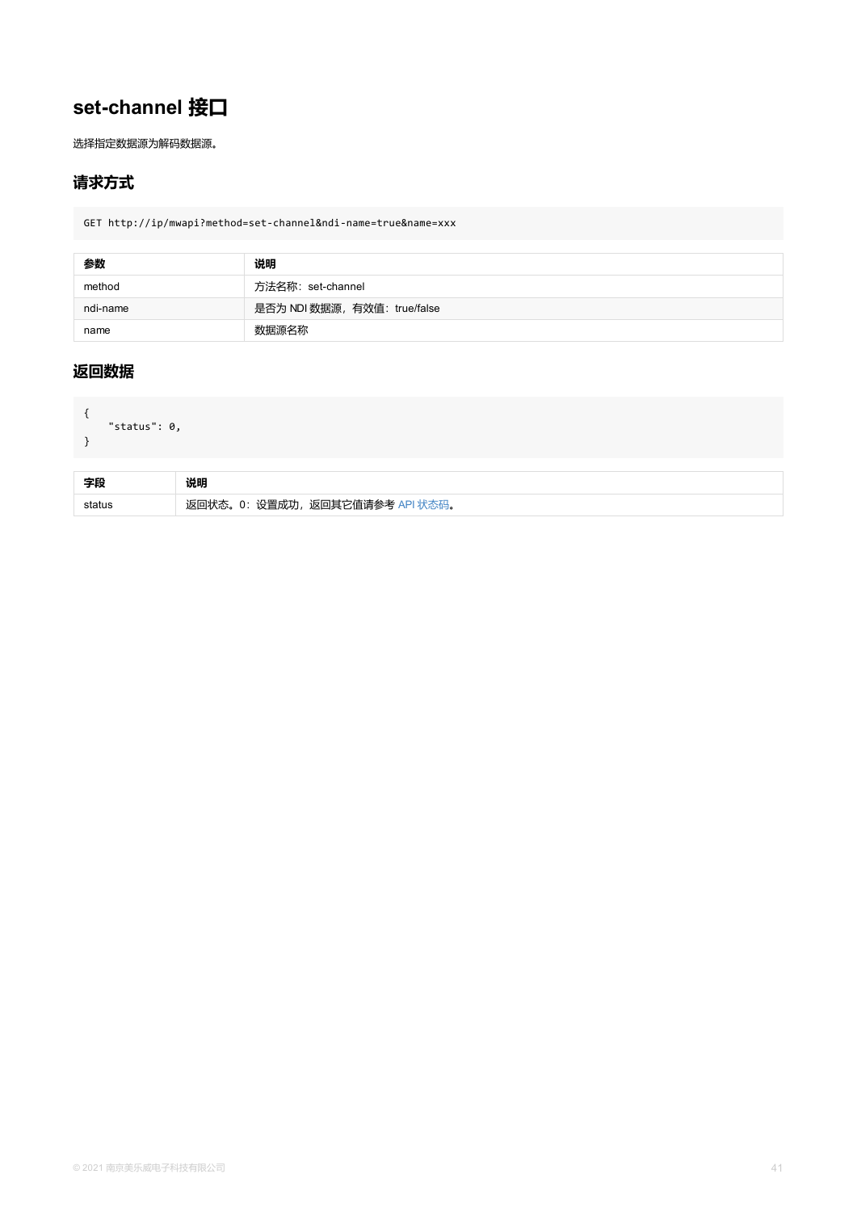# set-channel 接口

选择指定数据源为解码数据源。

## 请求方式

```
GET http://ip/mwapi?method=set-channel&ndi-name=true&name=xxx
```

| 参数 | 说明 |
| --- | --- |
| method | 方法名称：set-channel |
| ndi-name | 是否为 NDI 数据源，有效值：true/false |
| name | 数据源名称 |

## 返回数据

```
{
    "status": 0,
}
```

| 字段 | 说明 |
| --- | --- |
| status | 返回状态。0：设置成功，返回其它值请参考 API 状态码。 |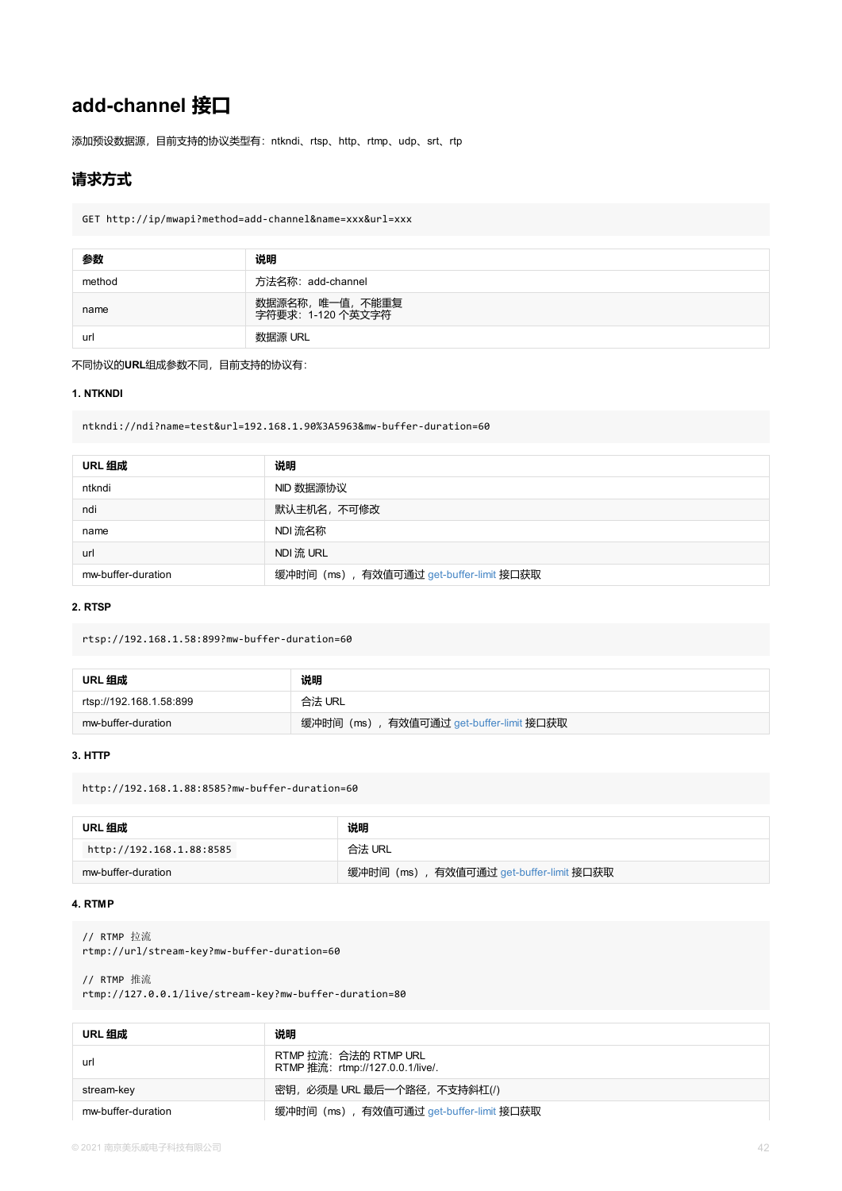# add-channel 接口

添加预设数据源，目前支持的协议类型有：ntkndi、rtsp、http、rtmp、udp、srt、rtp

## 请求方式

```
GET http://ip/mwapi?method=add-channel&name=xxx&url=xxx
```

| 参数 | 说明 |
| --- | --- |
| method | 方法名称：add-channel |
| name | 数据源名称，唯一值，不能重复<br>字符要求：1-120 个英文字符 |
| url | 数据源 URL |

不同协议的**URL**组成参数不同，目前支持的协议有：

**1. NTKNDI**

```
ntkndi://ndi?name=test&url=192.168.1.90%3A5963&mw-buffer-duration=60
```

| URL 组成 | 说明 |
| --- | --- |
| ntkndi | NID 数据源协议 |
| ndi | 默认主机名，不可修改 |
| name | NDI 流名称 |
| url | NDI 流 URL |
| mw-buffer-duration | 缓冲时间（ms），有效值可通过 get-buffer-limit 接口获取 |

**2. RTSP**

```
rtsp://192.168.1.58:899?mw-buffer-duration=60
```

| URL 组成 | 说明 |
| --- | --- |
| rtsp://192.168.1.58:899 | 合法 URL |
| mw-buffer-duration | 缓冲时间（ms），有效值可通过 get-buffer-limit 接口获取 |

**3. HTTP**

```
http://192.168.1.88:8585?mw-buffer-duration=60
```

| URL 组成 | 说明 |
| --- | --- |
| `http://192.168.1.88:8585` | 合法 URL |
| mw-buffer-duration | 缓冲时间（ms），有效值可通过 get-buffer-limit 接口获取 |

**4. RTMP**

```
// RTMP 拉流
rtmp://url/stream-key?mw-buffer-duration=60

// RTMP 推流
rtmp://127.0.0.1/live/stream-key?mw-buffer-duration=80
```

| URL 组成 | 说明 |
| --- | --- |
| url | RTMP 拉流：合法的 RTMP URL<br>RTMP 推流：rtmp://127.0.0.1/live/. |
| stream-key | 密钥，必须是 URL 最后一个路径，不支持斜杠(/) |
| mw-buffer-duration | 缓冲时间（ms），有效值可通过 get-buffer-limit 接口获取 |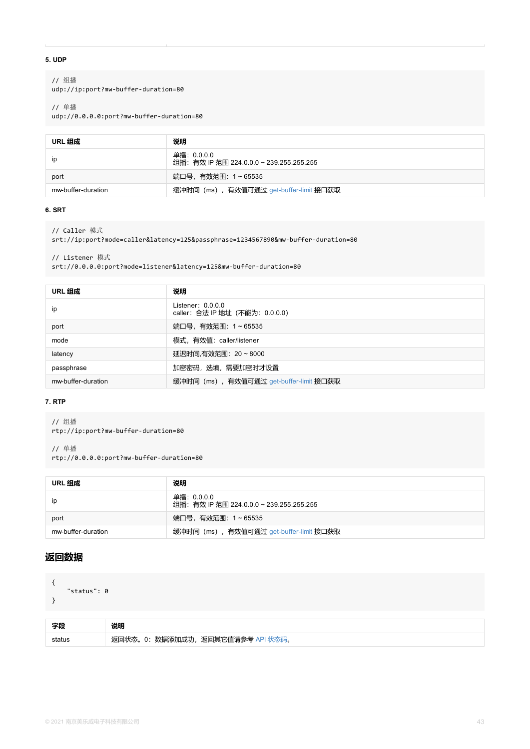#### 5. UDP

```
// 组播
udp://ip:port?mw-buffer-duration=80

// 单播
udp://0.0.0.0:port?mw-buffer-duration=80
```

| URL 组成 | 说明 |
| --- | --- |
| ip | 单播：0.0.0.0<br>组播：有效 IP 范围 224.0.0.0 ~ 239.255.255.255 |
| port | 端口号，有效范围：1 ~ 65535 |
| mw-buffer-duration | 缓冲时间（ms），有效值可通过 get-buffer-limit 接口获取 |

#### 6. SRT

```
// Caller 模式
srt://ip:port?mode=caller&latency=125&passphrase=1234567890&mw-buffer-duration=80

// Listener 模式
srt://0.0.0.0:port?mode=listener&latency=125&mw-buffer-duration=80
```

| URL 组成 | 说明 |
| --- | --- |
| ip | Listener：0.0.0.0<br>caller：合法 IP 地址（不能为：0.0.0.0） |
| port | 端口号，有效范围：1 ~ 65535 |
| mode | 模式，有效值：caller/listener |
| latency | 延迟时间,有效范围：20 ~ 8000 |
| passphrase | 加密密码，选填，需要加密时才设置 |
| mw-buffer-duration | 缓冲时间（ms），有效值可通过 get-buffer-limit 接口获取 |

#### 7. RTP

```
// 组播
rtp://ip:port?mw-buffer-duration=80

// 单播
rtp://0.0.0.0:port?mw-buffer-duration=80
```

| URL 组成 | 说明 |
| --- | --- |
| ip | 单播：0.0.0.0<br>组播：有效 IP 范围 224.0.0.0 ~ 239.255.255.255 |
| port | 端口号，有效范围：1 ~ 65535 |
| mw-buffer-duration | 缓冲时间（ms），有效值可通过 get-buffer-limit 接口获取 |

## 返回数据

```
{
    "status": 0
}
```

| 字段 | 说明 |
| --- | --- |
| status | 返回状态。0：数据添加成功，返回其它值请参考 API 状态码。 |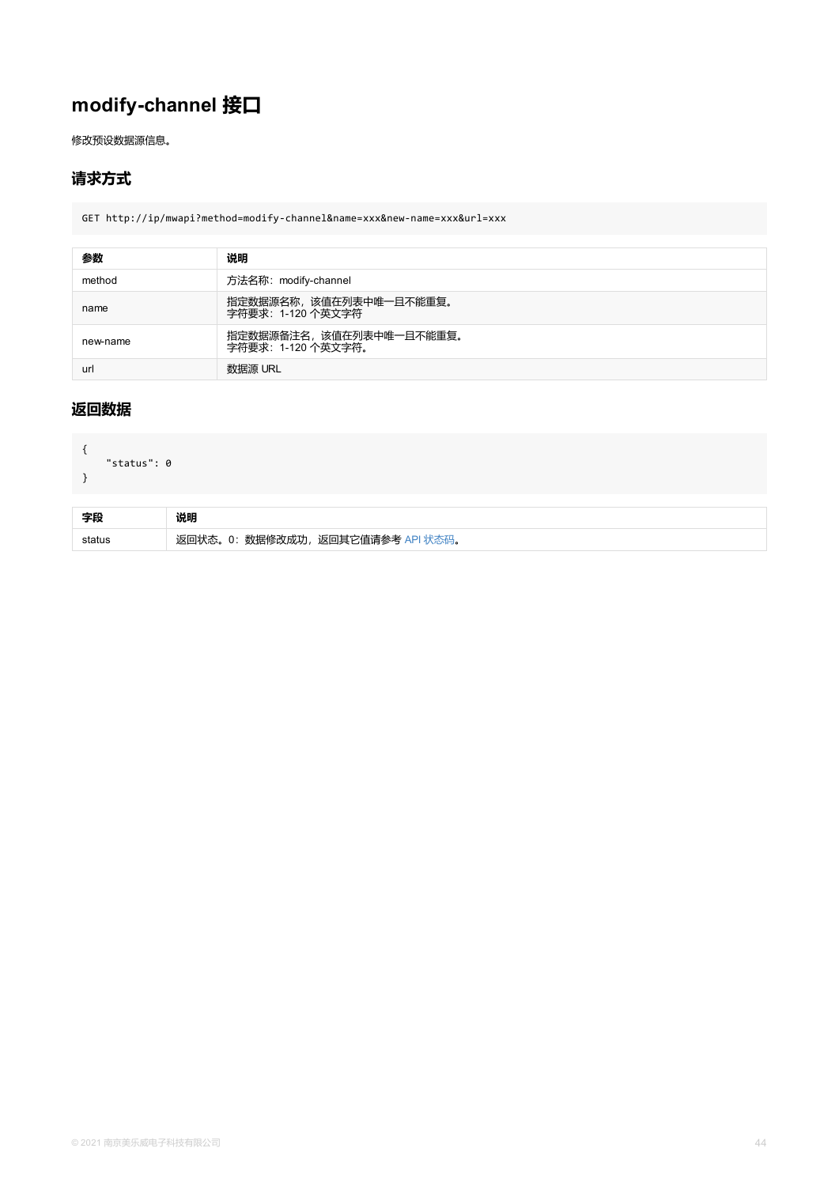# modify-channel 接口

修改预设数据源信息。

## 请求方式

```
GET http://ip/mwapi?method=modify-channel&name=xxx&new-name=xxx&url=xxx
```

| 参数 | 说明 |
| --- | --- |
| method | 方法名称：modify-channel |
| name | 指定数据源名称，该值在列表中唯一且不能重复。<br>字符要求：1-120 个英文字符 |
| new-name | 指定数据源备注名，该值在列表中唯一且不能重复。<br>字符要求：1-120 个英文字符。 |
| url | 数据源 URL |

## 返回数据

```
{
    "status": 0
}
```

| 字段 | 说明 |
| --- | --- |
| status | 返回状态。0：数据修改成功，返回其它值请参考 API 状态码。 |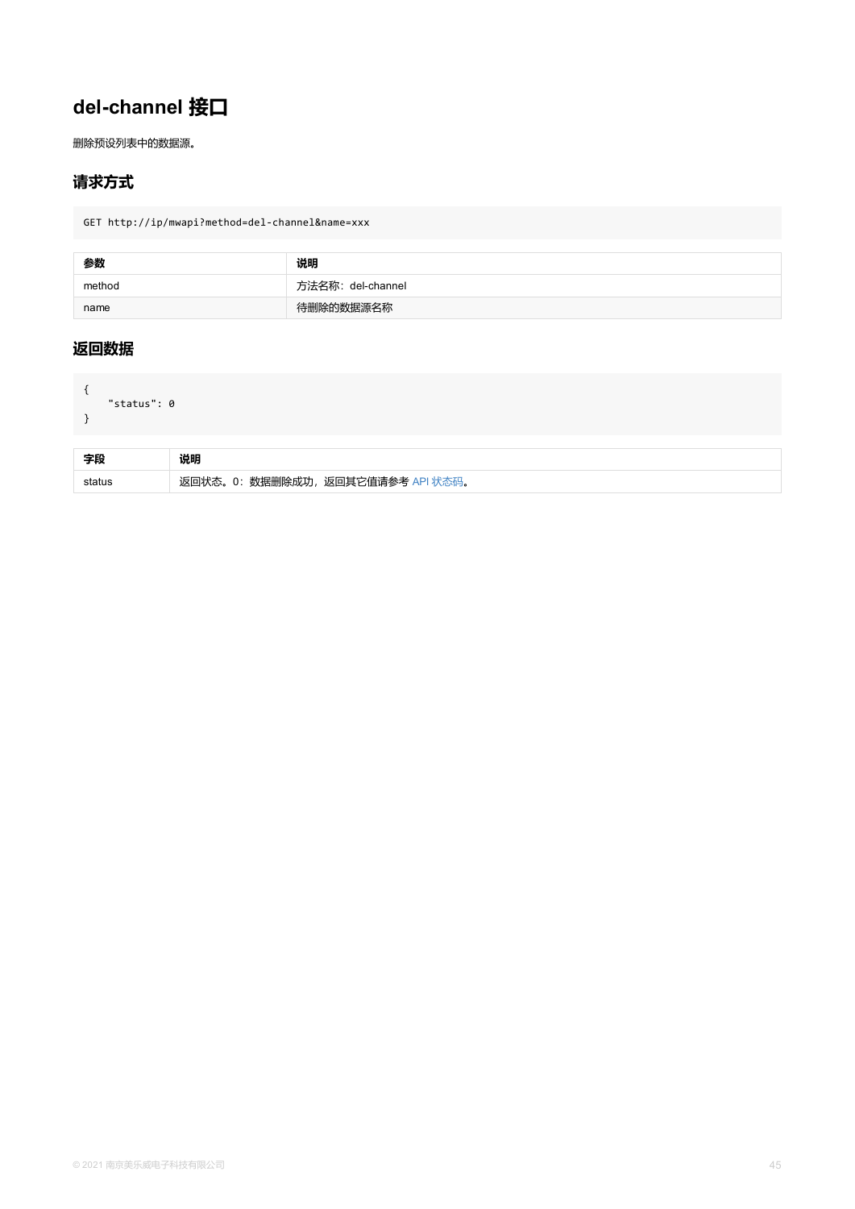# del-channel 接口

删除预设列表中的数据源。

## 请求方式

```
GET http://ip/mwapi?method=del-channel&name=xxx
```

| 参数 | 说明 |
| --- | --- |
| method | 方法名称：del-channel |
| name | 待删除的数据源名称 |

## 返回数据

```
{
    "status": 0
}
```

| 字段 | 说明 |
| --- | --- |
| status | 返回状态。0：数据删除成功，返回其它值请参考 API 状态码。 |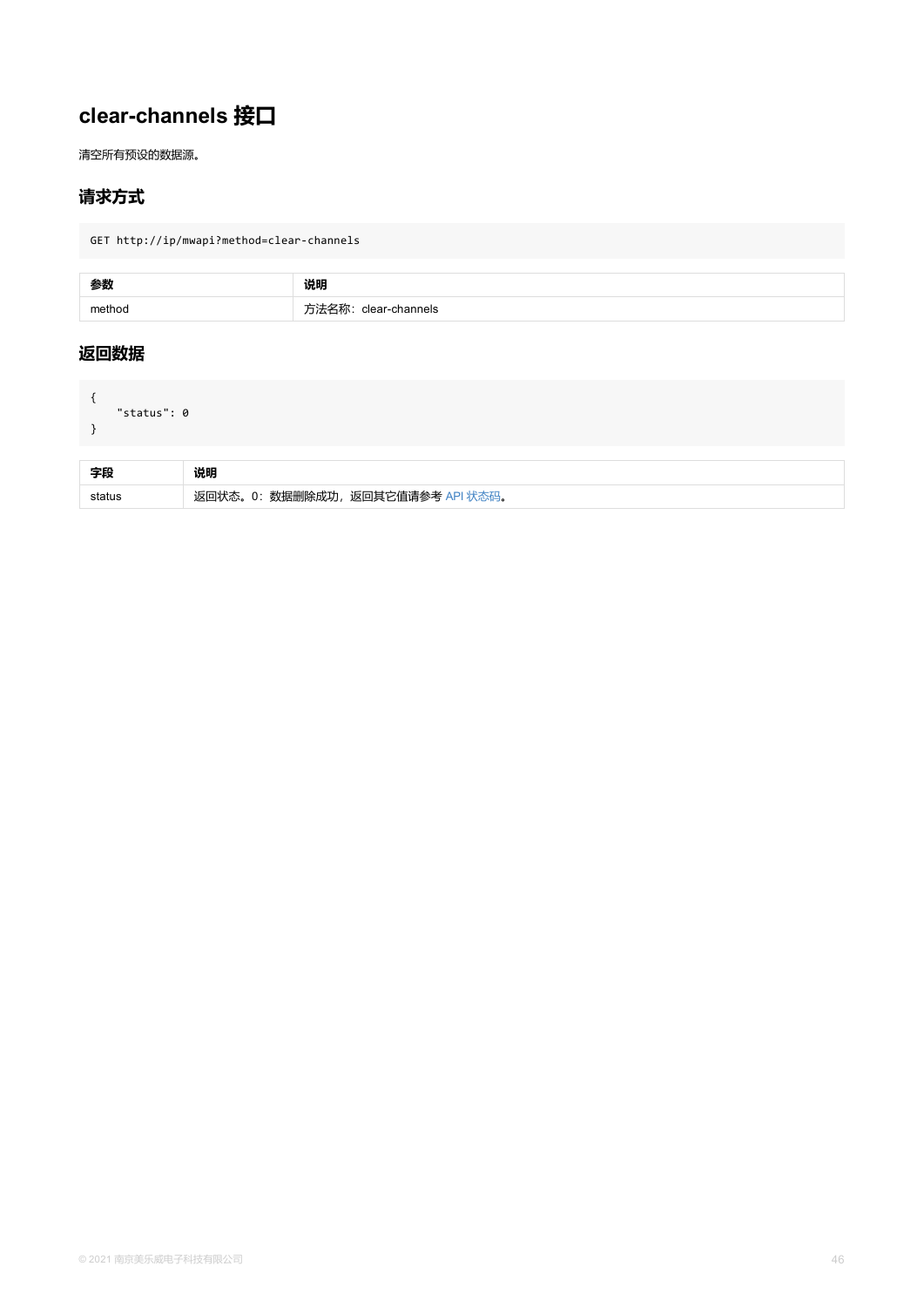# clear-channels 接口

清空所有预设的数据源。

## 请求方式

```
GET http://ip/mwapi?method=clear-channels
```

| 参数 | 说明 |
| --- | --- |
| method | 方法名称：clear-channels |

## 返回数据

```
{
    "status": 0
}
```

| 字段 | 说明 |
| --- | --- |
| status | 返回状态。0：数据删除成功，返回其它值请参考 API 状态码。 |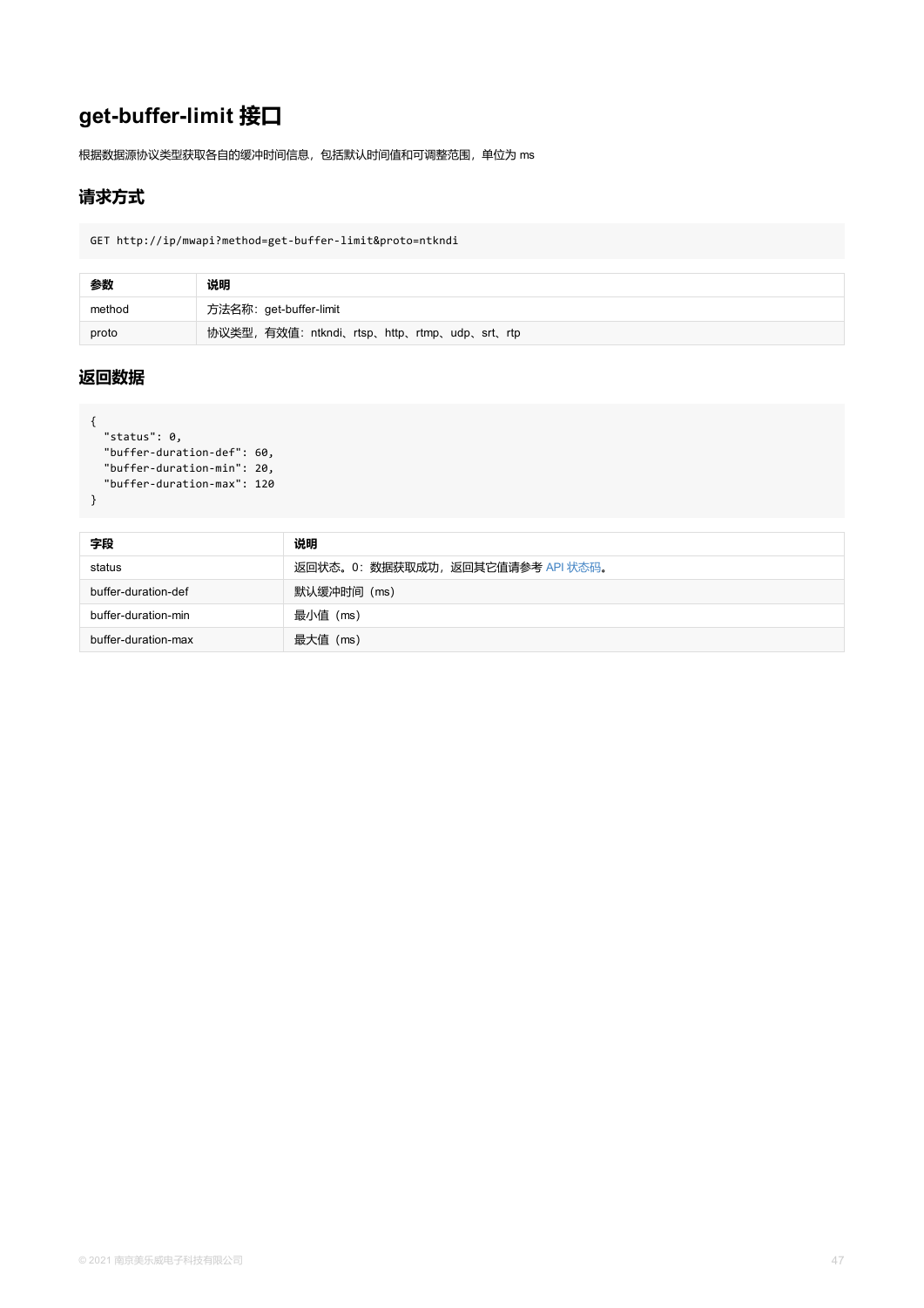## get-buffer-limit 接口

根据数据源协议类型获取各自的缓冲时间信息，包括默认时间值和可调整范围，单位为 ms

### 请求方式

```
GET http://ip/mwapi?method=get-buffer-limit&proto=ntkndi
```

| 参数 | 说明 |
| --- | --- |
| method | 方法名称：get-buffer-limit |
| proto | 协议类型，有效值：ntkndi、rtsp、http、rtmp、udp、srt、rtp |

### 返回数据

```
{
  "status": 0,
  "buffer-duration-def": 60,
  "buffer-duration-min": 20,
  "buffer-duration-max": 120
}
```

| 字段 | 说明 |
| --- | --- |
| status | 返回状态。0：数据获取成功，返回其它值请参考 API 状态码。 |
| buffer-duration-def | 默认缓冲时间（ms） |
| buffer-duration-min | 最小值（ms） |
| buffer-duration-max | 最大值（ms） |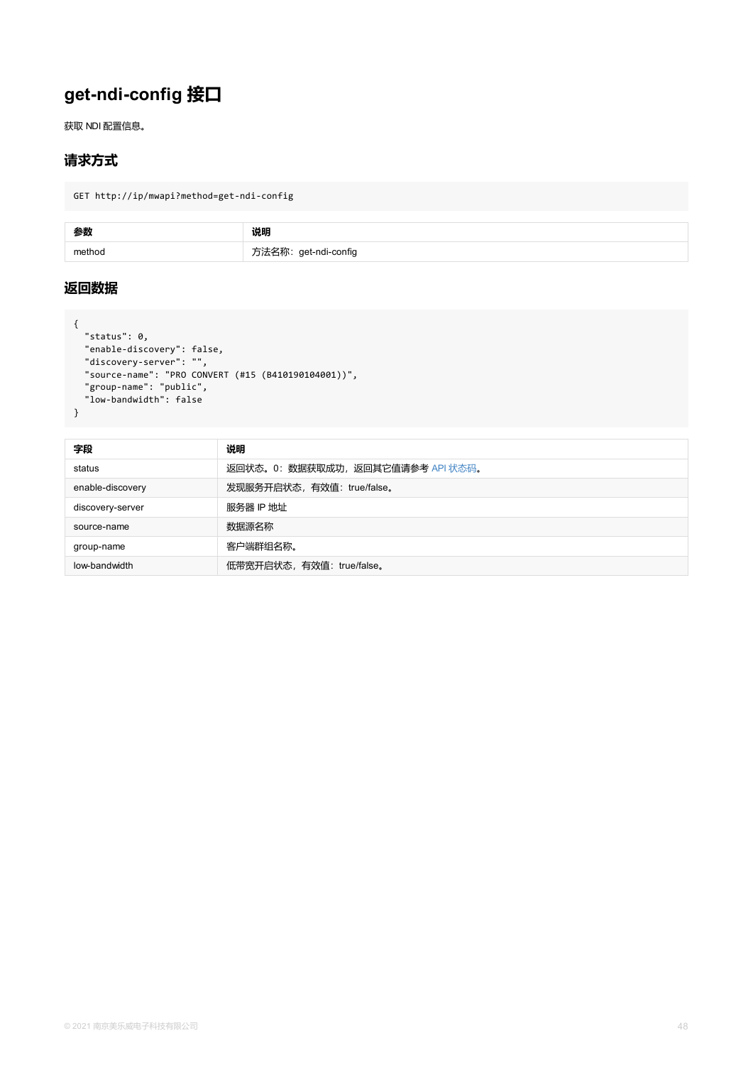# get-ndi-config 接口

获取 NDI 配置信息。

## 请求方式

```
GET http://ip/mwapi?method=get-ndi-config
```

| 参数 | 说明 |
| --- | --- |
| method | 方法名称：get-ndi-config |

## 返回数据

```
{
  "status": 0,
  "enable-discovery": false,
  "discovery-server": "",
  "source-name": "PRO CONVERT (#15 (B410190104001))",
  "group-name": "public",
  "low-bandwidth": false
}
```

| 字段 | 说明 |
| --- | --- |
| status | 返回状态。0：数据获取成功，返回其它值请参考 API 状态码。 |
| enable-discovery | 发现服务开启状态，有效值：true/false。 |
| discovery-server | 服务器 IP 地址 |
| source-name | 数据源名称 |
| group-name | 客户端群组名称。 |
| low-bandwidth | 低带宽开启状态，有效值：true/false。 |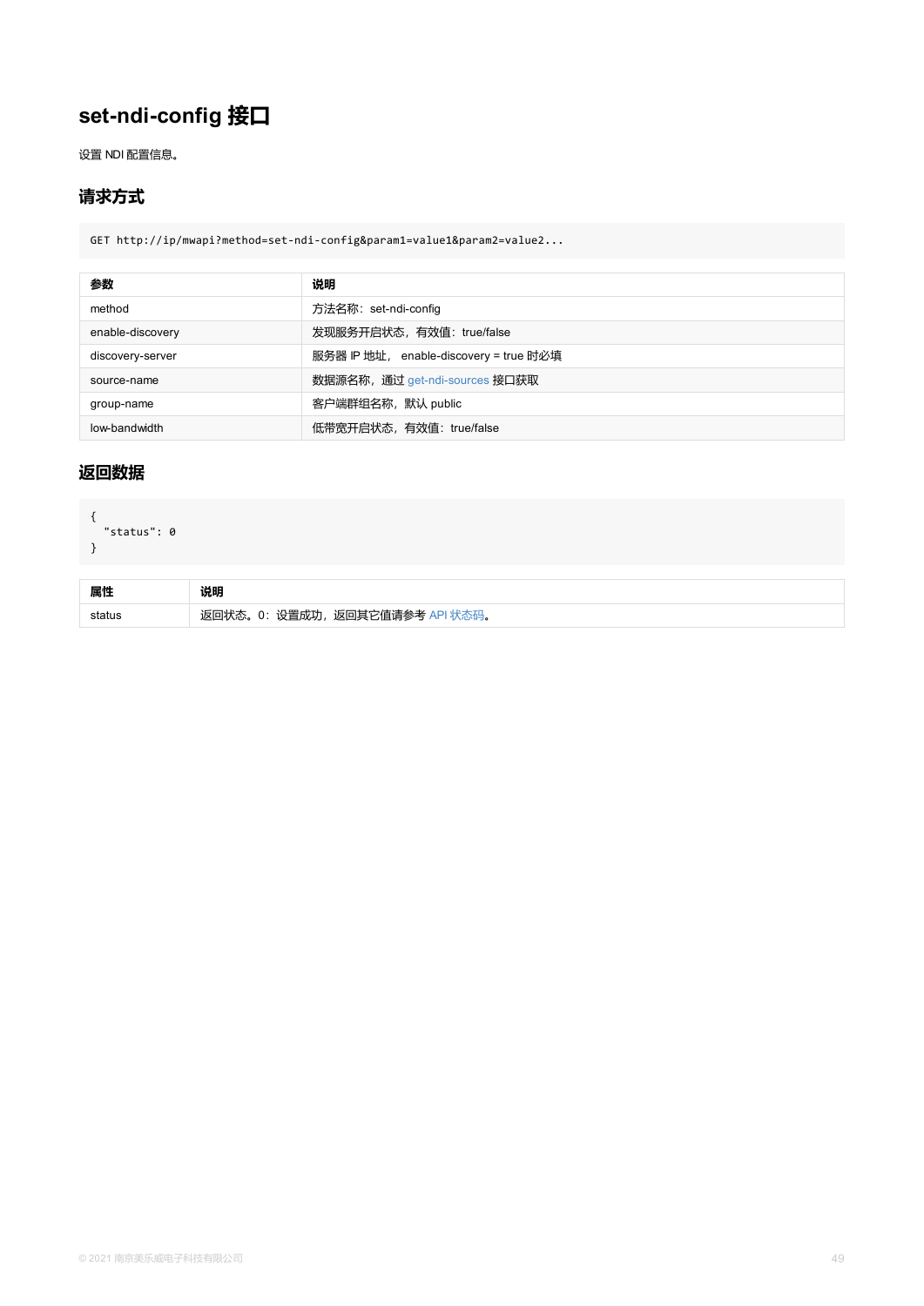# set-ndi-config 接口

设置 NDI 配置信息。

## 请求方式

```
GET http://ip/mwapi?method=set-ndi-config&param1=value1&param2=value2...
```

| 参数 | 说明 |
| --- | --- |
| method | 方法名称：set-ndi-config |
| enable-discovery | 发现服务开启状态，有效值：true/false |
| discovery-server | 服务器 IP 地址， enable-discovery = true 时必填 |
| source-name | 数据源名称，通过 get-ndi-sources 接口获取 |
| group-name | 客户端群组名称，默认 public |
| low-bandwidth | 低带宽开启状态，有效值：true/false |

## 返回数据

```
{
  "status": 0
}
```

| 属性 | 说明 |
| --- | --- |
| status | 返回状态。0：设置成功，返回其它值请参考 API 状态码。 |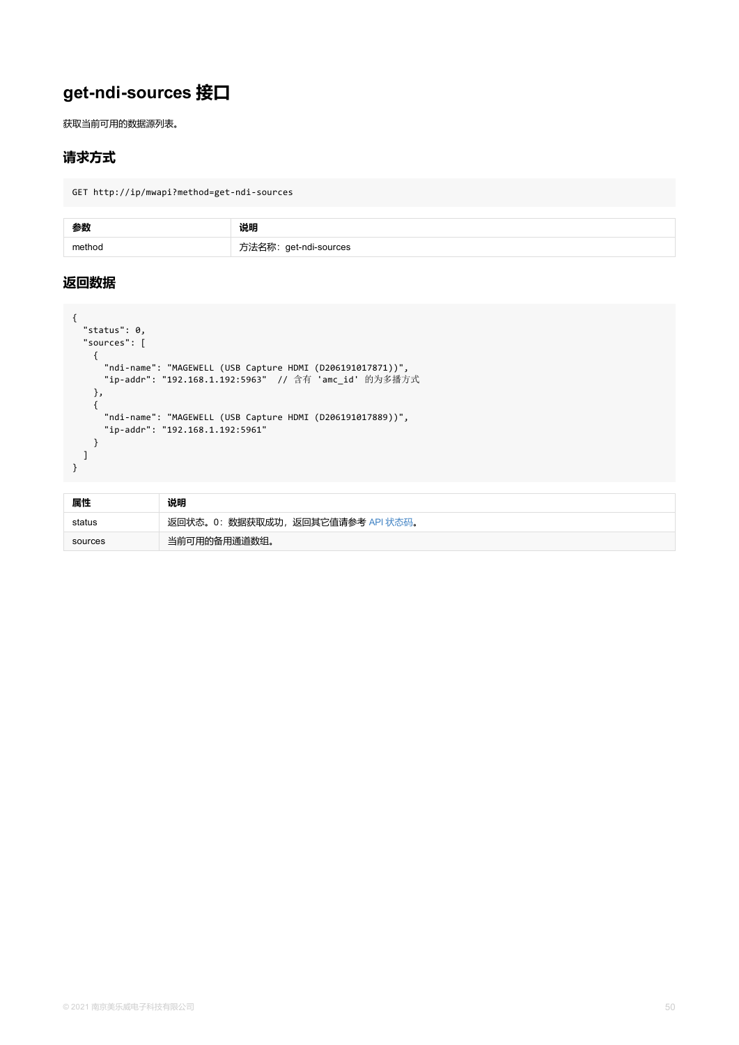# get-ndi-sources 接口

获取当前可用的数据源列表。

## 请求方式

```
GET http://ip/mwapi?method=get-ndi-sources
```

| 参数 | 说明 |
| --- | --- |
| method | 方法名称：get-ndi-sources |

## 返回数据

```
{
  "status": 0,
  "sources": [
    {
      "ndi-name": "MAGEWELL (USB Capture HDMI (D206191017871))",
      "ip-addr": "192.168.1.192:5963"  // 含有 'amc_id' 的为多播方式
    },
    {
      "ndi-name": "MAGEWELL (USB Capture HDMI (D206191017889))",
      "ip-addr": "192.168.1.192:5961"
    }
  ]
}
```

| 属性 | 说明 |
| --- | --- |
| status | 返回状态。0：数据获取成功，返回其它值请参考 API 状态码。 |
| sources | 当前可用的备用通道数组。 |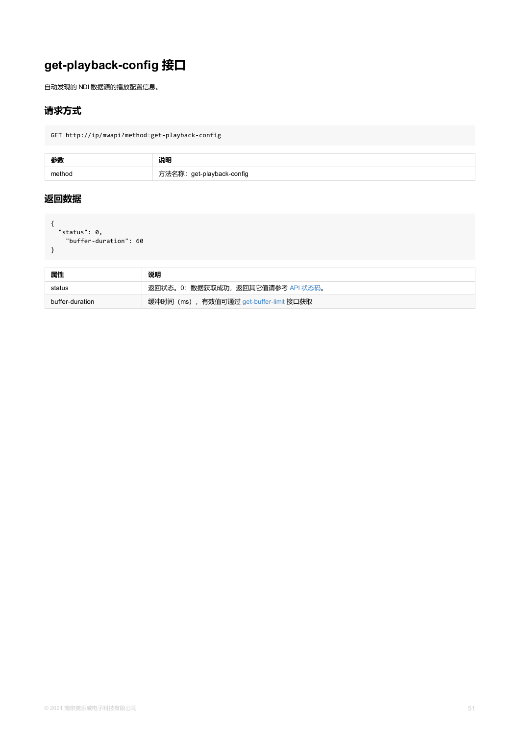# get-playback-config 接口

自动发现的 NDI 数据源的播放配置信息。

## 请求方式

```
GET http://ip/mwapi?method=get-playback-config
```

| 参数 | 说明 |
| --- | --- |
| method | 方法名称：get-playback-config |

## 返回数据

```
{
  "status": 0,
    "buffer-duration": 60
}
```

| 属性 | 说明 |
| --- | --- |
| status | 返回状态。0：数据获取成功，返回其它值请参考 API 状态码。 |
| buffer-duration | 缓冲时间（ms），有效值可通过 get-buffer-limit 接口获取 |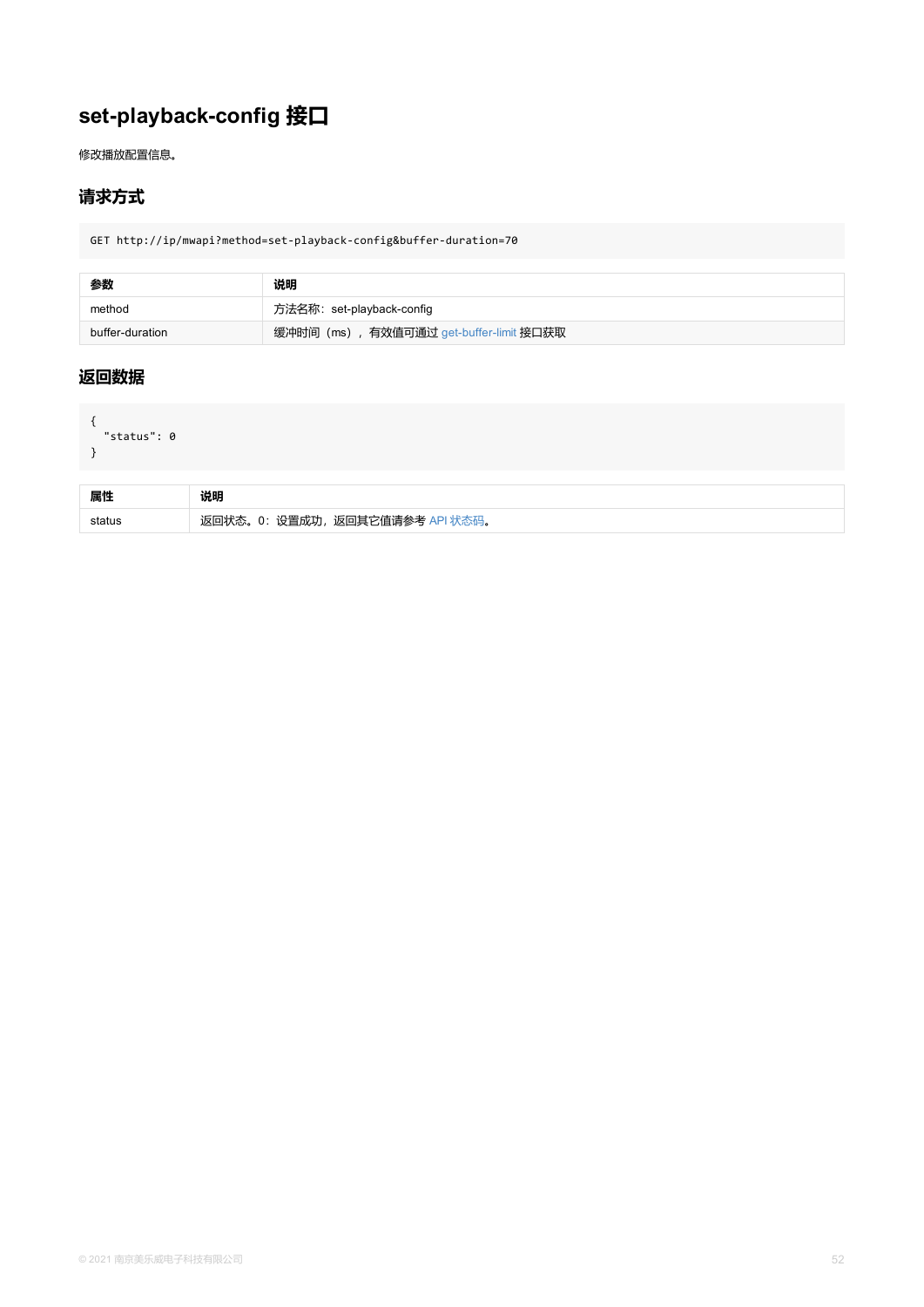## set-playback-config 接口

修改播放配置信息。

### 请求方式

```
GET http://ip/mwapi?method=set-playback-config&buffer-duration=70
```

| 参数 | 说明 |
| --- | --- |
| method | 方法名称：set-playback-config |
| buffer-duration | 缓冲时间（ms），有效值可通过 get-buffer-limit 接口获取 |

### 返回数据

```
{
  "status": 0
}
```

| 属性 | 说明 |
| --- | --- |
| status | 返回状态。0：设置成功，返回其它值请参考 API 状态码。 |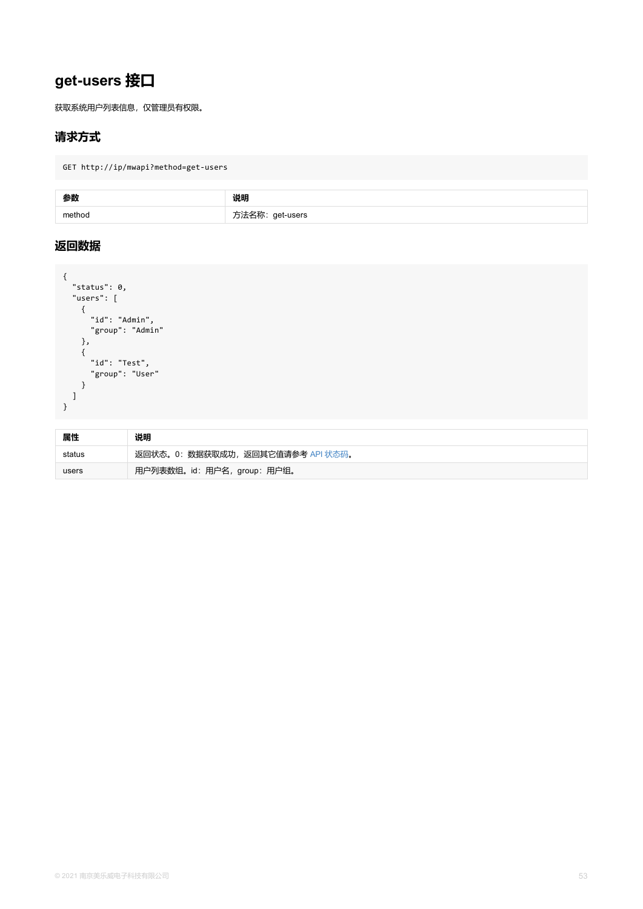# get-users 接口

获取系统用户列表信息，仅管理员有权限。

## 请求方式

```
GET http://ip/mwapi?method=get-users
```

| 参数 | 说明 |
| --- | --- |
| method | 方法名称：get-users |

## 返回数据

```
{
  "status": 0,
  "users": [
    {
      "id": "Admin",
      "group": "Admin"
    },
    {
      "id": "Test",
      "group": "User"
    }
  ]
}
```

| 属性 | 说明 |
| --- | --- |
| status | 返回状态。0：数据获取成功，返回其它值请参考 API 状态码。 |
| users | 用户列表数组。id：用户名，group：用户组。 |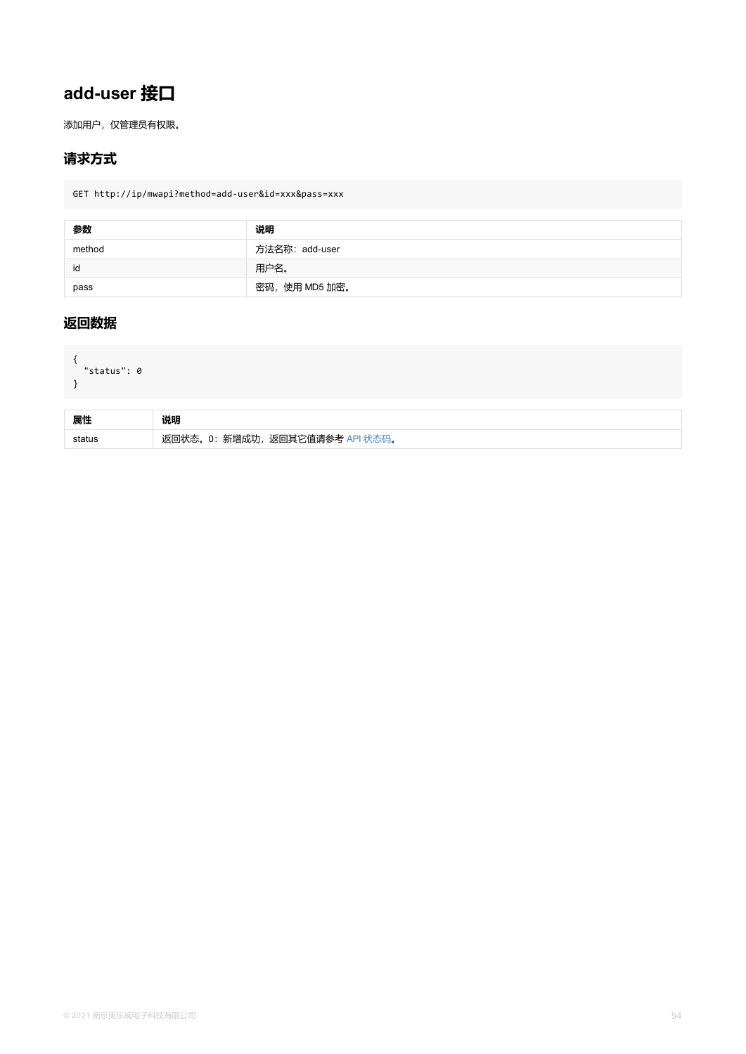# add-user 接口

添加用户，仅管理员有权限。

## 请求方式

```
GET http://ip/mwapi?method=add-user&id=xxx&pass=xxx
```

| 参数 | 说明 |
| --- | --- |
| method | 方法名称：add-user |
| id | 用户名。 |
| pass | 密码，使用 MD5 加密。 |

## 返回数据

```
{
  "status": 0
}
```

| 属性 | 说明 |
| --- | --- |
| status | 返回状态。0：新增成功，返回其它值请参考 API 状态码。 |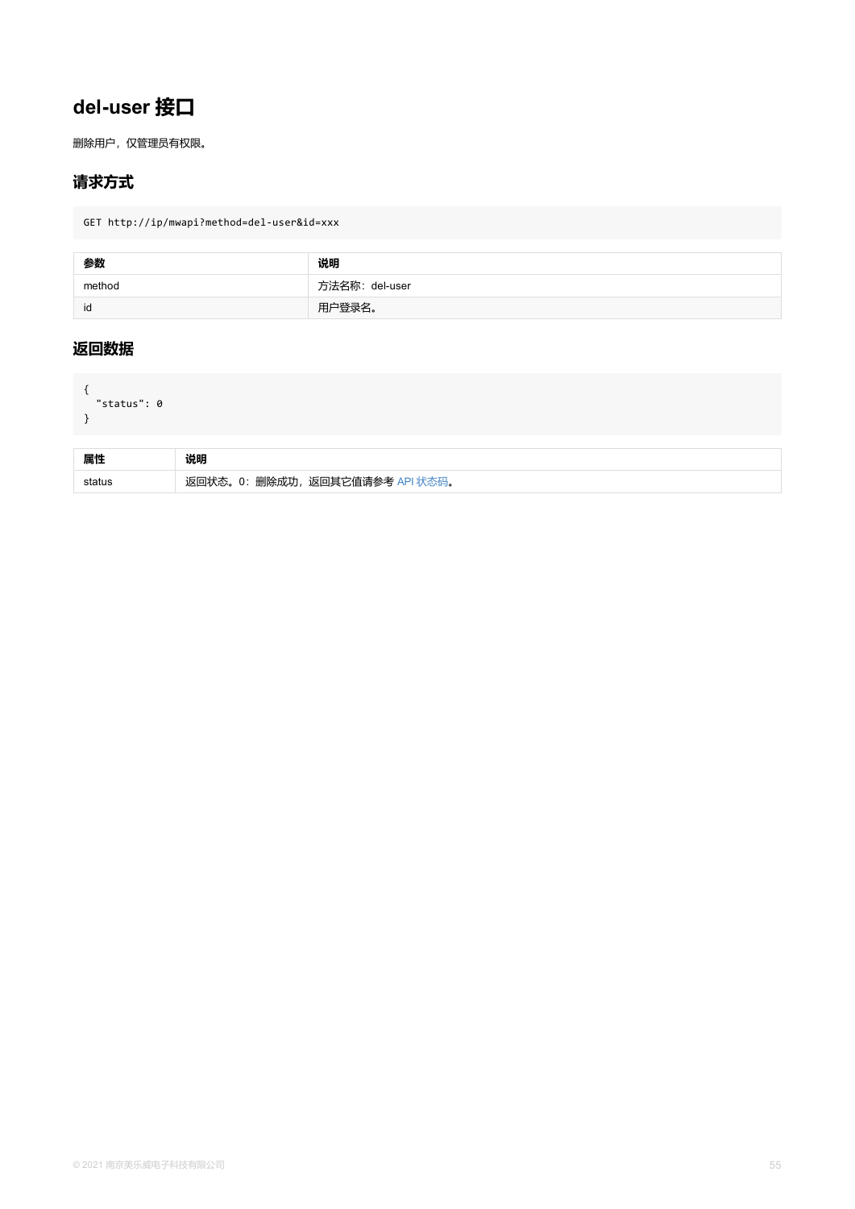# del-user 接口

删除用户，仅管理员有权限。

## 请求方式

```
GET http://ip/mwapi?method=del-user&id=xxx
```

| 参数 | 说明 |
| --- | --- |
| method | 方法名称：del-user |
| id | 用户登录名。 |

## 返回数据

```
{
  "status": 0
}
```

| 属性 | 说明 |
| --- | --- |
| status | 返回状态。0：删除成功，返回其它值请参考 API 状态码。 |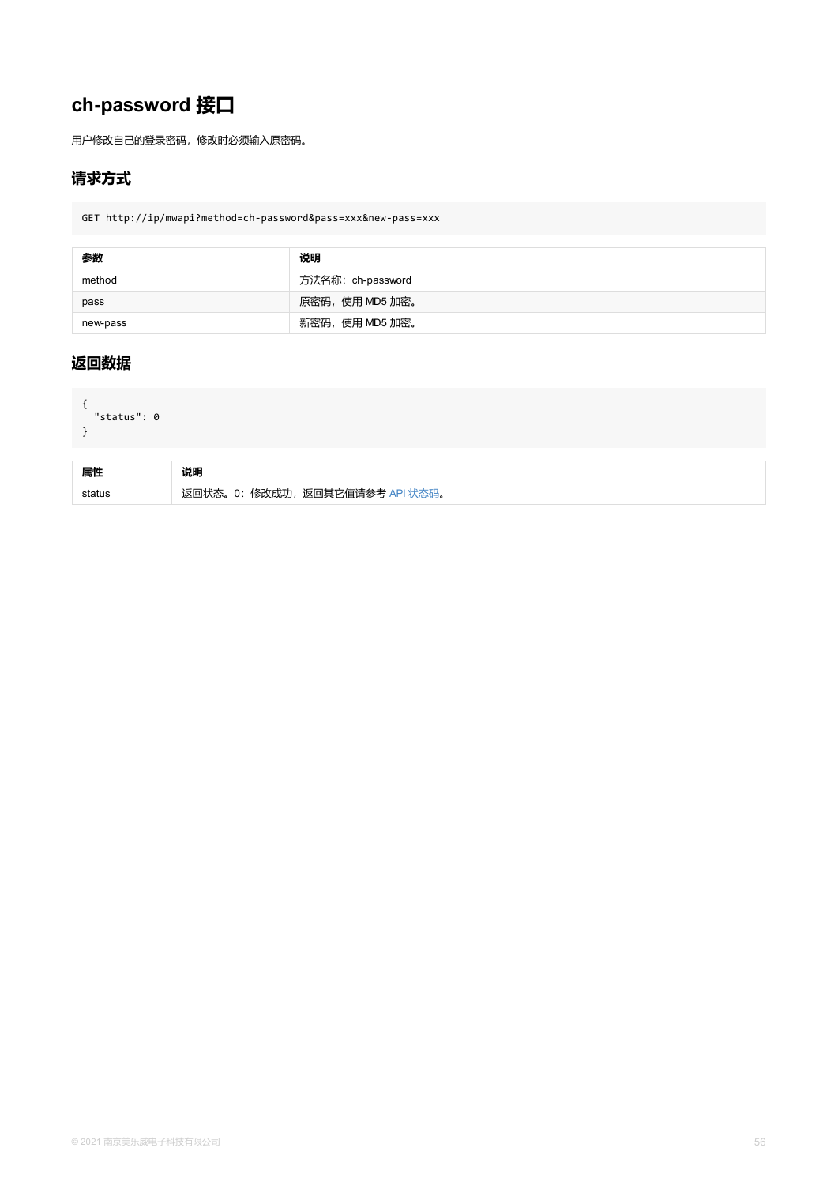# ch-password 接口

用户修改自己的登录密码，修改时必须输入原密码。

## 请求方式

```
GET http://ip/mwapi?method=ch-password&pass=xxx&new-pass=xxx
```

| 参数 | 说明 |
| --- | --- |
| method | 方法名称：ch-password |
| pass | 原密码，使用 MD5 加密。 |
| new-pass | 新密码，使用 MD5 加密。 |

## 返回数据

```
{
  "status": 0
}
```

| 属性 | 说明 |
| --- | --- |
| status | 返回状态。0：修改成功，返回其它值请参考 API 状态码。 |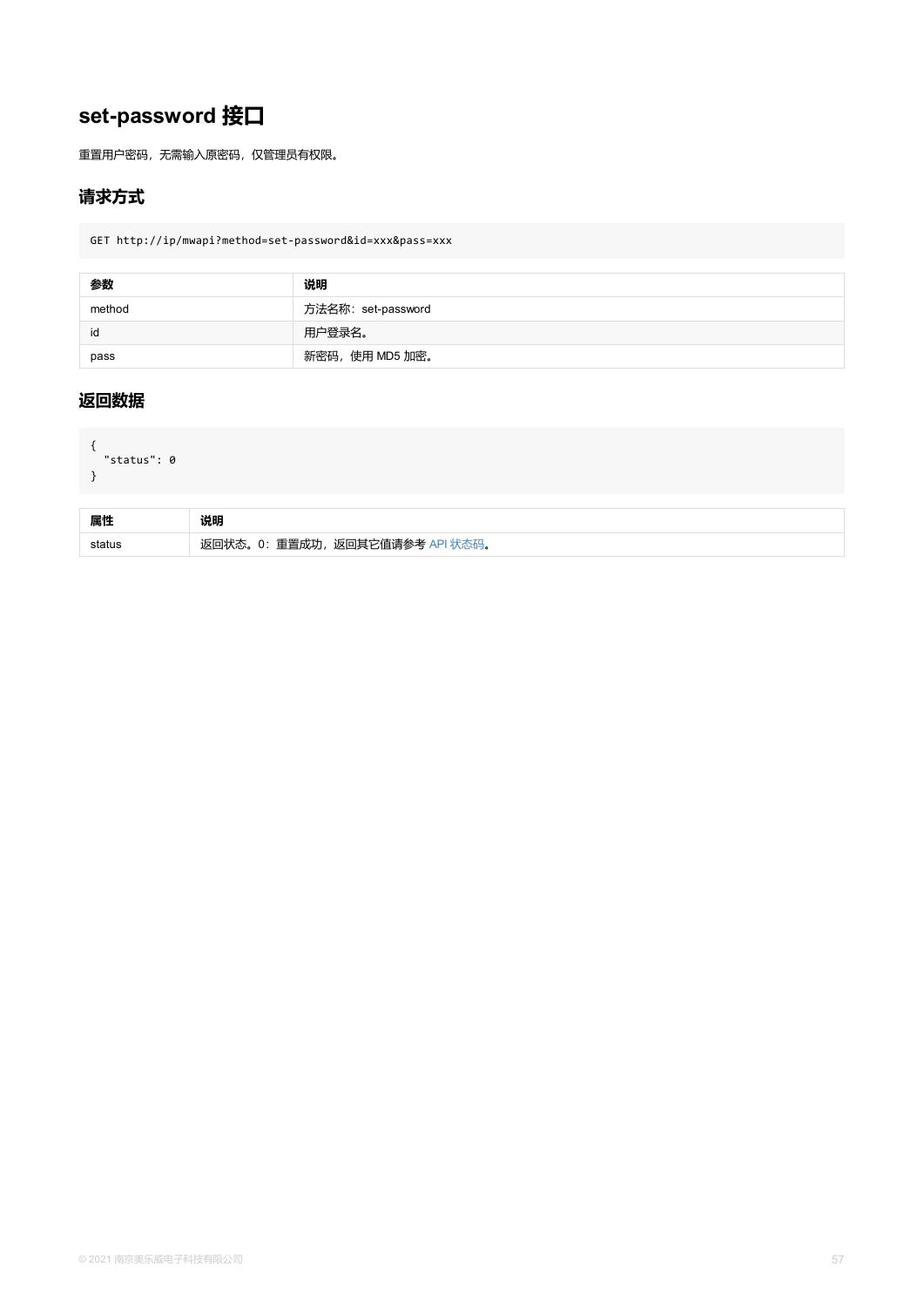# set-password 接口

重置用户密码，无需输入原密码，仅管理员有权限。

## 请求方式

```
GET http://ip/mwapi?method=set-password&id=xxx&pass=xxx
```

| 参数 | 说明 |
| --- | --- |
| method | 方法名称：set-password |
| id | 用户登录名。 |
| pass | 新密码，使用 MD5 加密。 |

## 返回数据

```
{
  "status": 0
}
```

| 属性 | 说明 |
| --- | --- |
| status | 返回状态。0：重置成功，返回其它值请参考 API 状态码。 |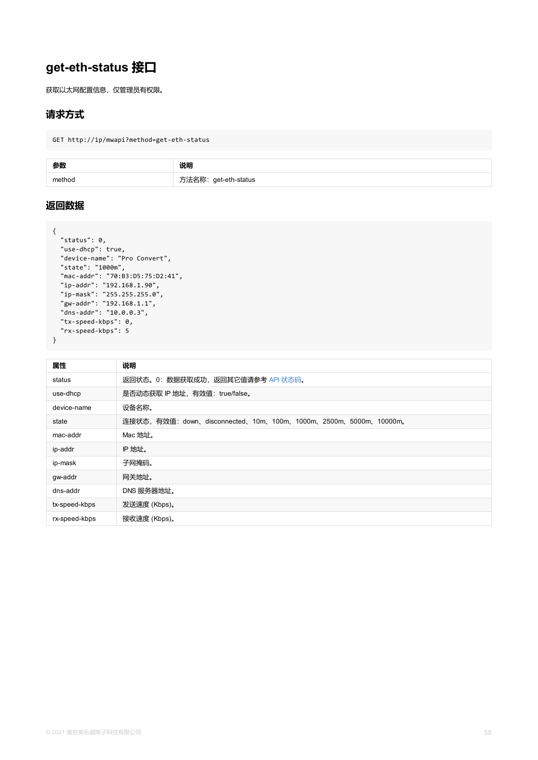# get-eth-status 接口

获取以太网配置信息，仅管理员有权限。

## 请求方式

```
GET http://ip/mwapi?method=get-eth-status
```

| 参数 | 说明 |
| --- | --- |
| method | 方法名称：get-eth-status |

## 返回数据

```
{
  "status": 0,
  "use-dhcp": true,
  "device-name": "Pro Convert",
  "state": "1000m",
  "mac-addr": "70:B3:D5:75:D2:41",
  "ip-addr": "192.168.1.90",
  "ip-mask": "255.255.255.0",
  "gw-addr": "192.168.1.1",
  "dns-addr": "10.0.0.3",
  "tx-speed-kbps": 0,
  "rx-speed-kbps": 5
}
```

| 属性 | 说明 |
| --- | --- |
| status | 返回状态。0：数据获取成功，返回其它值请参考 API 状态码。 |
| use-dhcp | 是否动态获取 IP 地址，有效值：true/false。 |
| device-name | 设备名称。 |
| state | 连接状态，有效值：down、disconnected、10m、100m、1000m、2500m、5000m、10000m。 |
| mac-addr | Mac 地址。 |
| ip-addr | IP 地址。 |
| ip-mask | 子网掩码。 |
| gw-addr | 网关地址。 |
| dns-addr | DNS 服务器地址。 |
| tx-speed-kbps | 发送速度 (Kbps)。 |
| rx-speed-kbps | 接收速度 (Kbps)。 |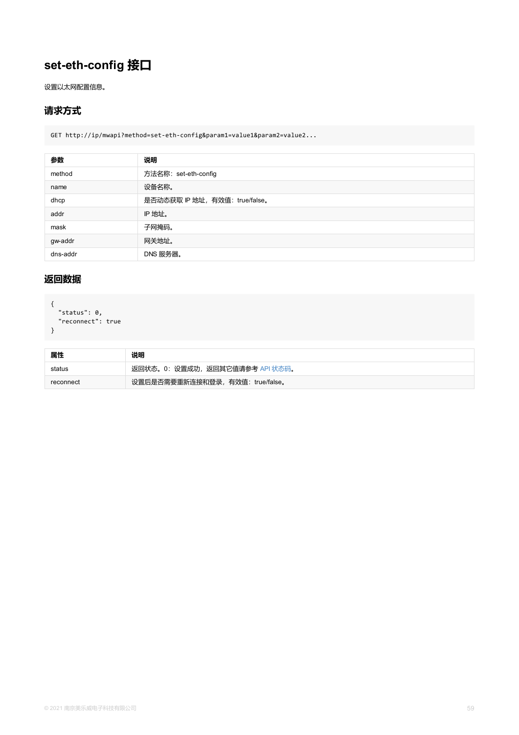# set-eth-config 接口

设置以太网配置信息。

## 请求方式

```
GET http://ip/mwapi?method=set-eth-config&param1=value1&param2=value2...
```

| 参数 | 说明 |
| --- | --- |
| method | 方法名称：set-eth-config |
| name | 设备名称。 |
| dhcp | 是否动态获取 IP 地址，有效值：true/false。 |
| addr | IP 地址。 |
| mask | 子网掩码。 |
| gw-addr | 网关地址。 |
| dns-addr | DNS 服务器。 |

## 返回数据

```
{
  "status": 0,
  "reconnect": true
}
```

| 属性 | 说明 |
| --- | --- |
| status | 返回状态。0：设置成功，返回其它值请参考 API 状态码。 |
| reconnect | 设置后是否需要重新连接和登录，有效值：true/false。 |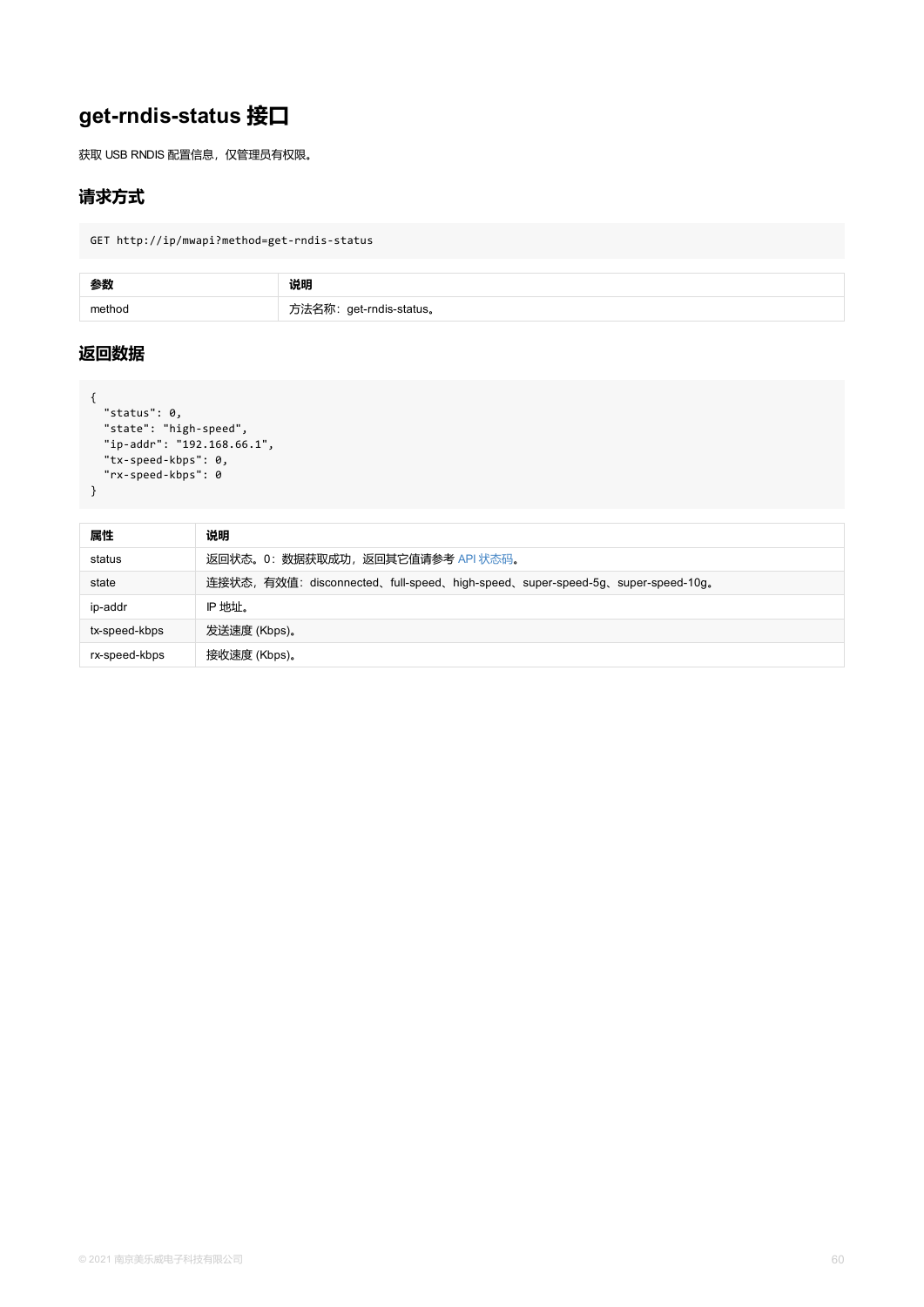# get-rndis-status 接口

获取 USB RNDIS 配置信息，仅管理员有权限。

## 请求方式

```
GET http://ip/mwapi?method=get-rndis-status
```

| 参数 | 说明 |
| --- | --- |
| method | 方法名称：get-rndis-status。 |

## 返回数据

```
{
  "status": 0,
  "state": "high-speed",
  "ip-addr": "192.168.66.1",
  "tx-speed-kbps": 0,
  "rx-speed-kbps": 0
}
```

| 属性 | 说明 |
| --- | --- |
| status | 返回状态。0：数据获取成功，返回其它值请参考 API 状态码。 |
| state | 连接状态，有效值：disconnected、full-speed、high-speed、super-speed-5g、super-speed-10g。 |
| ip-addr | IP 地址。 |
| tx-speed-kbps | 发送速度 (Kbps)。 |
| rx-speed-kbps | 接收速度 (Kbps)。 |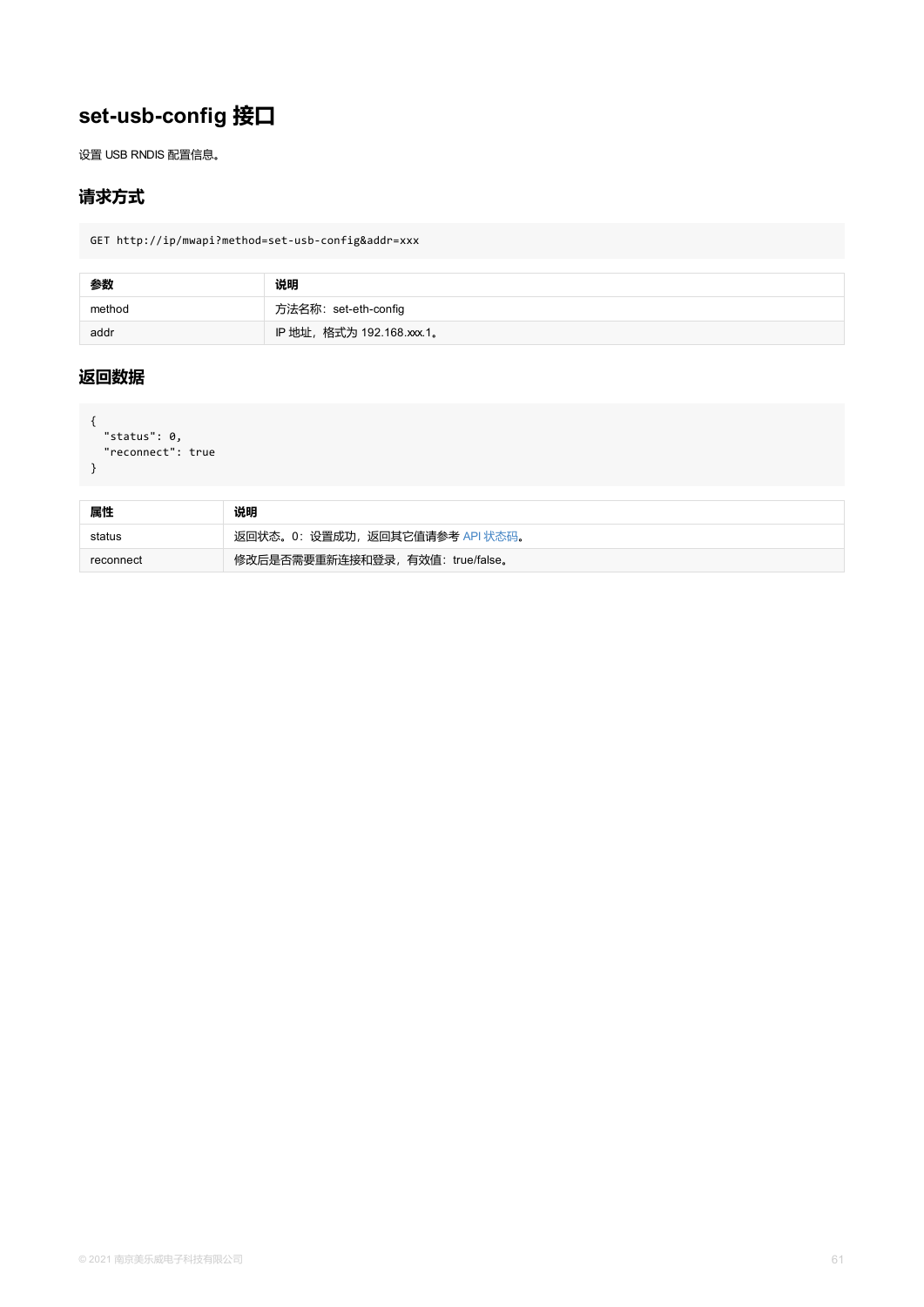# set-usb-config 接口

设置 USB RNDIS 配置信息。

## 请求方式

```
GET http://ip/mwapi?method=set-usb-config&addr=xxx
```

| 参数 | 说明 |
| --- | --- |
| method | 方法名称：set-eth-config |
| addr | IP 地址，格式为 192.168.xxx.1。 |

## 返回数据

```
{
  "status": 0,
  "reconnect": true
}
```

| 属性 | 说明 |
| --- | --- |
| status | 返回状态。0：设置成功，返回其它值请参考 API 状态码。 |
| reconnect | 修改后是否需要重新连接和登录，有效值：true/false。 |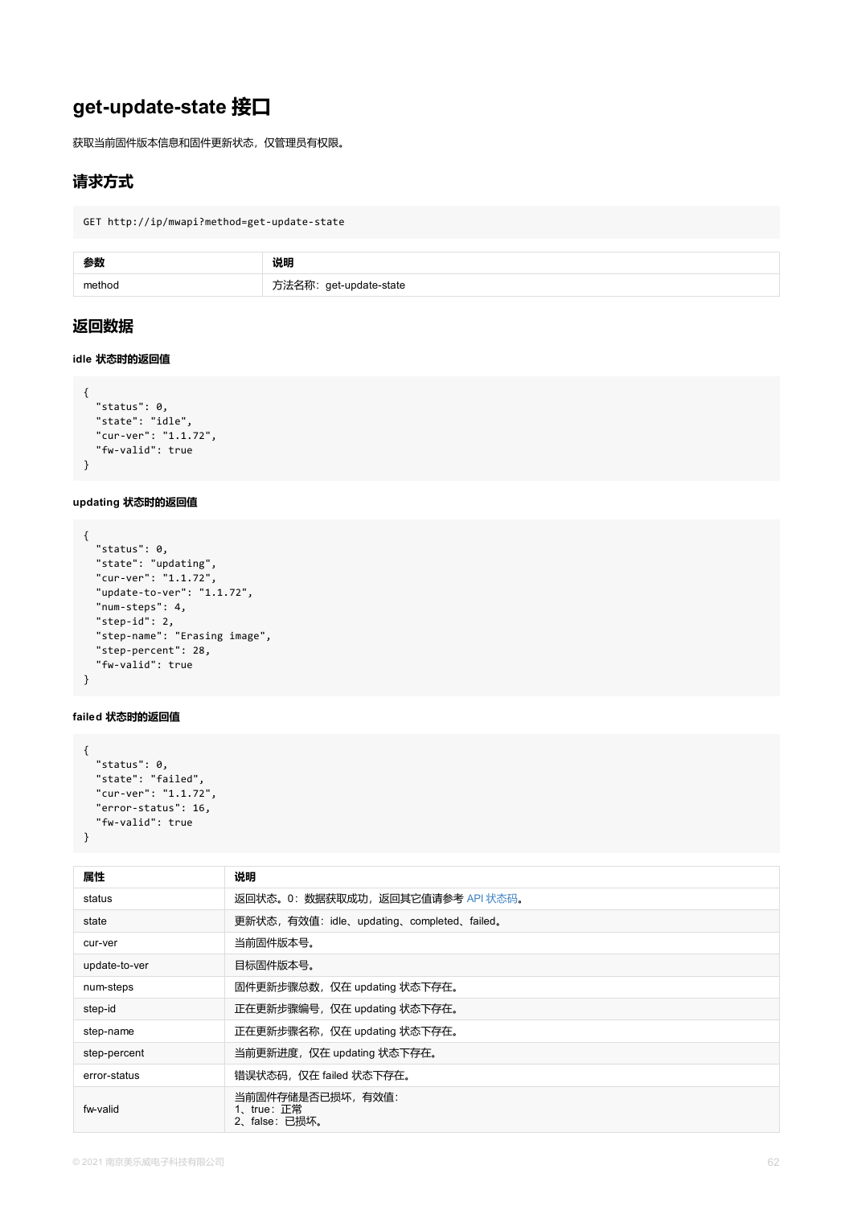# get-update-state 接口

获取当前固件版本信息和固件更新状态，仅管理员有权限。

## 请求方式

```
GET http://ip/mwapi?method=get-update-state
```

| 参数 | 说明 |
| --- | --- |
| method | 方法名称：get-update-state |

## 返回数据

#### idle 状态时的返回值

```
{
  "status": 0,
  "state": "idle",
  "cur-ver": "1.1.72",
  "fw-valid": true
}
```

#### updating 状态时的返回值

```
{
  "status": 0,
  "state": "updating",
  "cur-ver": "1.1.72",
  "update-to-ver": "1.1.72",
  "num-steps": 4,
  "step-id": 2,
  "step-name": "Erasing image",
  "step-percent": 28,
  "fw-valid": true
}
```

#### failed 状态时的返回值

```
{
  "status": 0,
  "state": "failed",
  "cur-ver": "1.1.72",
  "error-status": 16,
  "fw-valid": true
}
```

| 属性 | 说明 |
| --- | --- |
| status | 返回状态。0：数据获取成功，返回其它值请参考 API 状态码。 |
| state | 更新状态，有效值：idle、updating、completed、failed。 |
| cur-ver | 当前固件版本号。 |
| update-to-ver | 目标固件版本号。 |
| num-steps | 固件更新步骤总数，仅在 updating 状态下存在。 |
| step-id | 正在更新步骤编号，仅在 updating 状态下存在。 |
| step-name | 正在更新步骤名称，仅在 updating 状态下存在。 |
| step-percent | 当前更新进度，仅在 updating 状态下存在。 |
| error-status | 错误状态码，仅在 failed 状态下存在。 |
| fw-valid | 当前固件存储是否已损坏，有效值：<br>1、true：正常<br>2、false：已损坏。 |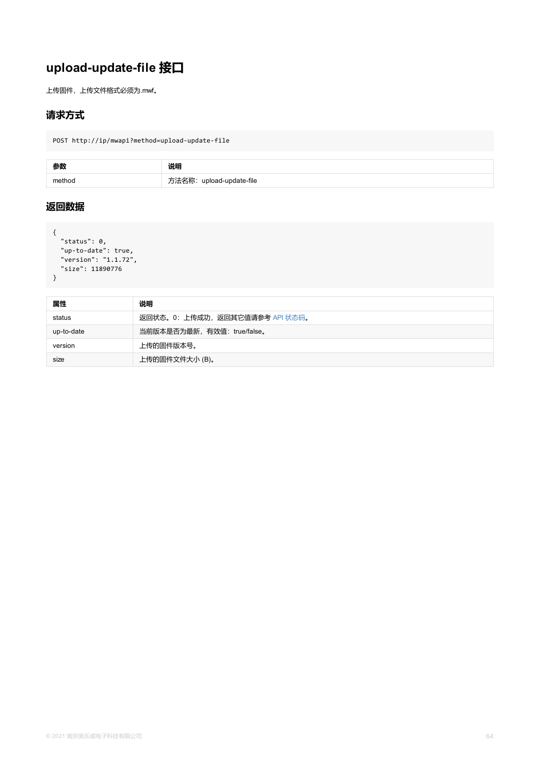# upload-update-file 接口

上传固件，上传文件格式必须为.mwf。

## 请求方式

```
POST http://ip/mwapi?method=upload-update-file
```

| 参数 | 说明 |
| --- | --- |
| method | 方法名称：upload-update-file |

## 返回数据

```
{
  "status": 0,
  "up-to-date": true,
  "version": "1.1.72",
  "size": 11890776
}
```

| 属性 | 说明 |
| --- | --- |
| status | 返回状态。0：上传成功，返回其它值请参考 API 状态码。 |
| up-to-date | 当前版本是否为最新，有效值：true/false。 |
| version | 上传的固件版本号。 |
| size | 上传的固件文件大小 (B)。 |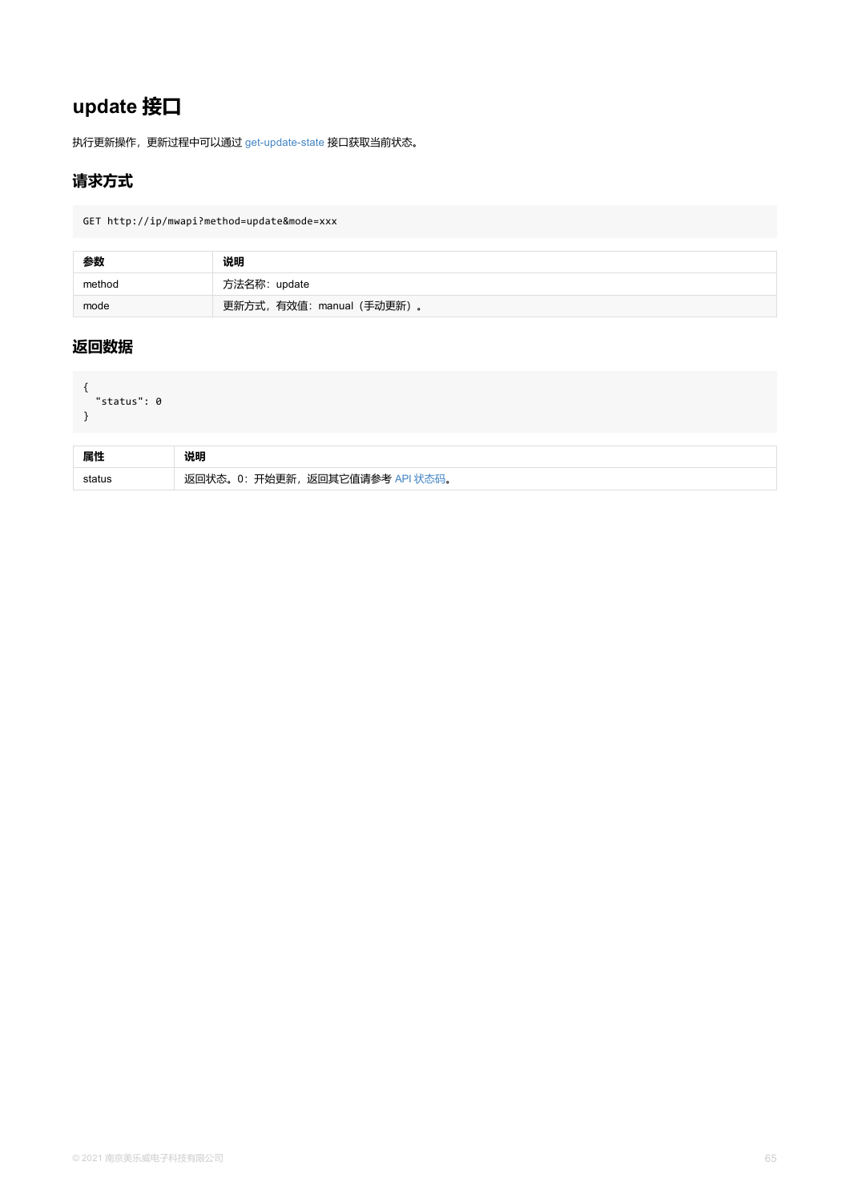# update 接口

执行更新操作，更新过程中可以通过 get-update-state 接口获取当前状态。

## 请求方式

```
GET http://ip/mwapi?method=update&mode=xxx
```

| 参数 | 说明 |
| --- | --- |
| method | 方法名称：update |
| mode | 更新方式，有效值：manual（手动更新）。 |

## 返回数据

```
{
  "status": 0
}
```

| 属性 | 说明 |
| --- | --- |
| status | 返回状态。0：开始更新，返回其它值请参考 API 状态码。 |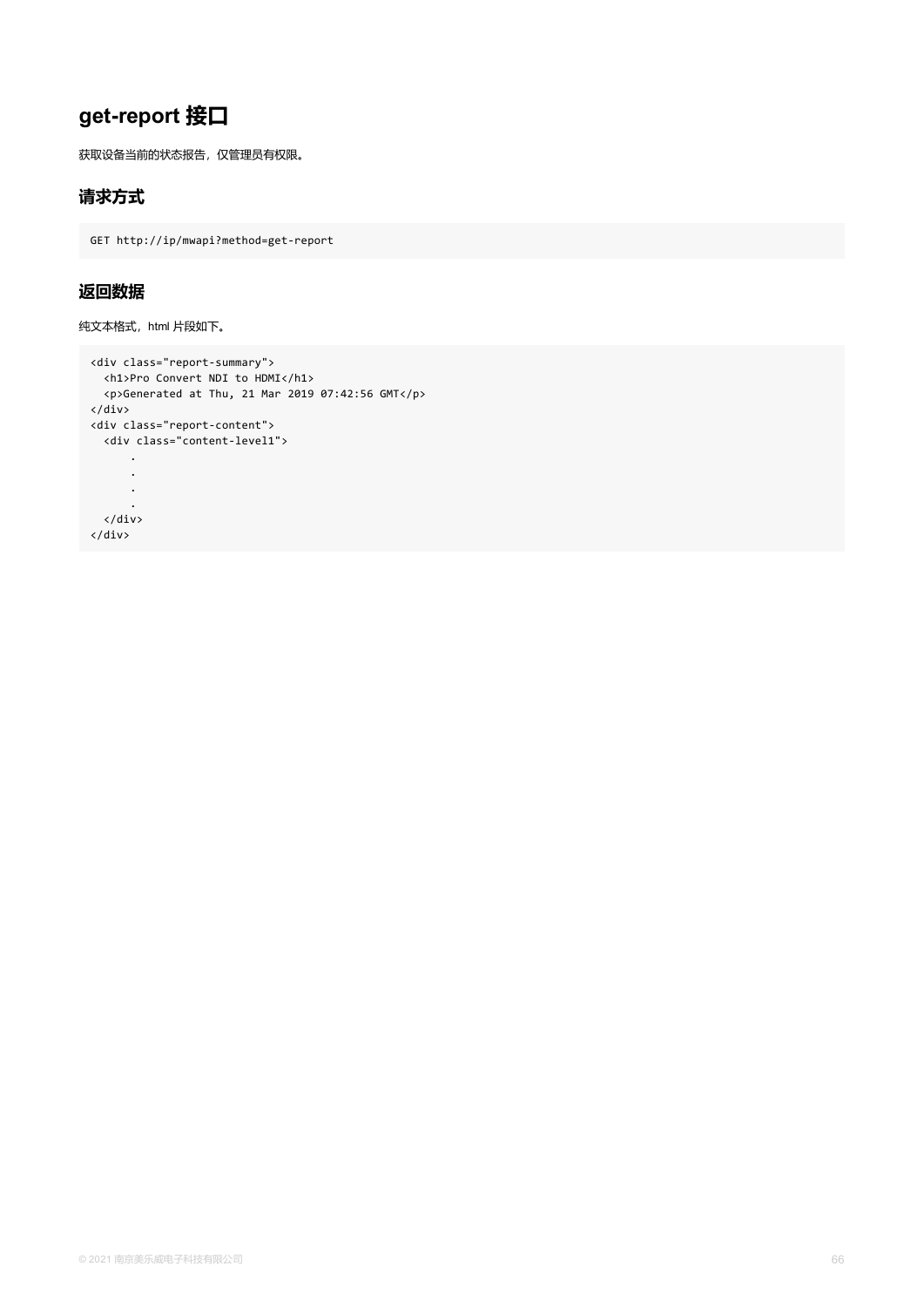# get-report 接口

获取设备当前的状态报告，仅管理员有权限。

## 请求方式

```
GET http://ip/mwapi?method=get-report
```

## 返回数据

纯文本格式，html 片段如下。

```
<div class="report-summary">
  <h1>Pro Convert NDI to HDMI</h1>
  <p>Generated at Thu, 21 Mar 2019 07:42:56 GMT</p>
</div>
<div class="report-content">
  <div class="content-level1">
      .
      .
      .
      .
  </div>
</div>
```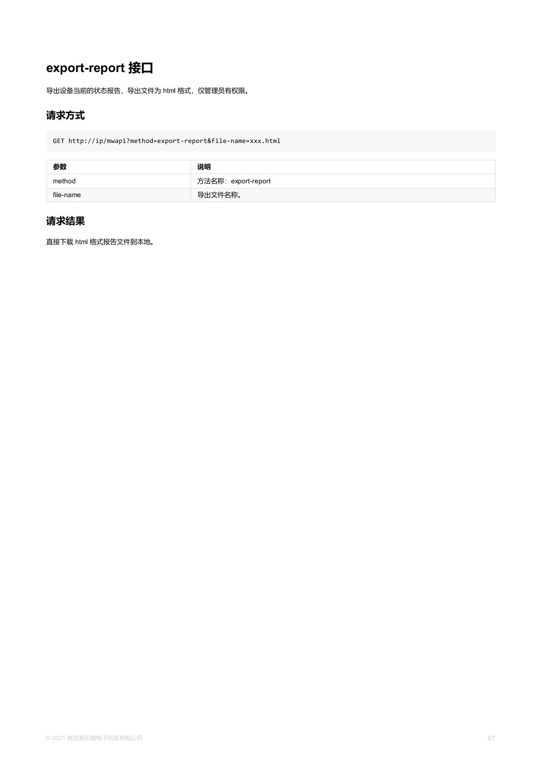# export-report 接口

导出设备当前的状态报告，导出文件为 html 格式，仅管理员有权限。

## 请求方式

```
GET http://ip/mwapi?method=export-report&file-name=xxx.html
```

| 参数 | 说明 |
| --- | --- |
| method | 方法名称：export-report |
| file-name | 导出文件名称。 |

## 请求结果

直接下载 html 格式报告文件到本地。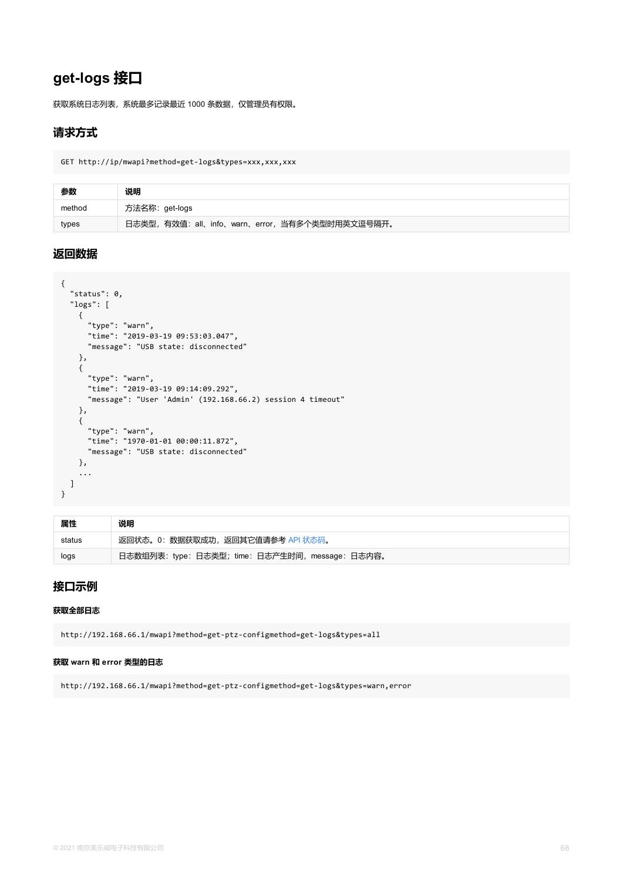# get-logs 接口

获取系统日志列表，系统最多记录最近 1000 条数据，仅管理员有权限。

## 请求方式

```
GET http://ip/mwapi?method=get-logs&types=xxx,xxx,xxx
```

| 参数 | 说明 |
| --- | --- |
| method | 方法名称：get-logs |
| types | 日志类型，有效值：all、info、warn、error，当有多个类型时用英文逗号隔开。 |

## 返回数据

```
{
  "status": 0,
  "logs": [
    {
      "type": "warn",
      "time": "2019-03-19 09:53:03.047",
      "message": "USB state: disconnected"
    },
    {
      "type": "warn",
      "time": "2019-03-19 09:14:09.292",
      "message": "User 'Admin' (192.168.66.2) session 4 timeout"
    },
    {
      "type": "warn",
      "time": "1970-01-01 00:00:11.872",
      "message": "USB state: disconnected"
    },
    ...
  ]
}
```

| 属性 | 说明 |
| --- | --- |
| status | 返回状态。0：数据获取成功，返回其它值请参考 API 状态码。 |
| logs | 日志数组列表：type：日志类型；time：日志产生时间，message：日志内容。 |

## 接口示例

**获取全部日志**

```
http://192.168.66.1/mwapi?method=get-ptz-configmethod=get-logs&types=all
```

**获取 warn 和 error 类型的日志**

```
http://192.168.66.1/mwapi?method=get-ptz-configmethod=get-logs&types=warn,error
```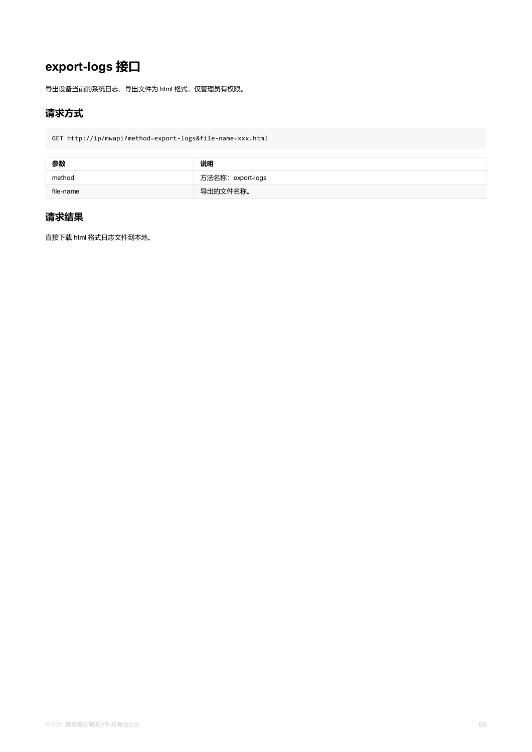# export-logs 接口

导出设备当前的系统日志，导出文件为 html 格式，仅管理员有权限。

## 请求方式

```
GET http://ip/mwapi?method=export-logs&file-name=xxx.html
```

| 参数 | 说明 |
| --- | --- |
| method | 方法名称：export-logs |
| file-name | 导出的文件名称。 |

## 请求结果

直接下载 html 格式日志文件到本地。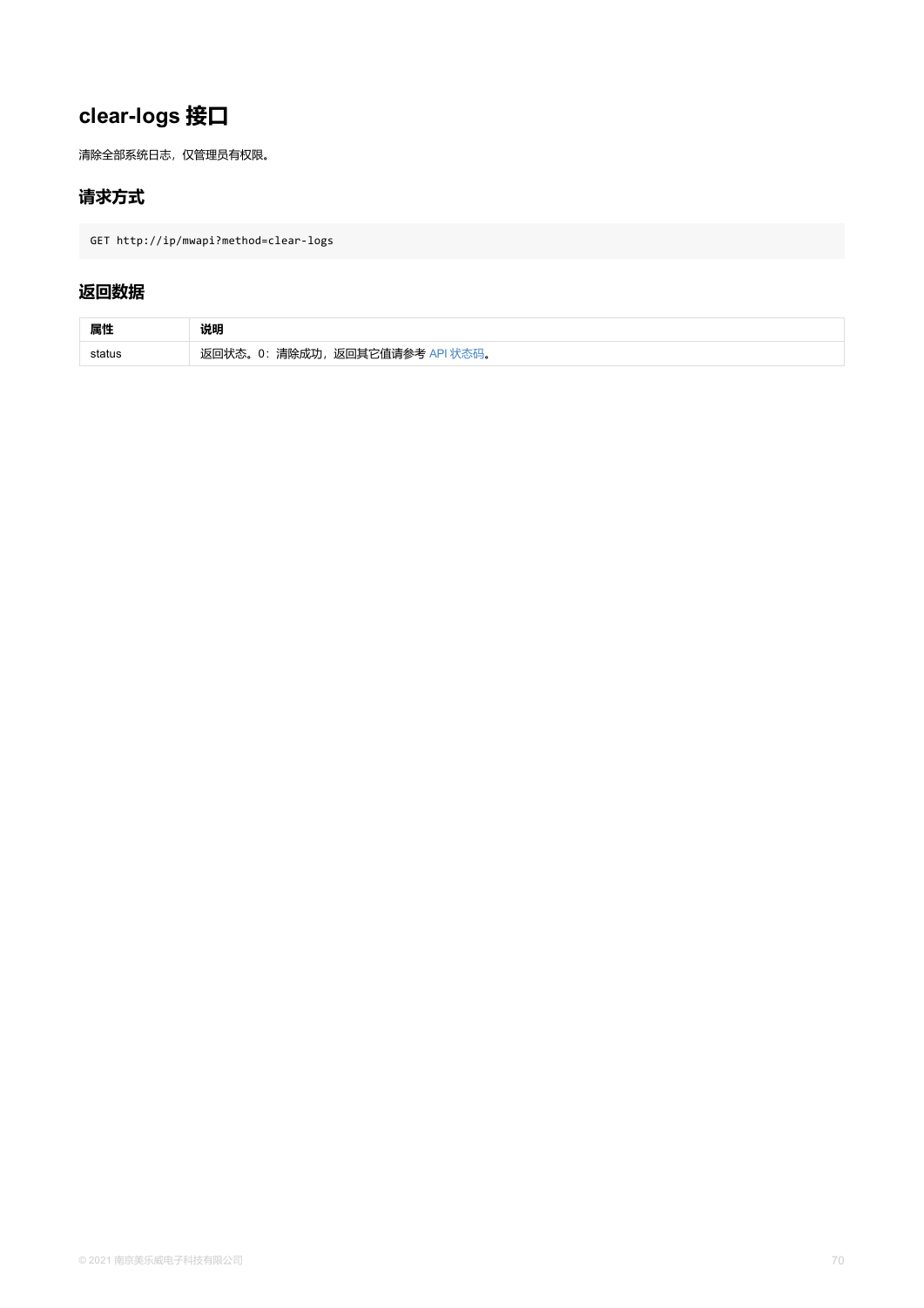# clear-logs 接口

清除全部系统日志，仅管理员有权限。

## 请求方式

```
GET http://ip/mwapi?method=clear-logs
```

## 返回数据

| 属性 | 说明 |
| --- | --- |
| status | 返回状态。0：清除成功，返回其它值请参考 API 状态码。 |